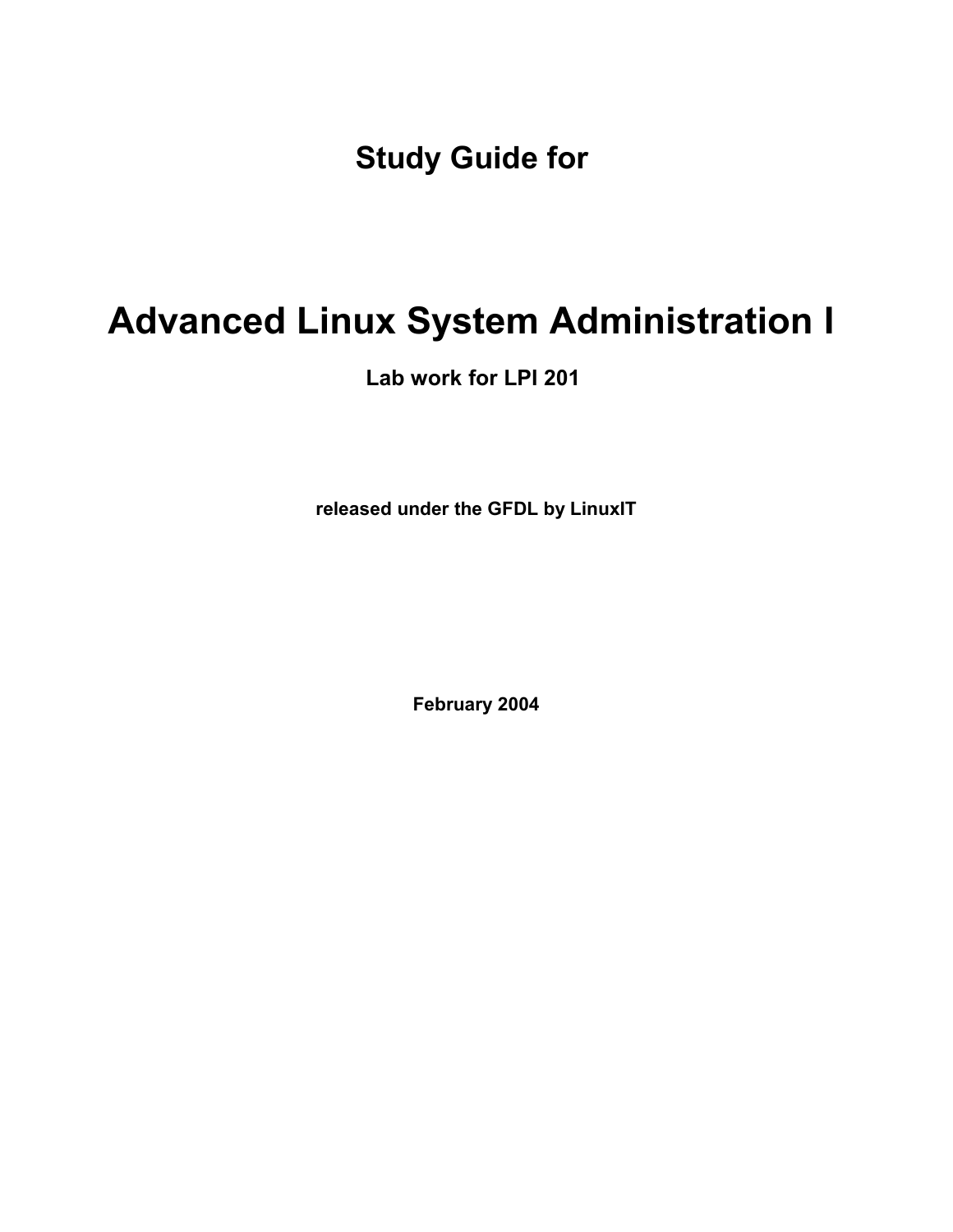## Study Guide for

# Advanced Linux System Administration I

### Lab work for LPI 201

**released under the GFDL by LinuxIT**

**February 2004**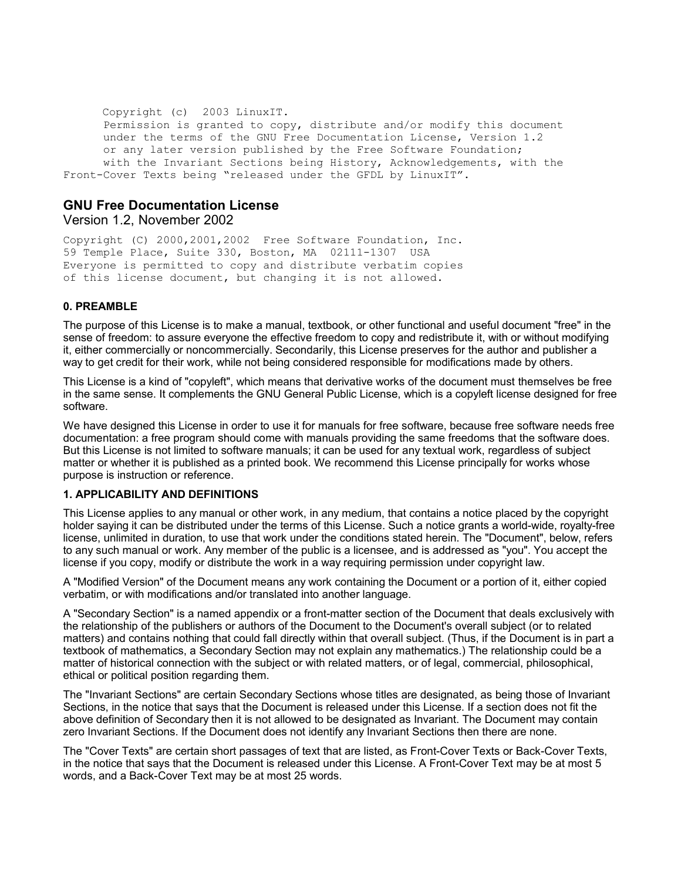```
      Copyright (c)  2003 LinuxIT.
      Permission is granted to copy, distribute and/or modify this document
      under the terms of the GNU Free Documentation License, Version 1.2
      or any later version published by the Free Software Foundation;
      with the Invariant Sections being History, Acknowledgements, with the
Front-Cover Texts being "released under the GFDL by LinuxIT".
```

## GNU Free Documentation License

Version 1.2, November 2002

```
Copyright (C) 2000,2001,2002  Free Software Foundation, Inc.
59 Temple Place, Suite 330, Boston, MA  02111-1307  USA
Everyone is permitted to copy and distribute verbatim copies
of this license document, but changing it is not allowed.
```

### 0. PREAMBLE

The purpose of this License is to make a manual, textbook, or other functional and useful document "free" in the sense of freedom: to assure everyone the effective freedom to copy and redistribute it, with or without modifying it, either commercially or noncommercially. Secondarily, this License preserves for the author and publisher a way to get credit for their work, while not being considered responsible for modifications made by others.

This License is a kind of "copyleft", which means that derivative works of the document must themselves be free in the same sense. It complements the GNU General Public License, which is a copyleft license designed for free software.

We have designed this License in order to use it for manuals for free software, because free software needs free documentation: a free program should come with manuals providing the same freedoms that the software does. But this License is not limited to software manuals; it can be used for any textual work, regardless of subject matter or whether it is published as a printed book. We recommend this License principally for works whose purpose is instruction or reference.

### 1. APPLICABILITY AND DEFINITIONS

This License applies to any manual or other work, in any medium, that contains a notice placed by the copyright holder saying it can be distributed under the terms of this License. Such a notice grants a world-wide, royalty-free license, unlimited in duration, to use that work under the conditions stated herein. The "Document", below, refers to any such manual or work. Any member of the public is a licensee, and is addressed as "you". You accept the license if you copy, modify or distribute the work in a way requiring permission under copyright law.

A "Modified Version" of the Document means any work containing the Document or a portion of it, either copied verbatim, or with modifications and/or translated into another language.

A "Secondary Section" is a named appendix or a front-matter section of the Document that deals exclusively with the relationship of the publishers or authors of the Document to the Document's overall subject (or to related matters) and contains nothing that could fall directly within that overall subject. (Thus, if the Document is in part a textbook of mathematics, a Secondary Section may not explain any mathematics.) The relationship could be a matter of historical connection with the subject or with related matters, or of legal, commercial, philosophical, ethical or political position regarding them.

The "Invariant Sections" are certain Secondary Sections whose titles are designated, as being those of Invariant Sections, in the notice that says that the Document is released under this License. If a section does not fit the above definition of Secondary then it is not allowed to be designated as Invariant. The Document may contain zero Invariant Sections. If the Document does not identify any Invariant Sections then there are none.

The "Cover Texts" are certain short passages of text that are listed, as Front-Cover Texts or Back-Cover Texts, in the notice that says that the Document is released under this License. A Front-Cover Text may be at most 5 words, and a Back-Cover Text may be at most 25 words.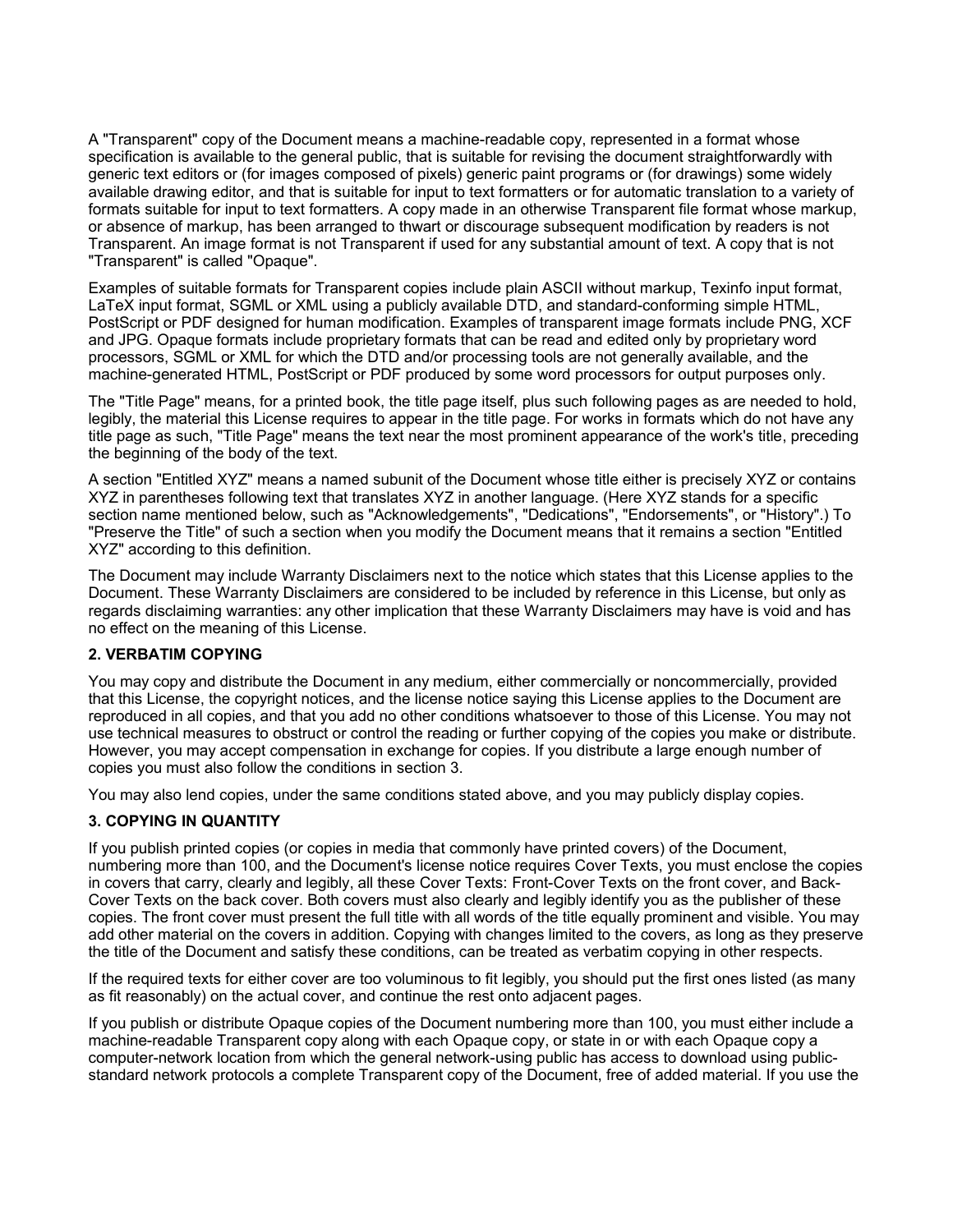A "Transparent" copy of the Document means a machine-readable copy, represented in a format whose specification is available to the general public, that is suitable for revising the document straightforwardly with generic text editors or (for images composed of pixels) generic paint programs or (for drawings) some widely available drawing editor, and that is suitable for input to text formatters or for automatic translation to a variety of formats suitable for input to text formatters. A copy made in an otherwise Transparent file format whose markup, or absence of markup, has been arranged to thwart or discourage subsequent modification by readers is not Transparent. An image format is not Transparent if used for any substantial amount of text. A copy that is not "Transparent" is called "Opaque".

Examples of suitable formats for Transparent copies include plain ASCII without markup, Texinfo input format, LaTeX input format, SGML or XML using a publicly available DTD, and standard-conforming simple HTML, PostScript or PDF designed for human modification. Examples of transparent image formats include PNG, XCF and JPG. Opaque formats include proprietary formats that can be read and edited only by proprietary word processors, SGML or XML for which the DTD and/or processing tools are not generally available, and the machine-generated HTML, PostScript or PDF produced by some word processors for output purposes only.

The "Title Page" means, for a printed book, the title page itself, plus such following pages as are needed to hold, legibly, the material this License requires to appear in the title page. For works in formats which do not have any title page as such, "Title Page" means the text near the most prominent appearance of the work's title, preceding the beginning of the body of the text.

A section "Entitled XYZ" means a named subunit of the Document whose title either is precisely XYZ or contains XYZ in parentheses following text that translates XYZ in another language. (Here XYZ stands for a specific section name mentioned below, such as "Acknowledgements", "Dedications", "Endorsements", or "History".) To "Preserve the Title" of such a section when you modify the Document means that it remains a section "Entitled XYZ" according to this definition.

The Document may include Warranty Disclaimers next to the notice which states that this License applies to the Document. These Warranty Disclaimers are considered to be included by reference in this License, but only as regards disclaiming warranties: any other implication that these Warranty Disclaimers may have is void and has no effect on the meaning of this License.

**2. VERBATIM COPYING**

You may copy and distribute the Document in any medium, either commercially or noncommercially, provided that this License, the copyright notices, and the license notice saying this License applies to the Document are reproduced in all copies, and that you add no other conditions whatsoever to those of this License. You may not use technical measures to obstruct or control the reading or further copying of the copies you make or distribute. However, you may accept compensation in exchange for copies. If you distribute a large enough number of copies you must also follow the conditions in section 3.

You may also lend copies, under the same conditions stated above, and you may publicly display copies.

**3. COPYING IN QUANTITY**

If you publish printed copies (or copies in media that commonly have printed covers) of the Document, numbering more than 100, and the Document's license notice requires Cover Texts, you must enclose the copies in covers that carry, clearly and legibly, all these Cover Texts: Front-Cover Texts on the front cover, and Back-Cover Texts on the back cover. Both covers must also clearly and legibly identify you as the publisher of these copies. The front cover must present the full title with all words of the title equally prominent and visible. You may add other material on the covers in addition. Copying with changes limited to the covers, as long as they preserve the title of the Document and satisfy these conditions, can be treated as verbatim copying in other respects.

If the required texts for either cover are too voluminous to fit legibly, you should put the first ones listed (as many as fit reasonably) on the actual cover, and continue the rest onto adjacent pages.

If you publish or distribute Opaque copies of the Document numbering more than 100, you must either include a machine-readable Transparent copy along with each Opaque copy, or state in or with each Opaque copy a computer-network location from which the general network-using public has access to download using public-standard network protocols a complete Transparent copy of the Document, free of added material. If you use the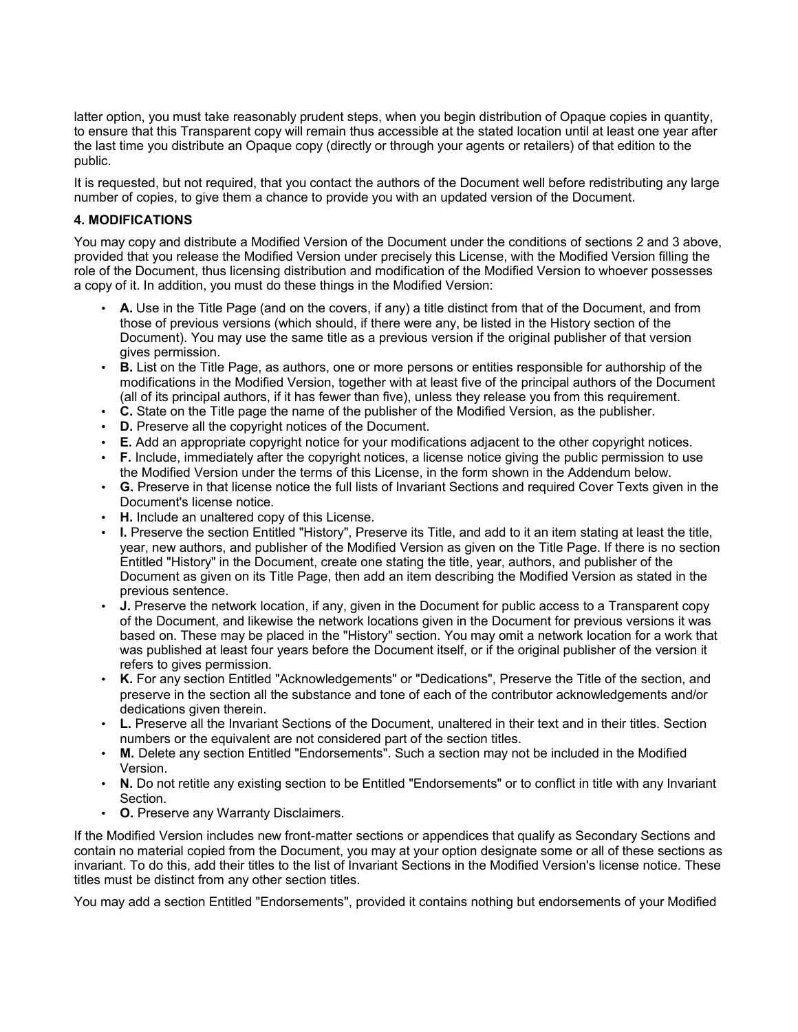latter option, you must take reasonably prudent steps, when you begin distribution of Opaque copies in quantity, to ensure that this Transparent copy will remain thus accessible at the stated location until at least one year after the last time you distribute an Opaque copy (directly or through your agents or retailers) of that edition to the public.

It is requested, but not required, that you contact the authors of the Document well before redistributing any large number of copies, to give them a chance to provide you with an updated version of the Document.

### 4. MODIFICATIONS

You may copy and distribute a Modified Version of the Document under the conditions of sections 2 and 3 above, provided that you release the Modified Version under precisely this License, with the Modified Version filling the role of the Document, thus licensing distribution and modification of the Modified Version to whoever possesses a copy of it. In addition, you must do these things in the Modified Version:

- **A.** Use in the Title Page (and on the covers, if any) a title distinct from that of the Document, and from those of previous versions (which should, if there were any, be listed in the History section of the Document). You may use the same title as a previous version if the original publisher of that version gives permission.
- **B.** List on the Title Page, as authors, one or more persons or entities responsible for authorship of the modifications in the Modified Version, together with at least five of the principal authors of the Document (all of its principal authors, if it has fewer than five), unless they release you from this requirement.
- **C.** State on the Title page the name of the publisher of the Modified Version, as the publisher.
- **D.** Preserve all the copyright notices of the Document.
- **E.** Add an appropriate copyright notice for your modifications adjacent to the other copyright notices.
- **F.** Include, immediately after the copyright notices, a license notice giving the public permission to use the Modified Version under the terms of this License, in the form shown in the Addendum below.
- **G.** Preserve in that license notice the full lists of Invariant Sections and required Cover Texts given in the Document's license notice.
- **H.** Include an unaltered copy of this License.
- **I.** Preserve the section Entitled "History", Preserve its Title, and add to it an item stating at least the title, year, new authors, and publisher of the Modified Version as given on the Title Page. If there is no section Entitled "History" in the Document, create one stating the title, year, authors, and publisher of the Document as given on its Title Page, then add an item describing the Modified Version as stated in the previous sentence.
- **J.** Preserve the network location, if any, given in the Document for public access to a Transparent copy of the Document, and likewise the network locations given in the Document for previous versions it was based on. These may be placed in the "History" section. You may omit a network location for a work that was published at least four years before the Document itself, or if the original publisher of the version it refers to gives permission.
- **K.** For any section Entitled "Acknowledgements" or "Dedications", Preserve the Title of the section, and preserve in the section all the substance and tone of each of the contributor acknowledgements and/or dedications given therein.
- **L.** Preserve all the Invariant Sections of the Document, unaltered in their text and in their titles. Section numbers or the equivalent are not considered part of the section titles.
- **M.** Delete any section Entitled "Endorsements". Such a section may not be included in the Modified Version.
- **N.** Do not retitle any existing section to be Entitled "Endorsements" or to conflict in title with any Invariant Section.
- **O.** Preserve any Warranty Disclaimers.

If the Modified Version includes new front-matter sections or appendices that qualify as Secondary Sections and contain no material copied from the Document, you may at your option designate some or all of these sections as invariant. To do this, add their titles to the list of Invariant Sections in the Modified Version's license notice. These titles must be distinct from any other section titles.

You may add a section Entitled "Endorsements", provided it contains nothing but endorsements of your Modified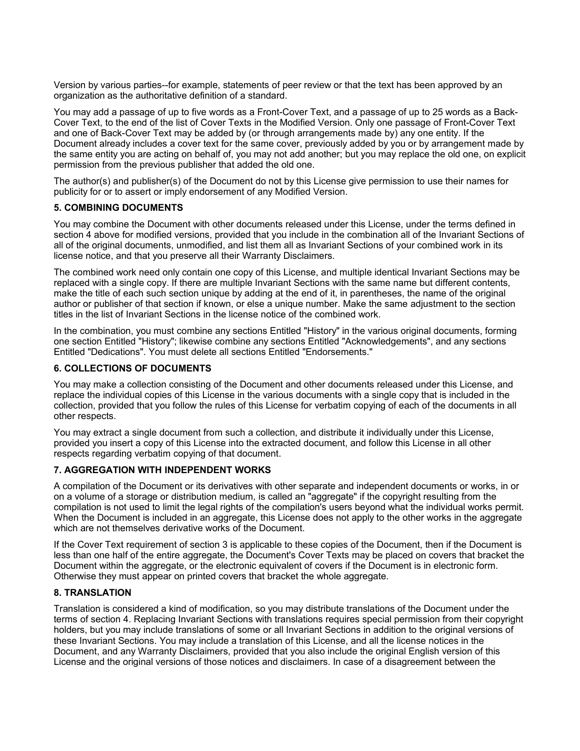Version by various parties--for example, statements of peer review or that the text has been approved by an organization as the authoritative definition of a standard.

You may add a passage of up to five words as a Front-Cover Text, and a passage of up to 25 words as a Back-Cover Text, to the end of the list of Cover Texts in the Modified Version. Only one passage of Front-Cover Text and one of Back-Cover Text may be added by (or through arrangements made by) any one entity. If the Document already includes a cover text for the same cover, previously added by you or by arrangement made by the same entity you are acting on behalf of, you may not add another; but you may replace the old one, on explicit permission from the previous publisher that added the old one.

The author(s) and publisher(s) of the Document do not by this License give permission to use their names for publicity for or to assert or imply endorsement of any Modified Version.

### 5. COMBINING DOCUMENTS

You may combine the Document with other documents released under this License, under the terms defined in section 4 above for modified versions, provided that you include in the combination all of the Invariant Sections of all of the original documents, unmodified, and list them all as Invariant Sections of your combined work in its license notice, and that you preserve all their Warranty Disclaimers.

The combined work need only contain one copy of this License, and multiple identical Invariant Sections may be replaced with a single copy. If there are multiple Invariant Sections with the same name but different contents, make the title of each such section unique by adding at the end of it, in parentheses, the name of the original author or publisher of that section if known, or else a unique number. Make the same adjustment to the section titles in the list of Invariant Sections in the license notice of the combined work.

In the combination, you must combine any sections Entitled "History" in the various original documents, forming one section Entitled "History"; likewise combine any sections Entitled "Acknowledgements", and any sections Entitled "Dedications". You must delete all sections Entitled "Endorsements."

### 6. COLLECTIONS OF DOCUMENTS

You may make a collection consisting of the Document and other documents released under this License, and replace the individual copies of this License in the various documents with a single copy that is included in the collection, provided that you follow the rules of this License for verbatim copying of each of the documents in all other respects.

You may extract a single document from such a collection, and distribute it individually under this License, provided you insert a copy of this License into the extracted document, and follow this License in all other respects regarding verbatim copying of that document.

### 7. AGGREGATION WITH INDEPENDENT WORKS

A compilation of the Document or its derivatives with other separate and independent documents or works, in or on a volume of a storage or distribution medium, is called an "aggregate" if the copyright resulting from the compilation is not used to limit the legal rights of the compilation's users beyond what the individual works permit. When the Document is included in an aggregate, this License does not apply to the other works in the aggregate which are not themselves derivative works of the Document.

If the Cover Text requirement of section 3 is applicable to these copies of the Document, then if the Document is less than one half of the entire aggregate, the Document's Cover Texts may be placed on covers that bracket the Document within the aggregate, or the electronic equivalent of covers if the Document is in electronic form. Otherwise they must appear on printed covers that bracket the whole aggregate.

### 8. TRANSLATION

Translation is considered a kind of modification, so you may distribute translations of the Document under the terms of section 4. Replacing Invariant Sections with translations requires special permission from their copyright holders, but you may include translations of some or all Invariant Sections in addition to the original versions of these Invariant Sections. You may include a translation of this License, and all the license notices in the Document, and any Warranty Disclaimers, provided that you also include the original English version of this License and the original versions of those notices and disclaimers. In case of a disagreement between the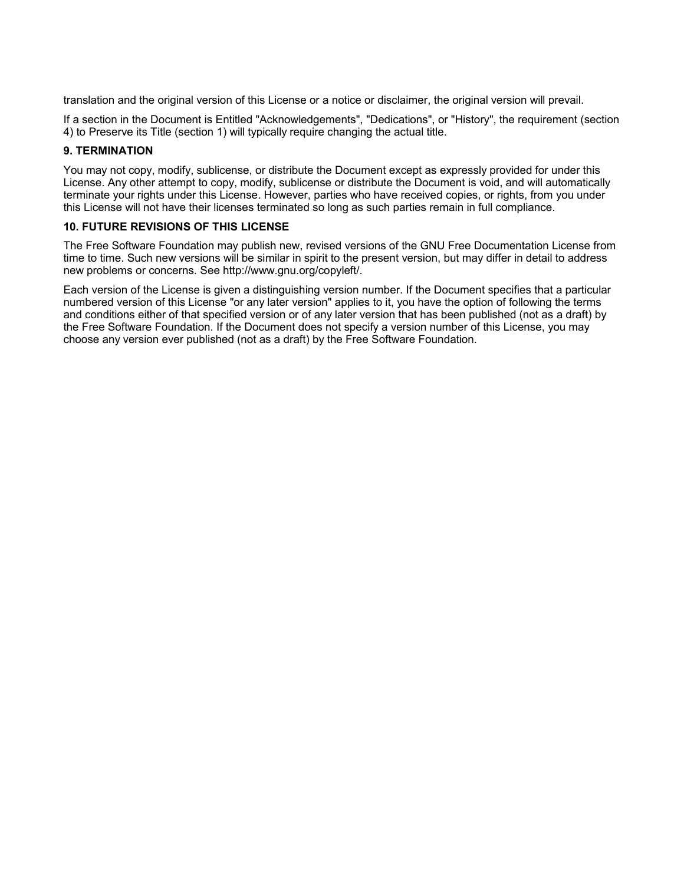translation and the original version of this License or a notice or disclaimer, the original version will prevail.

If a section in the Document is Entitled "Acknowledgements", "Dedications", or "History", the requirement (section 4) to Preserve its Title (section 1) will typically require changing the actual title.

**9. TERMINATION**

You may not copy, modify, sublicense, or distribute the Document except as expressly provided for under this License. Any other attempt to copy, modify, sublicense or distribute the Document is void, and will automatically terminate your rights under this License. However, parties who have received copies, or rights, from you under this License will not have their licenses terminated so long as such parties remain in full compliance.

**10. FUTURE REVISIONS OF THIS LICENSE**

The Free Software Foundation may publish new, revised versions of the GNU Free Documentation License from time to time. Such new versions will be similar in spirit to the present version, but may differ in detail to address new problems or concerns. See http://www.gnu.org/copyleft/.

Each version of the License is given a distinguishing version number. If the Document specifies that a particular numbered version of this License "or any later version" applies to it, you have the option of following the terms and conditions either of that specified version or of any later version that has been published (not as a draft) by the Free Software Foundation. If the Document does not specify a version number of this License, you may choose any version ever published (not as a draft) by the Free Software Foundation.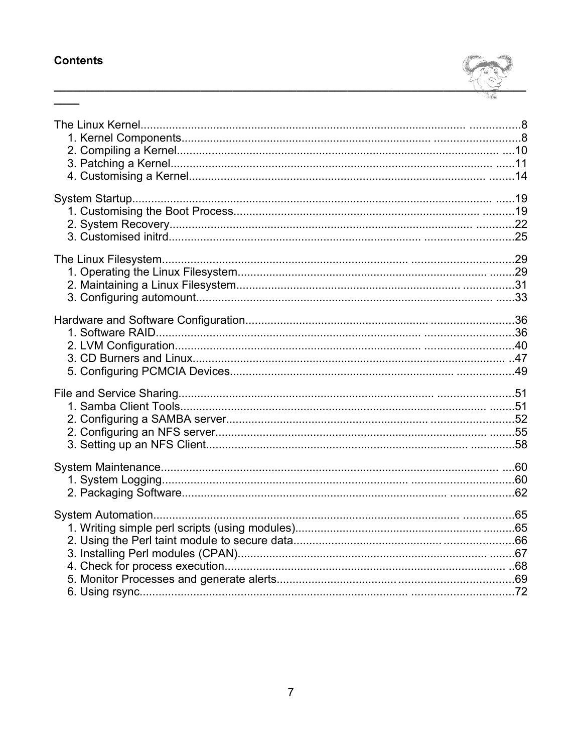**Contents**

The Linux Kernel........................................................................................................8
1. Kernel Components..................................................................................................8
2. Compiling a Kernel..................................................................................................10
3. Patching a Kernel....................................................................................................11
4. Customising a Kernel...............................................................................................14

System Startup..........................................................................................................19
1. Customising the Boot Process...................................................................................19
2. System Recovery......................................................................................................22
3. Customised initrd.....................................................................................................25

The Linux Filesystem..................................................................................................29
1. Operating the Linux Filesystem..................................................................................29
2. Maintaining a Linux Filesystem..................................................................................31
3. Configuring automount..............................................................................................33

Hardware and Software Configuration..........................................................................36
1. Software RAID..........................................................................................................36
2. LVM Configuration....................................................................................................40
3. CD Burners and Linux...............................................................................................47
5. Configuring PCMCIA Devices......................................................................................49

File and Service Sharing..............................................................................................51
1. Samba Client Tools....................................................................................................51
2. Configuring a SAMBA server.......................................................................................52
2. Configuring an NFS server..........................................................................................55
3. Setting up an NFS Client............................................................................................58

System Maintenance...................................................................................................60
1. System Logging.........................................................................................................60
2. Packaging Software...................................................................................................62

System Automation.....................................................................................................65
1. Writing simple perl scripts (using modules)..................................................................65
2. Using the Perl taint module to secure data...................................................................66
3. Installing Perl modules (CPAN)....................................................................................67
4. Check for process execution........................................................................................68
5. Monitor Processes and generate alerts..........................................................................69
6. Using rsync.................................................................................................................72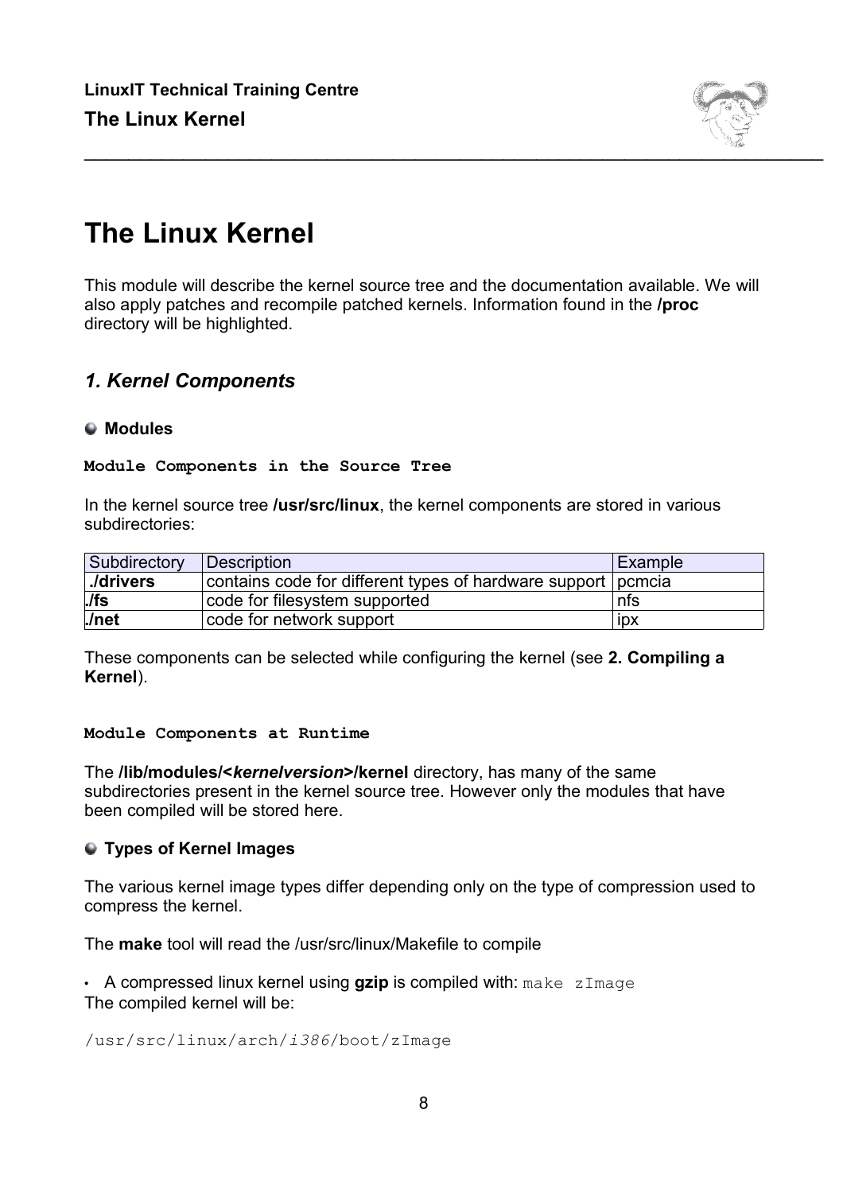# The Linux Kernel

This module will describe the kernel source tree and the documentation available. We will also apply patches and recompile patched kernels. Information found in the **/proc** directory will be highlighted.

## *1. Kernel Components*

### Modules

**`Module Components in the Source Tree`**

In the kernel source tree **/usr/src/linux**, the kernel components are stored in various subdirectories:

| Subdirectory | Description | Example |
|---|---|---|
| **./drivers** | contains code for different types of hardware support | pcmcia |
| **./fs** | code for filesystem supported | nfs |
| **./net** | code for network support | ipx |

These components can be selected while configuring the kernel (see **2. Compiling a Kernel**).

**`Module Components at Runtime`**

The **/lib/modules/<*kernelversion*>/kernel** directory, has many of the same subdirectories present in the kernel source tree. However only the modules that have been compiled will be stored here.

### Types of Kernel Images

The various kernel image types differ depending only on the type of compression used to compress the kernel.

The **make** tool will read the /usr/src/linux/Makefile to compile

- A compressed linux kernel using **gzip** is compiled with: `make zImage`

The compiled kernel will be:

```
/usr/src/linux/arch/i386/boot/zImage
```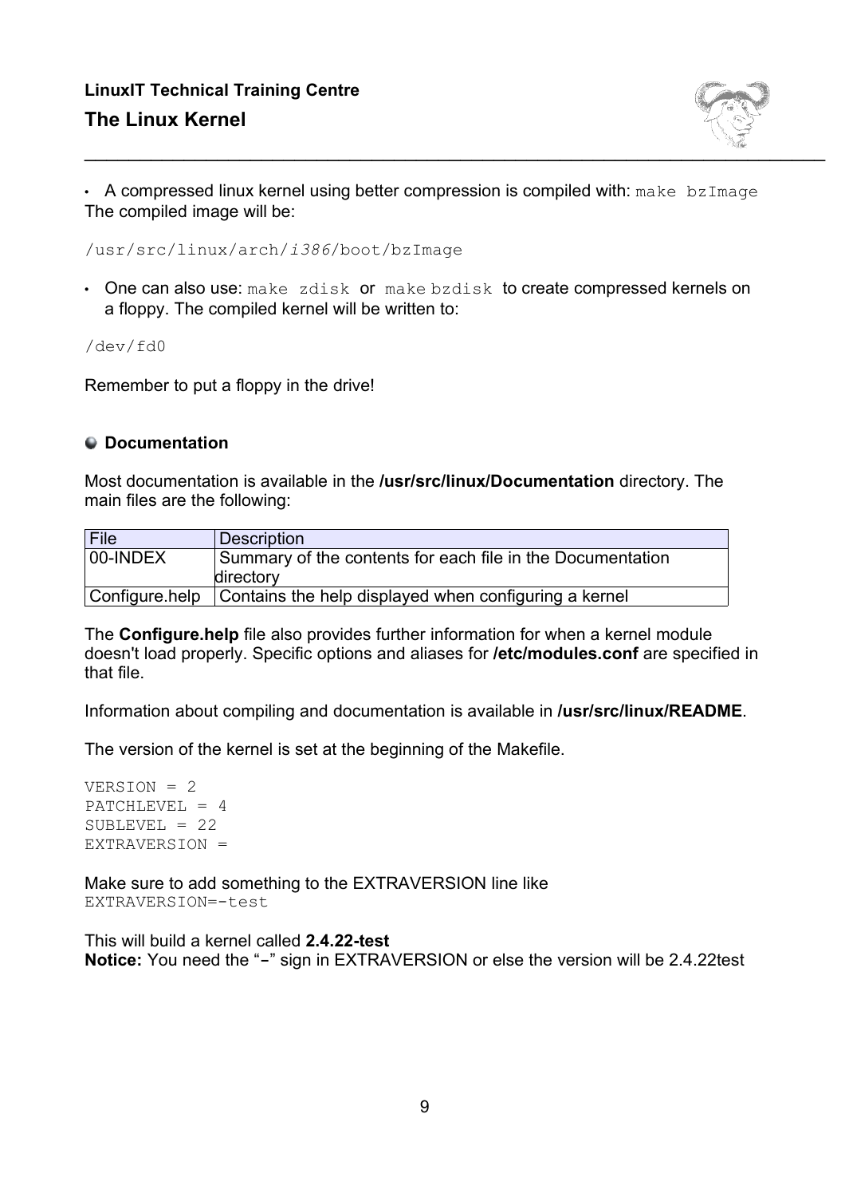- A compressed linux kernel using better compression is compiled with: `make bzImage`
The compiled image will be:

```
/usr/src/linux/arch/i386/boot/bzImage
```

- One can also use: `make zdisk` or `make bzdisk` to create compressed kernels on a floppy. The compiled kernel will be written to:

```
/dev/fd0
```

Remember to put a floppy in the drive!

### Documentation

Most documentation is available in the **/usr/src/linux/Documentation** directory. The main files are the following:

| File | Description |
| --- | --- |
| 00-INDEX | Summary of the contents for each file in the Documentation directory |
| Configure.help | Contains the help displayed when configuring a kernel |

The **Configure.help** file also provides further information for when a kernel module doesn't load properly. Specific options and aliases for **/etc/modules.conf** are specified in that file.

Information about compiling and documentation is available in **/usr/src/linux/README**.

The version of the kernel is set at the beginning of the Makefile.

```
VERSION = 2
PATCHLEVEL = 4
SUBLEVEL = 22
EXTRAVERSION =
```

Make sure to add something to the EXTRAVERSION line like
`EXTRAVERSION=-test`

This will build a kernel called **2.4.22-test**
**Notice:** You need the "-" sign in EXTRAVERSION or else the version will be 2.4.22test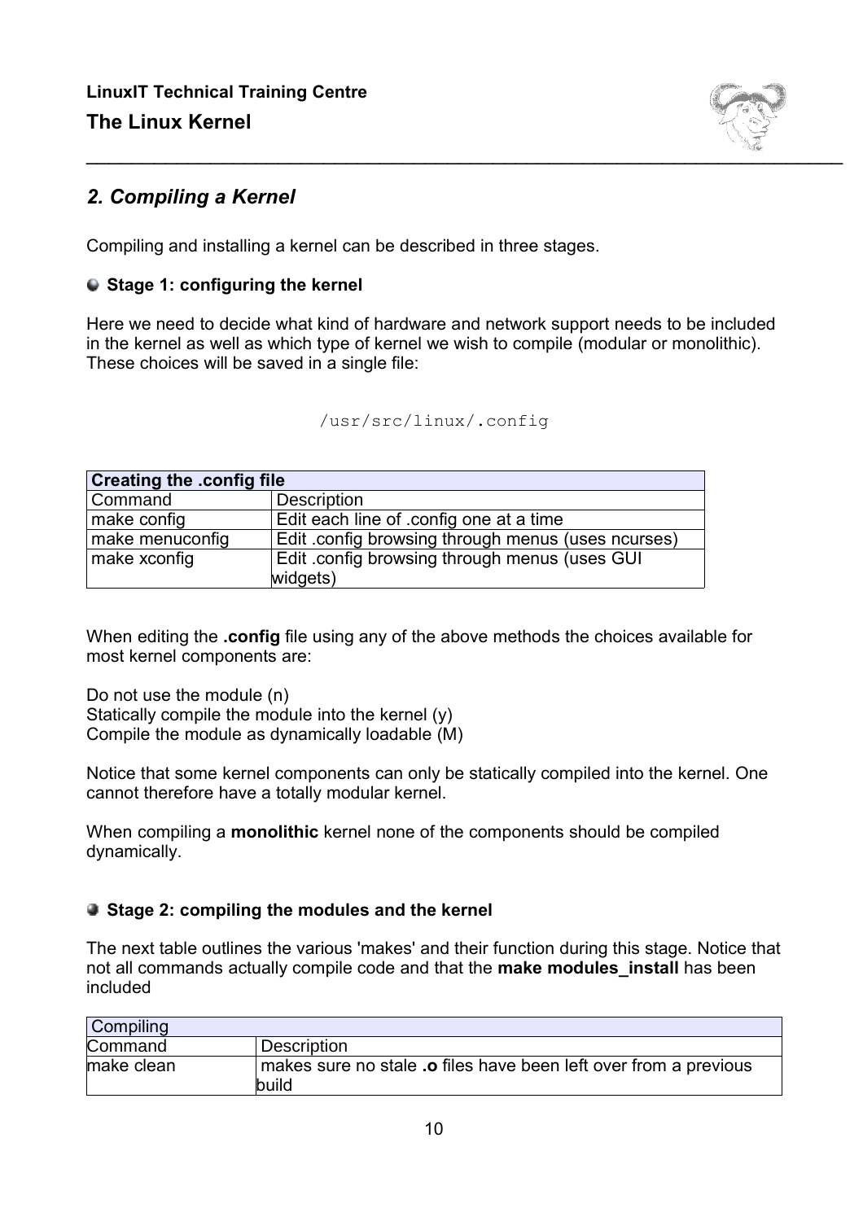## *2. Compiling a Kernel*

Compiling and installing a kernel can be described in three stages.

### Stage 1: configuring the kernel

Here we need to decide what kind of hardware and network support needs to be included in the kernel as well as which type of kernel we wish to compile (modular or monolithic). These choices will be saved in a single file:

```
/usr/src/linux/.config
```

| **Creating the .config file** | |
|---|---|
| Command | Description |
| make config | Edit each line of .config one at a time |
| make menuconfig | Edit .config browsing through menus (uses ncurses) |
| make xconfig | Edit .config browsing through menus (uses GUI widgets) |

When editing the **.config** file using any of the above methods the choices available for most kernel components are:

Do not use the module (n)
Statically compile the module into the kernel (y)
Compile the module as dynamically loadable (M)

Notice that some kernel components can only be statically compiled into the kernel. One cannot therefore have a totally modular kernel.

When compiling a **monolithic** kernel none of the components should be compiled dynamically.

### Stage 2: compiling the modules and the kernel

The next table outlines the various 'makes' and their function during this stage. Notice that not all commands actually compile code and that the **make modules_install** has been included

| Compiling | |
|---|---|
| Command | Description |
| make clean | makes sure no stale **.o** files have been left over from a previous build |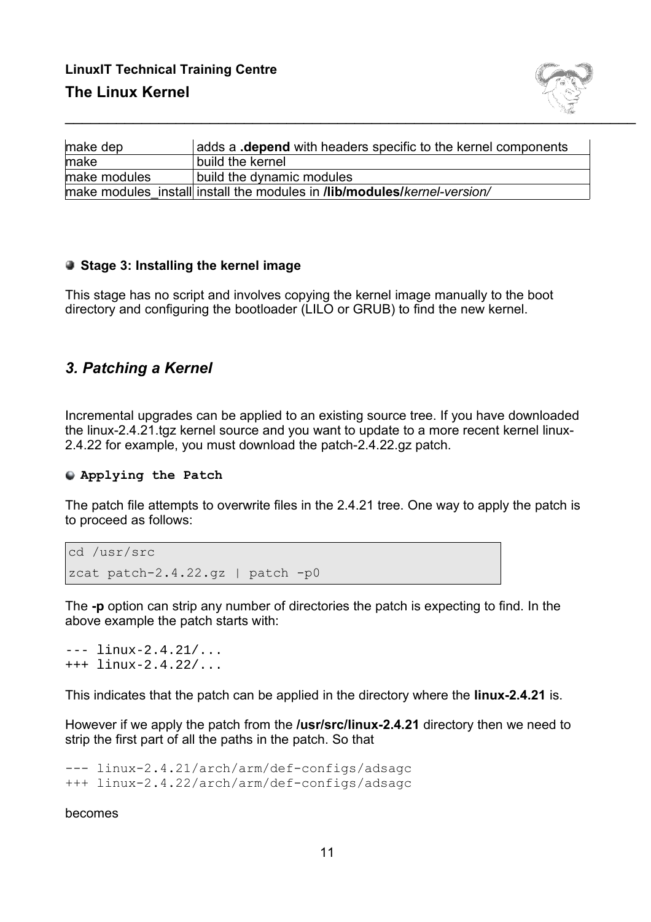| | |
|---|---|
| make dep | adds a **.depend** with headers specific to the kernel components |
| make | build the kernel |
| make modules | build the dynamic modules |
| make modules_install | install the modules in **/lib/modules/***kernel-version/* |

- **Stage 3: Installing the kernel image**

This stage has no script and involves copying the kernel image manually to the boot directory and configuring the bootloader (LILO or GRUB) to find the new kernel.

## *3. Patching a Kernel*

Incremental upgrades can be applied to an existing source tree. If you have downloaded the linux-2.4.21.tgz kernel source and you want to update to a more recent kernel linux-2.4.22 for example, you must download the patch-2.4.22.gz patch.

- **Applying the Patch**

The patch file attempts to overwrite files in the 2.4.21 tree. One way to apply the patch is to proceed as follows:

```
cd /usr/src
zcat patch-2.4.22.gz | patch -p0
```

The **-p** option can strip any number of directories the patch is expecting to find. In the above example the patch starts with:

```
--- linux-2.4.21/...
+++ linux-2.4.22/...
```

This indicates that the patch can be applied in the directory where the **linux-2.4.21** is.

However if we apply the patch from the **/usr/src/linux-2.4.21** directory then we need to strip the first part of all the paths in the patch. So that

```
--- linux-2.4.21/arch/arm/def-configs/adsagc
+++ linux-2.4.22/arch/arm/def-configs/adsagc
```

becomes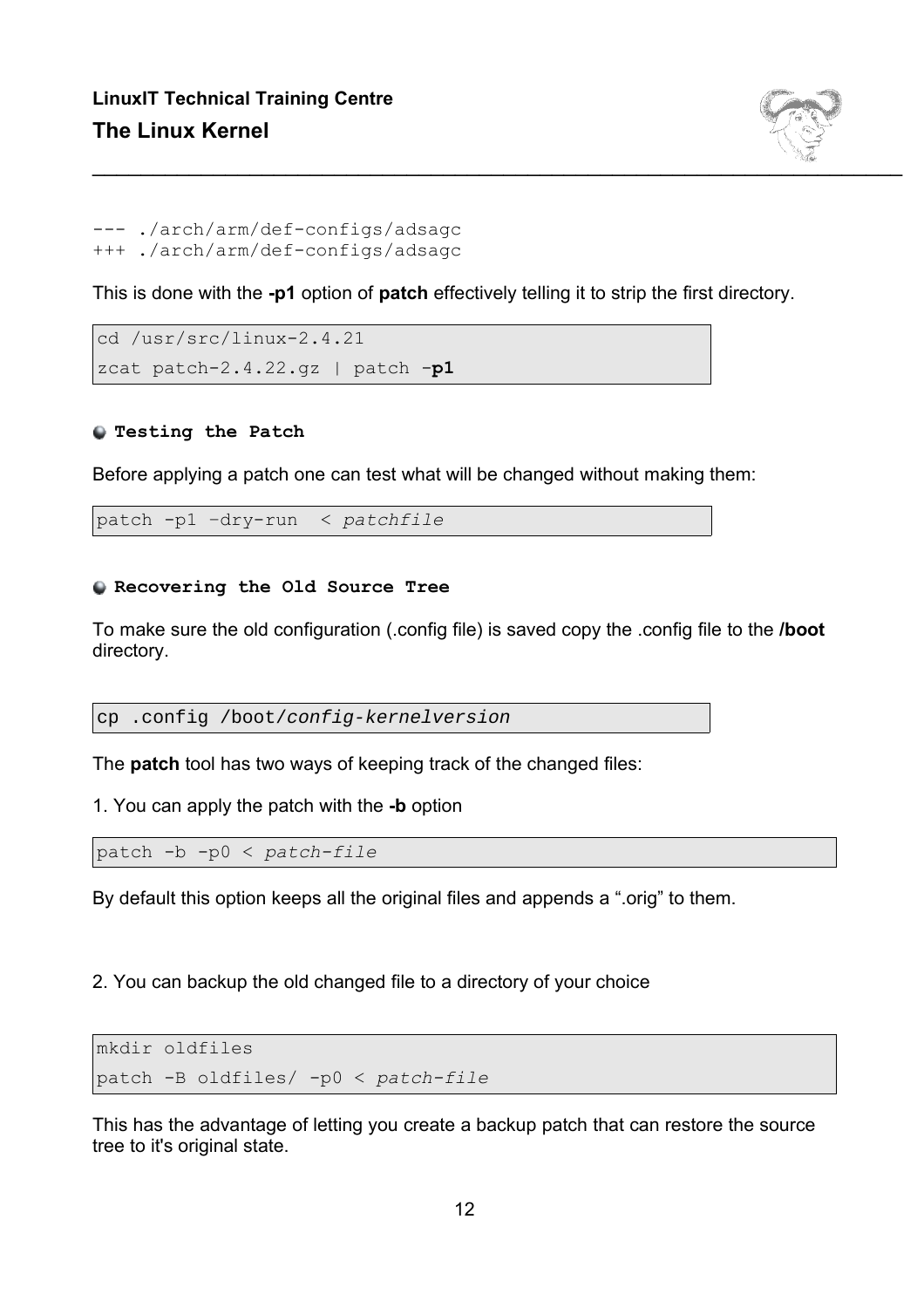```
--- ./arch/arm/def-configs/adsagc
+++ ./arch/arm/def-configs/adsagc
```

This is done with the **-p1** option of **patch** effectively telling it to strip the first directory.

```
cd /usr/src/linux-2.4.21
zcat patch-2.4.22.gz | patch -p1
```

### Testing the Patch

Before applying a patch one can test what will be changed without making them:

```
patch -p1 –dry-run  < patchfile
```

### Recovering the Old Source Tree

To make sure the old configuration (.config file) is saved copy the .config file to the **/boot** directory.

```
cp .config /boot/config-kernelversion
```

The **patch** tool has two ways of keeping track of the changed files:

1. You can apply the patch with the **-b** option

```
patch -b -p0 < patch-file
```

By default this option keeps all the original files and appends a ".orig" to them.

2. You can backup the old changed file to a directory of your choice

```
mkdir oldfiles
patch -B oldfiles/ -p0 < patch-file
```

This has the advantage of letting you create a backup patch that can restore the source tree to it's original state.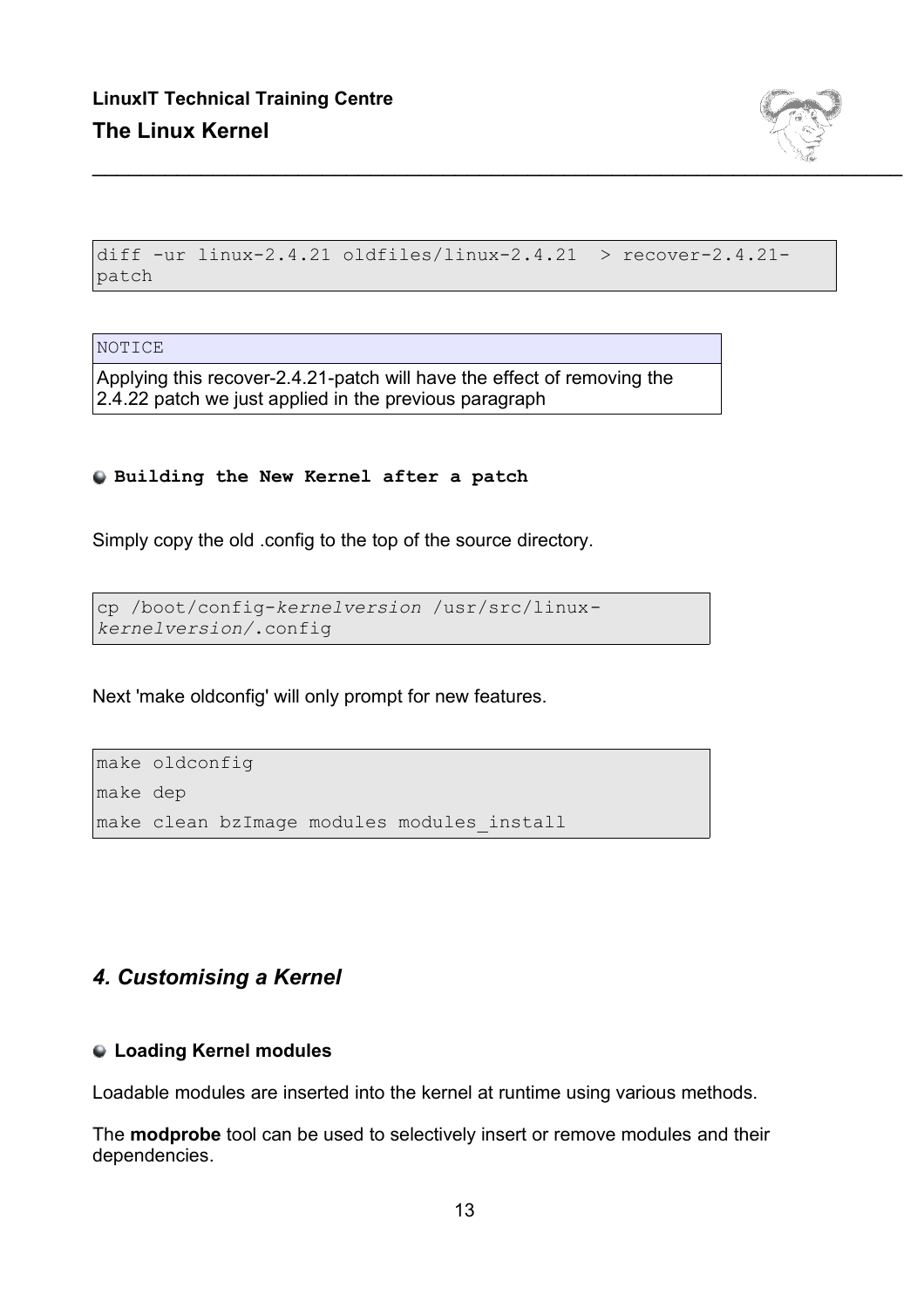```
diff -ur linux-2.4.21 oldfiles/linux-2.4.21  > recover-2.4.21-patch
```

| NOTICE |
|---|
| Applying this recover-2.4.21-patch will have the effect of removing the 2.4.22 patch we just applied in the previous paragraph |

**Building the New Kernel after a patch**

Simply copy the old .config to the top of the source directory.

```
cp /boot/config-kernelversion /usr/src/linux-kernelversion/.config
```

Next 'make oldconfig' will only prompt for new features.

```
make oldconfig
make dep
make clean bzImage modules modules_install
```

## *4. Customising a Kernel*

**Loading Kernel modules**

Loadable modules are inserted into the kernel at runtime using various methods.

The **modprobe** tool can be used to selectively insert or remove modules and their dependencies.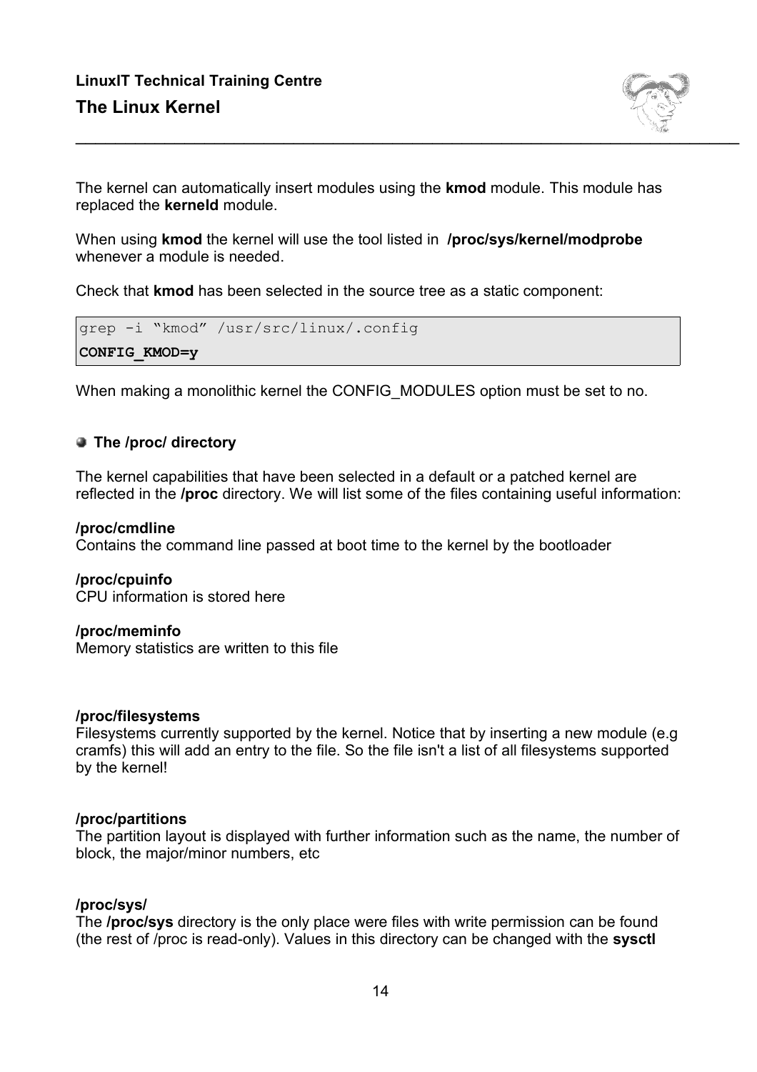The kernel can automatically insert modules using the **kmod** module. This module has replaced the **kerneld** module.

When using **kmod** the kernel will use the tool listed in **/proc/sys/kernel/modprobe** whenever a module is needed.

Check that **kmod** has been selected in the source tree as a static component:

```
grep -i “kmod” /usr/src/linux/.config
CONFIG_KMOD=y
```

When making a monolithic kernel the CONFIG_MODULES option must be set to no.

## The /proc/ directory

The kernel capabilities that have been selected in a default or a patched kernel are reflected in the **/proc** directory. We will list some of the files containing useful information:

**/proc/cmdline**
Contains the command line passed at boot time to the kernel by the bootloader

**/proc/cpuinfo**
CPU information is stored here

**/proc/meminfo**
Memory statistics are written to this file

**/proc/filesystems**
Filesystems currently supported by the kernel. Notice that by inserting a new module (e.g cramfs) this will add an entry to the file. So the file isn't a list of all filesystems supported by the kernel!

**/proc/partitions**
The partition layout is displayed with further information such as the name, the number of block, the major/minor numbers, etc

**/proc/sys/**
The **/proc/sys** directory is the only place were files with write permission can be found (the rest of /proc is read-only). Values in this directory can be changed with the **sysctl**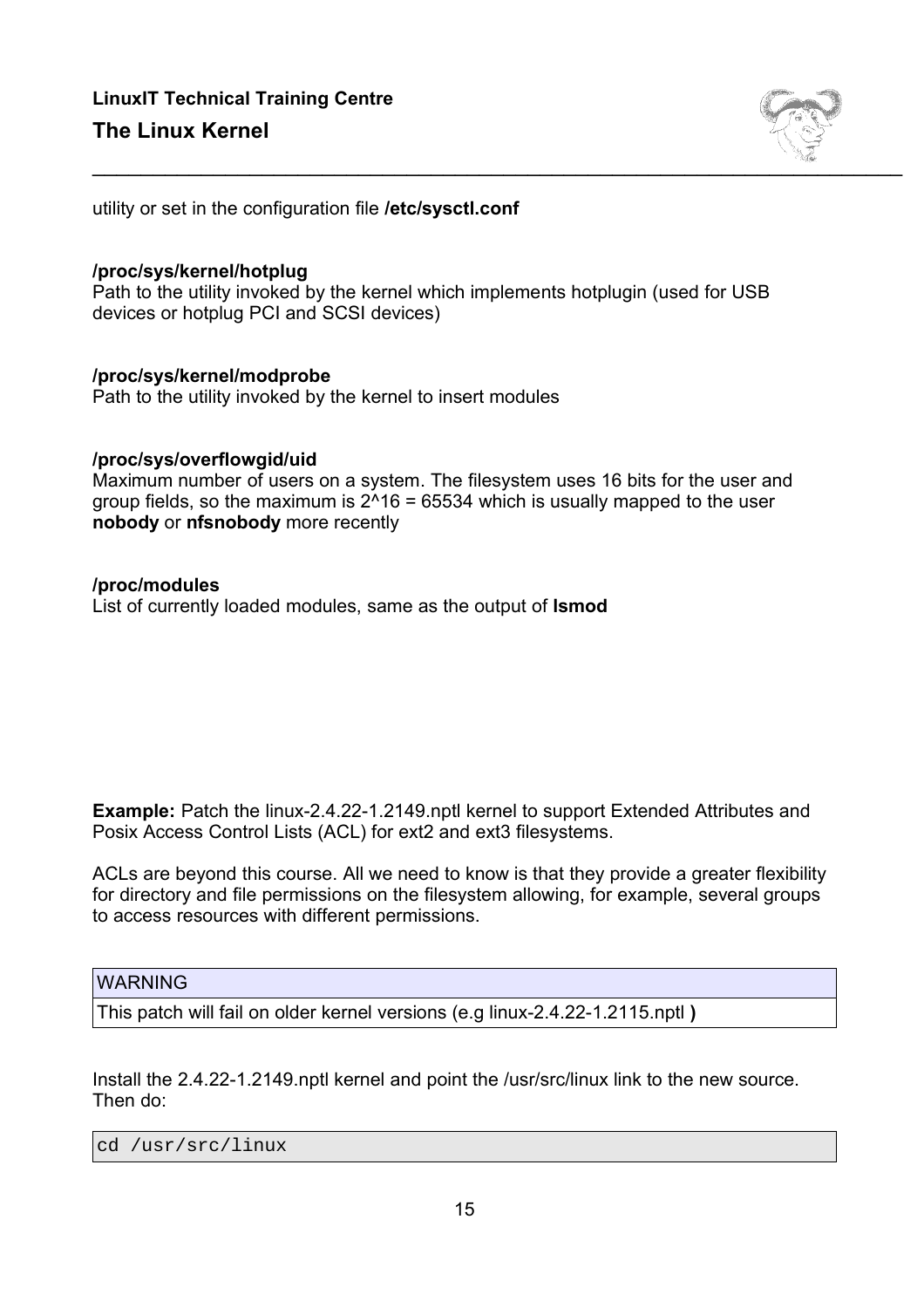utility or set in the configuration file **/etc/sysctl.conf**

**/proc/sys/kernel/hotplug**
Path to the utility invoked by the kernel which implements hotplugin (used for USB devices or hotplug PCI and SCSI devices)

**/proc/sys/kernel/modprobe**
Path to the utility invoked by the kernel to insert modules

**/proc/sys/overflowgid/uid**
Maximum number of users on a system. The filesystem uses 16 bits for the user and group fields, so the maximum is 2^16 = 65534 which is usually mapped to the user **nobody** or **nfsnobody** more recently

**/proc/modules**
List of currently loaded modules, same as the output of **lsmod**

**Example:** Patch the linux-2.4.22-1.2149.nptl kernel to support Extended Attributes and Posix Access Control Lists (ACL) for ext2 and ext3 filesystems.

ACLs are beyond this course. All we need to know is that they provide a greater flexibility for directory and file permissions on the filesystem allowing, for example, several groups to access resources with different permissions.

| WARNING |
| --- |
| This patch will fail on older kernel versions (e.g linux-2.4.22-1.2115.nptl **)** |

Install the 2.4.22-1.2149.nptl kernel and point the /usr/src/linux link to the new source. Then do:

```
cd /usr/src/linux
```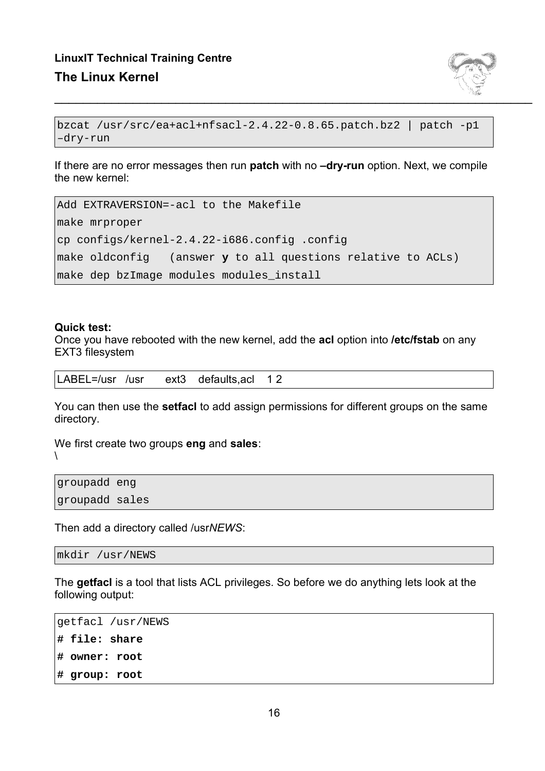```
bzcat /usr/src/ea+acl+nfsacl-2.4.22-0.8.65.patch.bz2 | patch -p1
–dry-run
```

If there are no error messages then run **patch** with no **–dry-run** option. Next, we compile the new kernel:

```
Add EXTRAVERSION=-acl to the Makefile
make mrproper
cp configs/kernel-2.4.22-i686.config .config
make oldconfig   (answer y to all questions relative to ACLs)
make dep bzImage modules modules_install
```

**Quick test:**
Once you have rebooted with the new kernel, add the **acl** option into **/etc/fstab** on any EXT3 filesystem

```
LABEL=/usr   /usr      ext3    defaults,acl    1 2
```

You can then use the **setfacl** to add assign permissions for different groups on the same directory.

We first create two groups **eng** and **sales**:
\

```
groupadd eng
groupadd sales
```

Then add a directory called /usr*NEWS*:

```
mkdir /usr/NEWS
```

The **getfacl** is a tool that lists ACL privileges. So before we do anything lets look at the following output:

```
getfacl /usr/NEWS
# file: share
# owner: root
# group: root
```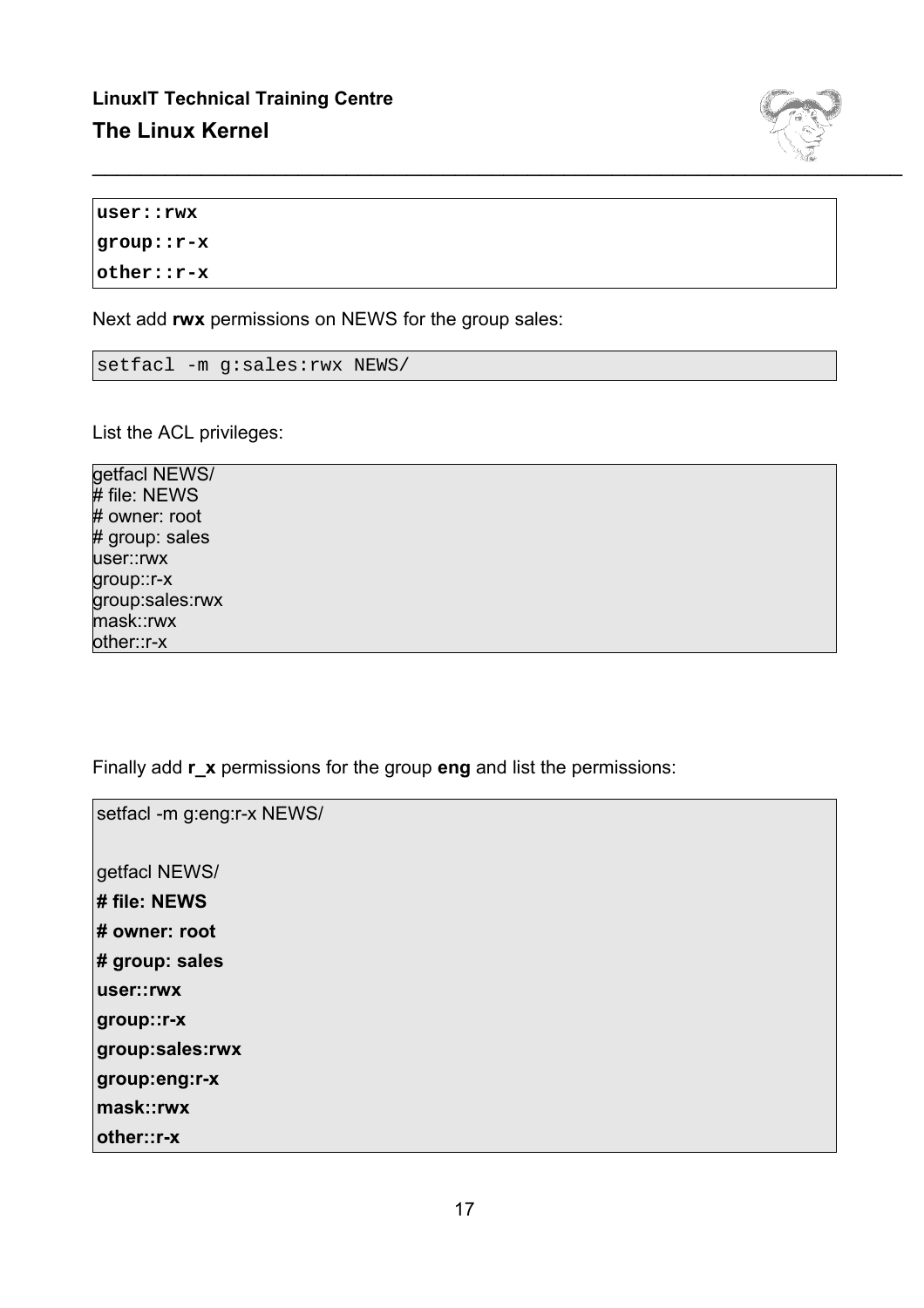```
user::rwx
group::r-x
other::r-x
```

Next add **rwx** permissions on NEWS for the group sales:

```
setfacl -m g:sales:rwx NEWS/
```

List the ACL privileges:

```
getfacl NEWS/
# file: NEWS
# owner: root
# group: sales
user::rwx
group::r-x
group:sales:rwx
mask::rwx
other::r-x
```

Finally add **r_x** permissions for the group **eng** and list the permissions:

```
setfacl -m g:eng:r-x NEWS/

getfacl NEWS/
# file: NEWS
# owner: root
# group: sales
user::rwx
group::r-x
group:sales:rwx
group:eng:r-x
mask::rwx
other::r-x
```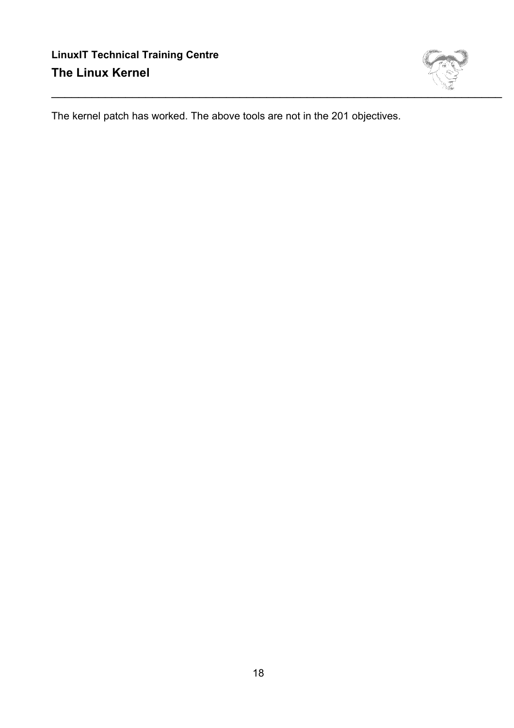The kernel patch has worked. The above tools are not in the 201 objectives.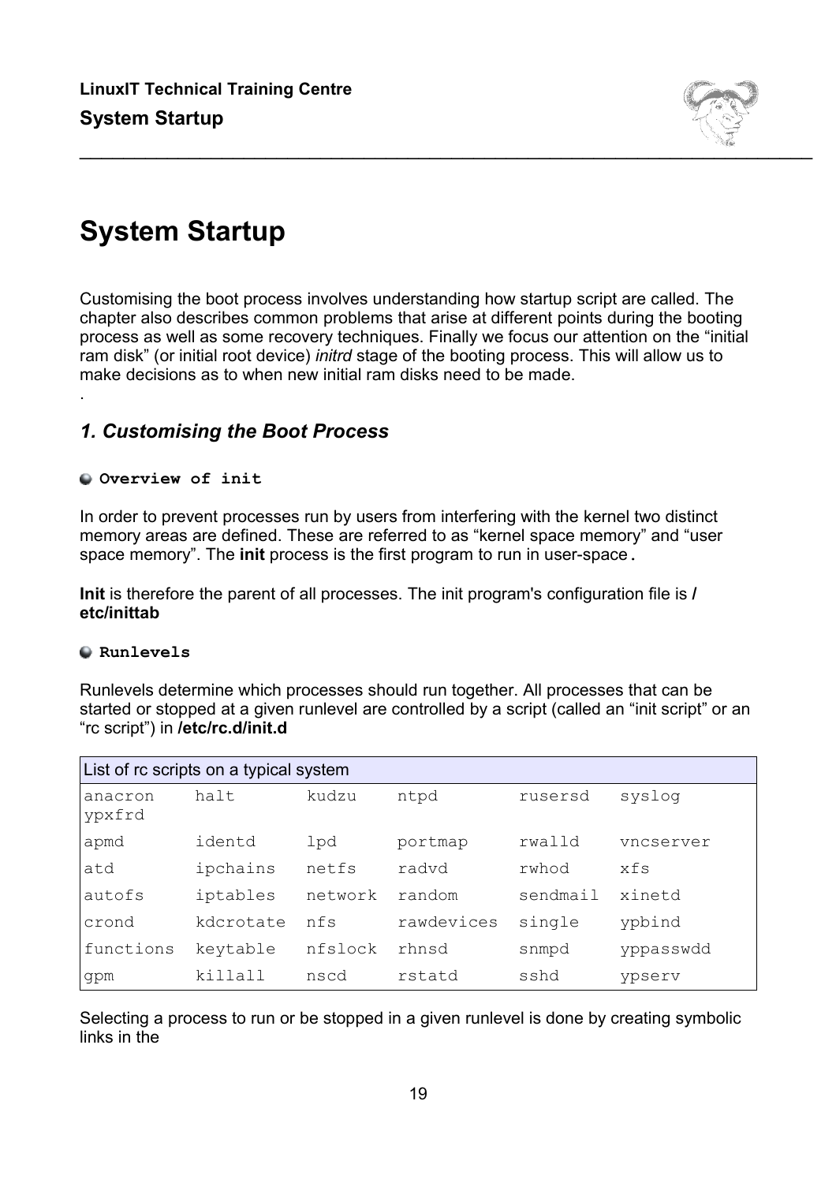# System Startup

Customising the boot process involves understanding how startup script are called. The chapter also describes common problems that arise at different points during the booting process as well as some recovery techniques. Finally we focus our attention on the “initial ram disk” (or initial root device) *initrd* stage of the booting process. This will allow us to make decisions as to when new initial ram disks need to be made.

.

## *1. Customising the Boot Process*

### Overview of init

In order to prevent processes run by users from interfering with the kernel two distinct memory areas are defined. These are referred to as “kernel space memory” and “user space memory”. The **init** process is the first program to run in user-space**.**

**Init** is therefore the parent of all processes. The init program's configuration file is **/etc/inittab**

### Runlevels

Runlevels determine which processes should run together. All processes that can be started or stopped at a given runlevel are controlled by a script (called an “init script” or an “rc script”) in **/etc/rc.d/init.d**

| List of rc scripts on a typical system | | | | | |
|---|---|---|---|---|---|
| anacron ypxfrd | halt | kudzu | ntpd | rusersd | syslog |
| apmd | identd | lpd | portmap | rwalld | vncserver |
| atd | ipchains | netfs | radvd | rwhod | xfs |
| autofs | iptables | network | random | sendmail | xinetd |
| crond | kdcrotate | nfs | rawdevices | single | ypbind |
| functions | keytable | nfslock | rhnsd | snmpd | yppasswdd |
| gpm | killall | nscd | rstatd | sshd | ypserv |

Selecting a process to run or be stopped in a given runlevel is done by creating symbolic links in the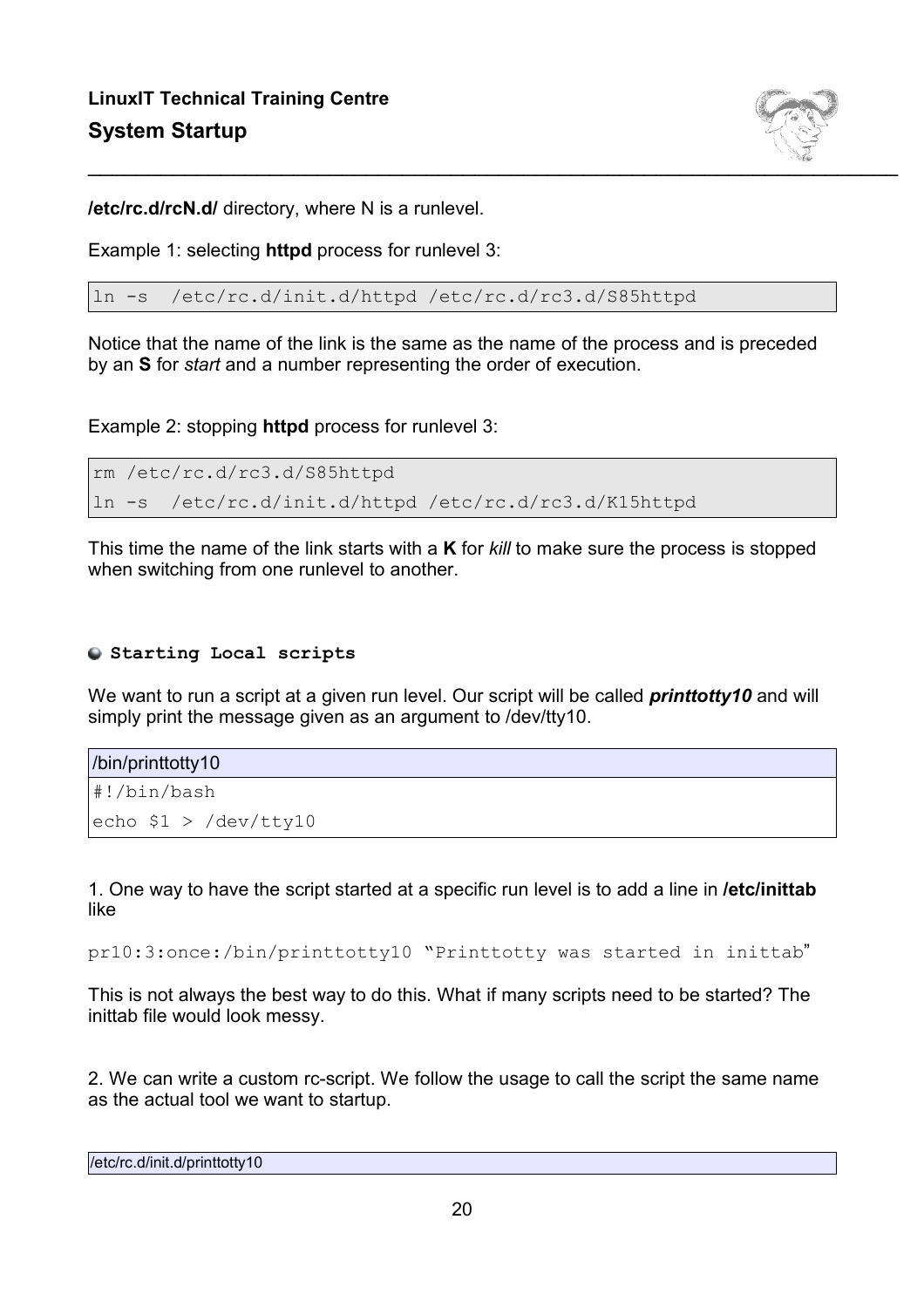**/etc/rc.d/rcN.d/** directory, where N is a runlevel.

Example 1: selecting **httpd** process for runlevel 3:

```
ln -s  /etc/rc.d/init.d/httpd /etc/rc.d/rc3.d/S85httpd
```

Notice that the name of the link is the same as the name of the process and is preceded by an **S** for *start* and a number representing the order of execution.

Example 2: stopping **httpd** process for runlevel 3:

```
rm /etc/rc.d/rc3.d/S85httpd
ln -s  /etc/rc.d/init.d/httpd /etc/rc.d/rc3.d/K15httpd
```

This time the name of the link starts with a **K** for *kill* to make sure the process is stopped when switching from one runlevel to another.

### Starting Local scripts

We want to run a script at a given run level. Our script will be called ***printtotty10*** and will simply print the message given as an argument to /dev/tty10.

```
/bin/printtotty10
#!/bin/bash
echo $1 > /dev/tty10
```

1. One way to have the script started at a specific run level is to add a line in **/etc/inittab** like

```
pr10:3:once:/bin/printtotty10 "Printtoty was started in inittab"
```

This is not always the best way to do this. What if many scripts need to be started? The inittab file would look messy.

2. We can write a custom rc-script. We follow the usage to call the script the same name as the actual tool we want to startup.

```
/etc/rc.d/init.d/printtotty10
```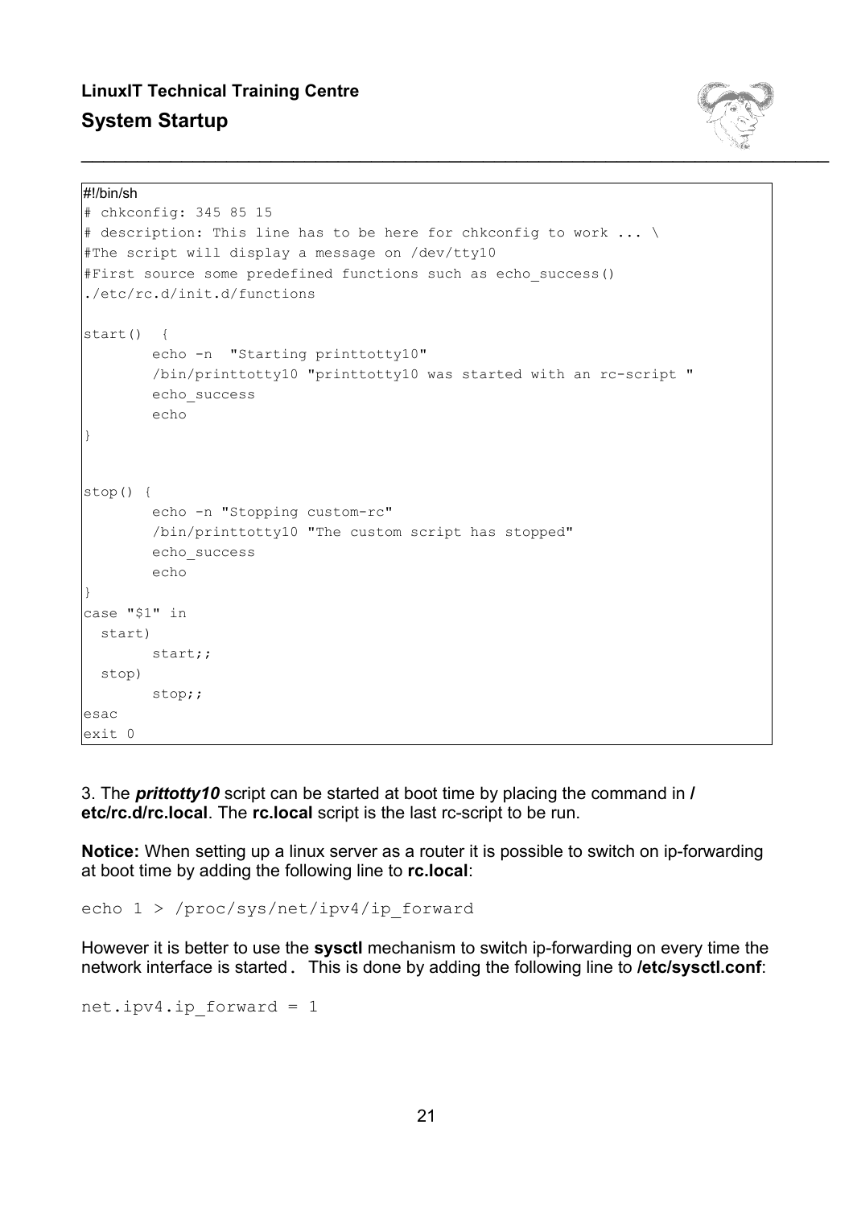```
#!/bin/sh
# chkconfig: 345 85 15
# description: This line has to be here for chkconfig to work ... \
#The script will display a message on /dev/tty10
#First source some predefined functions such as echo_success()
./etc/rc.d/init.d/functions

start()  {
        echo -n  "Starting printtotty10"
        /bin/printtotty10 "printtotty10 was started with an rc-script "
        echo_success
        echo
}


stop() {
        echo -n "Stopping custom-rc"
        /bin/printtotty10 "The custom script has stopped"
        echo_success
        echo
}
case "$1" in
  start)
        start;;
  stop)
        stop;;
esac
exit 0
```

3. The ***prittotty10*** script can be started at boot time by placing the command in **/etc/rc.d/rc.local**. The **rc.local** script is the last rc-script to be run.

**Notice:** When setting up a linux server as a router it is possible to switch on ip-forwarding at boot time by adding the following line to **rc.local**:

```
echo 1 > /proc/sys/net/ipv4/ip_forward
```

However it is better to use the **sysctl** mechanism to switch ip-forwarding on every time the network interface is started**.** This is done by adding the following line to **/etc/sysctl.conf**:

```
net.ipv4.ip_forward = 1
```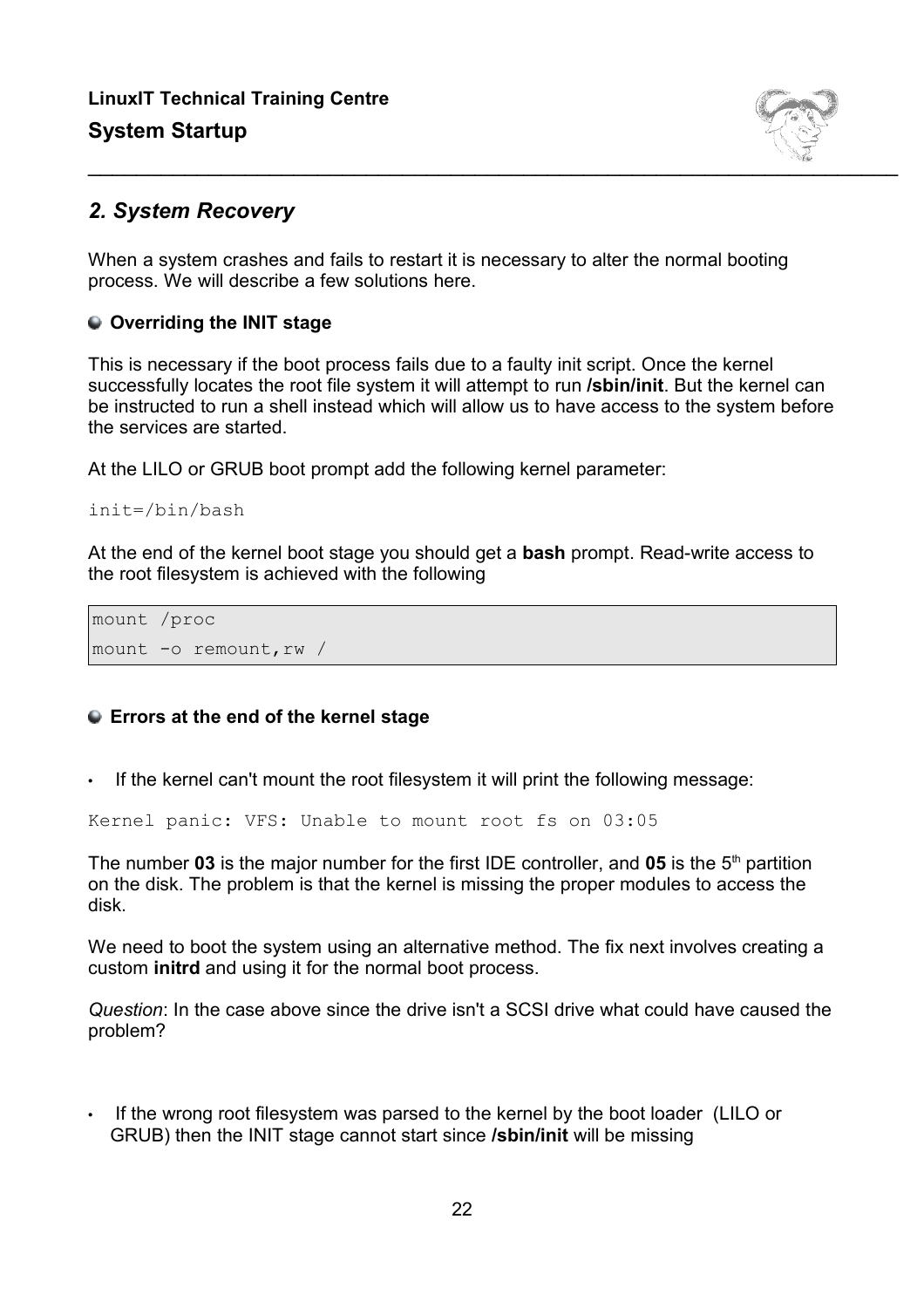## 2. System Recovery

When a system crashes and fails to restart it is necessary to alter the normal booting process. We will describe a few solutions here.

### Overriding the INIT stage

This is necessary if the boot process fails due to a faulty init script. Once the kernel successfully locates the root file system it will attempt to run **/sbin/init**. But the kernel can be instructed to run a shell instead which will allow us to have access to the system before the services are started.

At the LILO or GRUB boot prompt add the following kernel parameter:

```
init=/bin/bash
```

At the end of the kernel boot stage you should get a **bash** prompt. Read-write access to the root filesystem is achieved with the following

```
mount /proc
mount -o remount,rw /
```

### Errors at the end of the kernel stage

- If the kernel can't mount the root filesystem it will print the following message:

```
Kernel panic: VFS: Unable to mount root fs on 03:05
```

The number **03** is the major number for the first IDE controller, and **05** is the 5th partition on the disk. The problem is that the kernel is missing the proper modules to access the disk.

We need to boot the system using an alternative method. The fix next involves creating a custom **initrd** and using it for the normal boot process.

*Question*: In the case above since the drive isn't a SCSI drive what could have caused the problem?

- If the wrong root filesystem was parsed to the kernel by the boot loader (LILO or GRUB) then the INIT stage cannot start since **/sbin/init** will be missing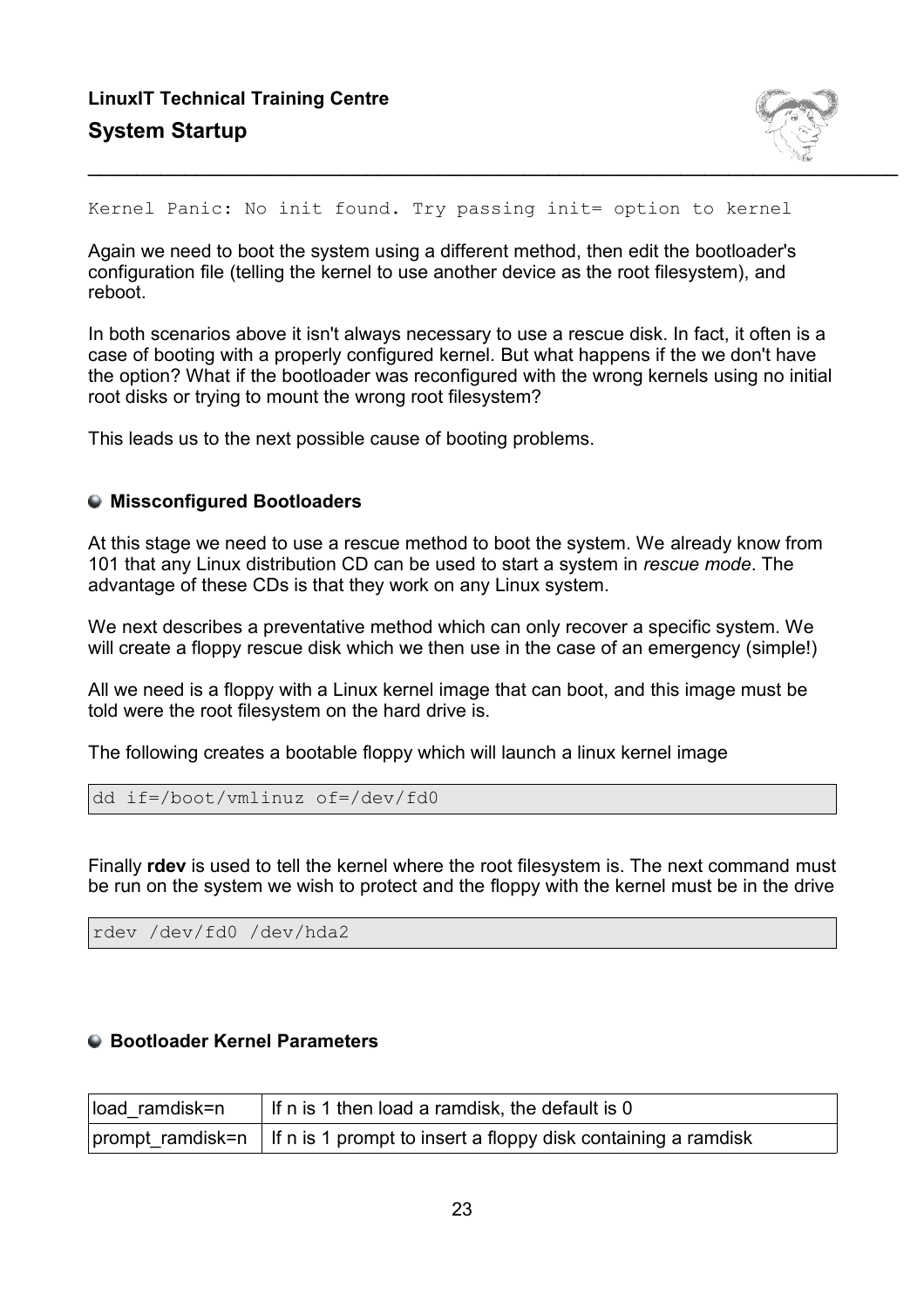```
Kernel Panic: No init found. Try passing init= option to kernel
```

Again we need to boot the system using a different method, then edit the bootloader's configuration file (telling the kernel to use another device as the root filesystem), and reboot.

In both scenarios above it isn't always necessary to use a rescue disk. In fact, it often is a case of booting with a properly configured kernel. But what happens if the we don't have the option? What if the bootloader was reconfigured with the wrong kernels using no initial root disks or trying to mount the wrong root filesystem?

This leads us to the next possible cause of booting problems.

### Missconfigured Bootloaders

At this stage we need to use a rescue method to boot the system. We already know from 101 that any Linux distribution CD can be used to start a system in *rescue mode*. The advantage of these CDs is that they work on any Linux system.

We next describes a preventative method which can only recover a specific system. We will create a floppy rescue disk which we then use in the case of an emergency (simple!)

All we need is a floppy with a Linux kernel image that can boot, and this image must be told were the root filesystem on the hard drive is.

The following creates a bootable floppy which will launch a linux kernel image

```
dd if=/boot/vmlinuz of=/dev/fd0
```

Finally **rdev** is used to tell the kernel where the root filesystem is. The next command must be run on the system we wish to protect and the floppy with the kernel must be in the drive

```
rdev /dev/fd0 /dev/hda2
```

### Bootloader Kernel Parameters

| load_ramdisk=n | If n is 1 then load a ramdisk, the default is 0 |
|---|---|
| prompt_ramdisk=n | If n is 1 prompt to insert a floppy disk containing a ramdisk |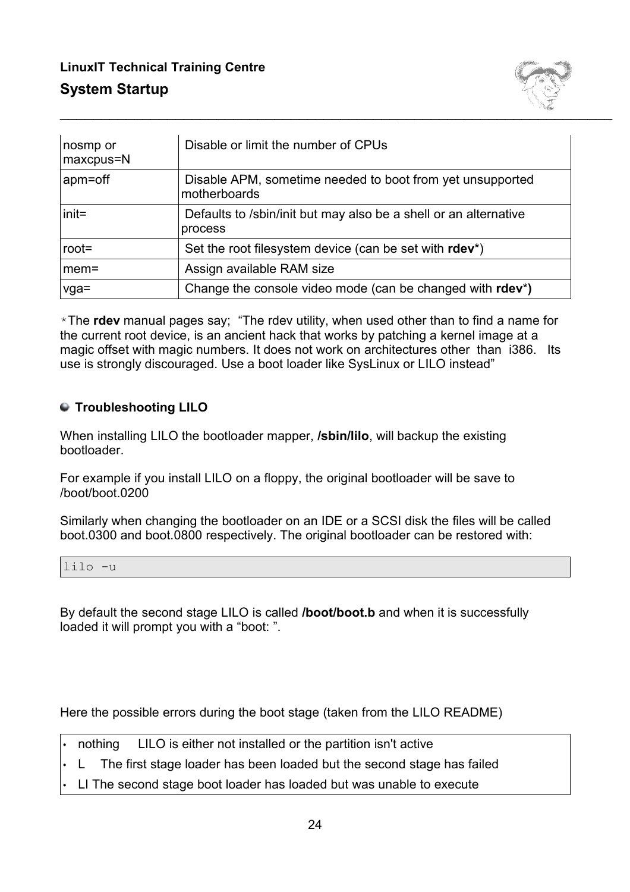| nosmp or maxcpus=N | Disable or limit the number of CPUs |
|---|---|
| apm=off | Disable APM, sometime needed to boot from yet unsupported motherboards |
| init= | Defaults to /sbin/init but may also be a shell or an alternative process |
| root= | Set the root filesystem device (can be set with **rdev***) |
| mem= | Assign available RAM size |
| vga= | Change the console video mode (can be changed with **rdev*)** |

*The **rdev** manual pages say; "The rdev utility, when used other than to find a name for the current root device, is an ancient hack that works by patching a kernel image at a magic offset with magic numbers. It does not work on architectures other than i386. Its use is strongly discouraged. Use a boot loader like SysLinux or LILO instead"

### Troubleshooting LILO

When installing LILO the bootloader mapper, **/sbin/lilo**, will backup the existing bootloader.

For example if you install LILO on a floppy, the original bootloader will be save to /boot/boot.0200

Similarly when changing the bootloader on an IDE or a SCSI disk the files will be called boot.0300 and boot.0800 respectively. The original bootloader can be restored with:

```
lilo -u
```

By default the second stage LILO is called **/boot/boot.b** and when it is successfully loaded it will prompt you with a "boot: ".

Here the possible errors during the boot stage (taken from the LILO README)

- nothing LILO is either not installed or the partition isn't active
- L The first stage loader has been loaded but the second stage has failed
- LI The second stage boot loader has loaded but was unable to execute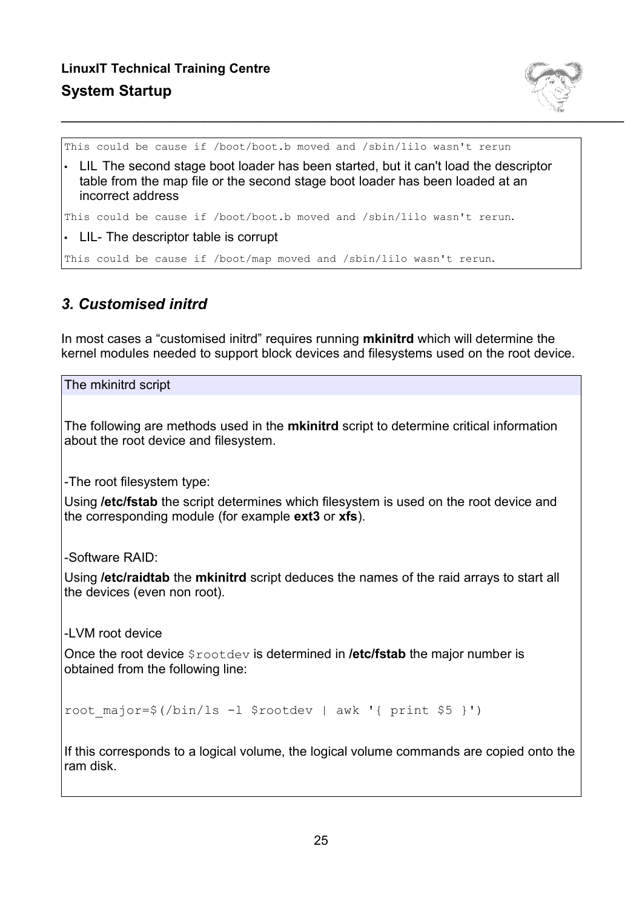This could be cause if /boot/boot.b moved and /sbin/lilo wasn't rerun

- LIL The second stage boot loader has been started, but it can't load the descriptor table from the map file or the second stage boot loader has been loaded at an incorrect address

This could be cause if /boot/boot.b moved and /sbin/lilo wasn't rerun.

- LIL- The descriptor table is corrupt

This could be cause if /boot/map moved and /sbin/lilo wasn't rerun.

## *3. Customised initrd*

In most cases a “customised initrd” requires running **mkinitrd** which will determine the kernel modules needed to support block devices and filesystems used on the root device.

The mkinitrd script

The following are methods used in the **mkinitrd** script to determine critical information about the root device and filesystem.

-The root filesystem type:

Using **/etc/fstab** the script determines which filesystem is used on the root device and the corresponding module (for example **ext3** or **xfs**).

-Software RAID:

Using **/etc/raidtab** the **mkinitrd** script deduces the names of the raid arrays to start all the devices (even non root).

-LVM root device

Once the root device `$rootdev` is determined in **/etc/fstab** the major number is obtained from the following line:

```
root_major=$(/bin/ls -l $rootdev | awk '{ print $5 }')
```

If this corresponds to a logical volume, the logical volume commands are copied onto the ram disk.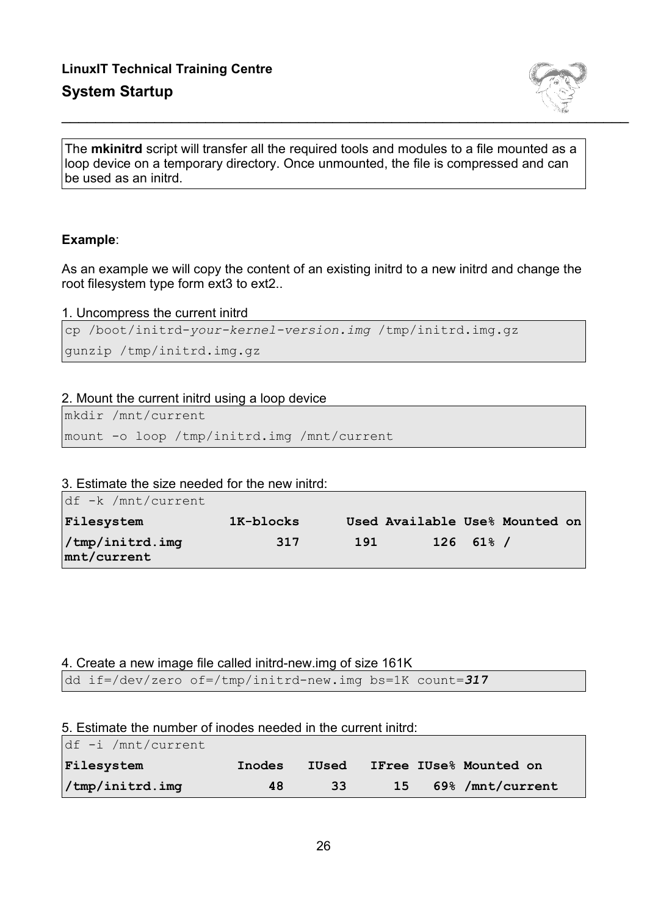The **mkinitrd** script will transfer all the required tools and modules to a file mounted as a loop device on a temporary directory. Once unmounted, the file is compressed and can be used as an initrd.

**Example**:

As an example we will copy the content of an existing initrd to a new initrd and change the root filesystem type form ext3 to ext2..

1. Uncompress the current initrd

```
cp /boot/initrd-your-kernel-version.img /tmp/initrd.img.gz
gunzip /tmp/initrd.img.gz
```

2. Mount the current initrd using a loop device

```
mkdir /mnt/current
mount -o loop /tmp/initrd.img /mnt/current
```

3. Estimate the size needed for the new initrd:

```
df -k /mnt/current
Filesystem           1K-blocks      Used Available Use% Mounted on
/tmp/initrd.img            317       191       126  61% /
mnt/current
```

4. Create a new image file called initrd-new.img of size 161K

```
dd if=/dev/zero of=/tmp/initrd-new.img bs=1K count=317
```

5. Estimate the number of inodes needed in the current initrd:

```
df -i /mnt/current
Filesystem            Inodes   IUsed   IFree IUse% Mounted on
/tmp/initrd.img           48      33      15   69% /mnt/current
```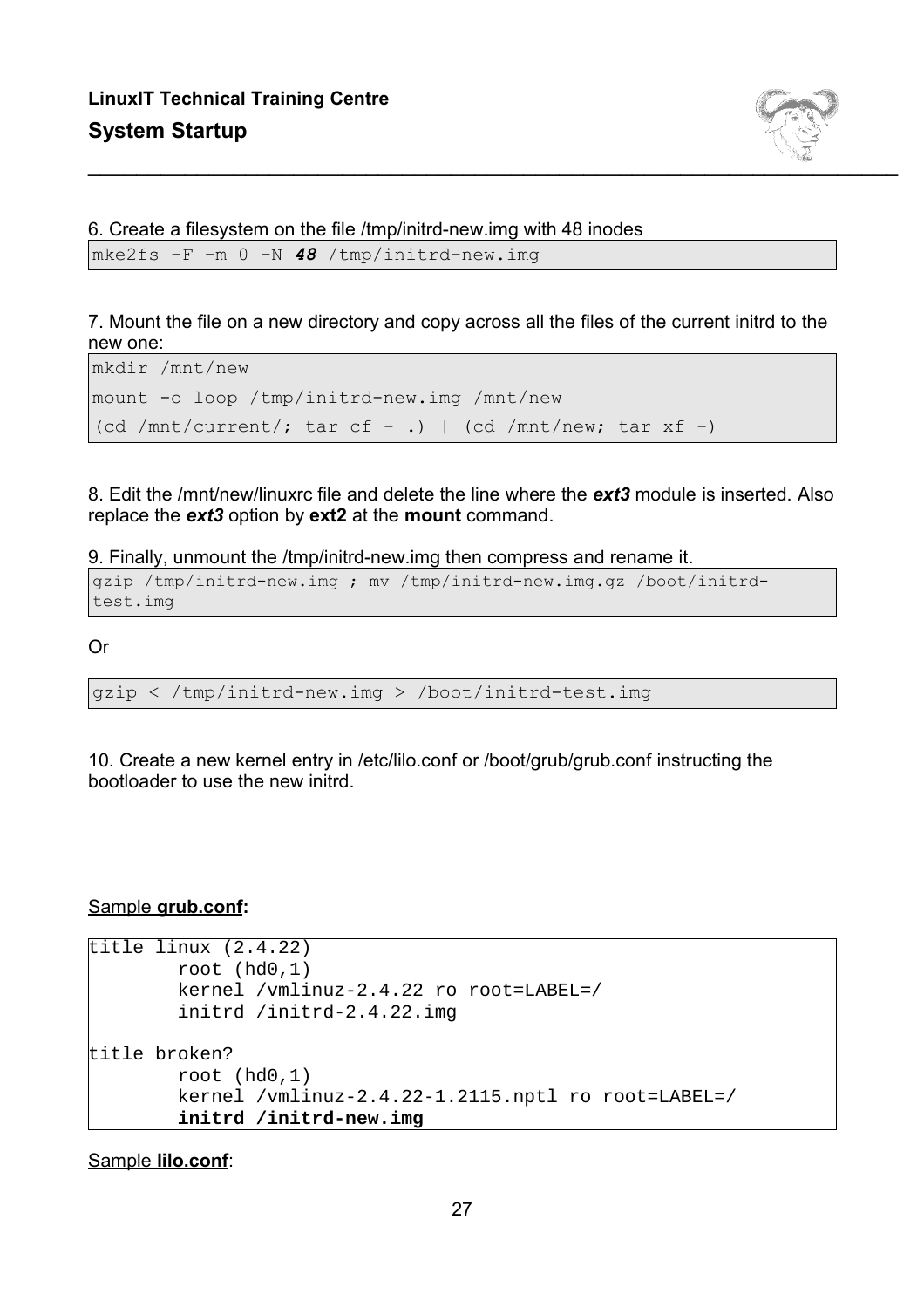6. Create a filesystem on the file /tmp/initrd-new.img with 48 inodes

```
mke2fs -F -m 0 -N 48 /tmp/initrd-new.img
```

7. Mount the file on a new directory and copy across all the files of the current initrd to the new one:

```
mkdir /mnt/new
mount -o loop /tmp/initrd-new.img /mnt/new
(cd /mnt/current/; tar cf - .) | (cd /mnt/new; tar xf -)
```

8. Edit the /mnt/new/linuxrc file and delete the line where the ***ext3*** module is inserted. Also replace the ***ext3*** option by **ext2** at the **mount** command.

9. Finally, unmount the /tmp/initrd-new.img then compress and rename it.

```
gzip /tmp/initrd-new.img ; mv /tmp/initrd-new.img.gz /boot/initrd-test.img
```

Or

```
gzip < /tmp/initrd-new.img > /boot/initrd-test.img
```

10. Create a new kernel entry in /etc/lilo.conf or /boot/grub/grub.conf instructing the bootloader to use the new initrd.

Sample **grub.conf:**

```
title linux (2.4.22)
        root (hd0,1)
        kernel /vmlinuz-2.4.22 ro root=LABEL=/
        initrd /initrd-2.4.22.img

title broken?
        root (hd0,1)
        kernel /vmlinuz-2.4.22-1.2115.nptl ro root=LABEL=/
        initrd /initrd-new.img
```

Sample **lilo.conf**: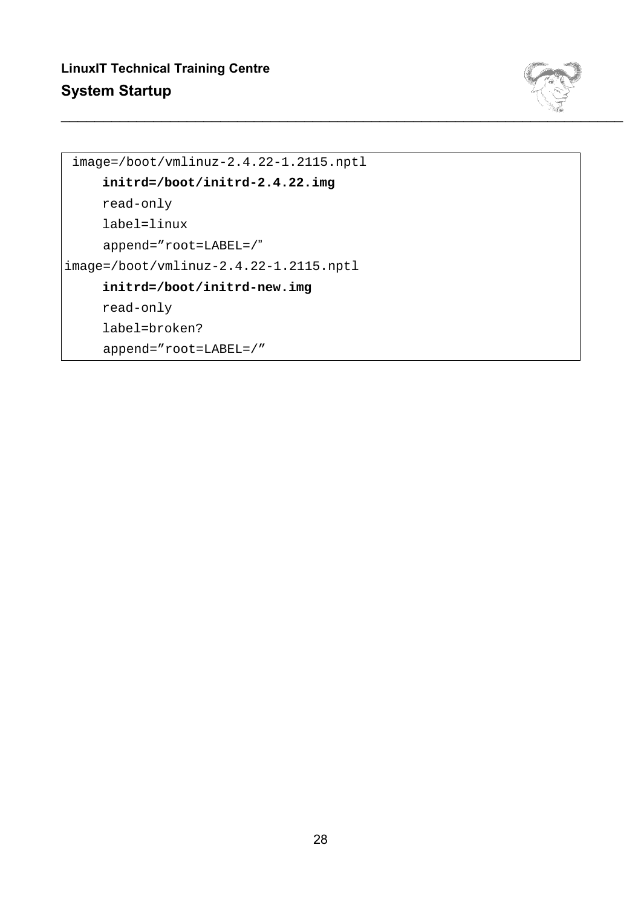```
 image=/boot/vmlinuz-2.4.22-1.2115.nptl
     initrd=/boot/initrd-2.4.22.img
     read-only
     label=linux
     append=”root=LABEL=/”
image=/boot/vmlinuz-2.4.22-1.2115.nptl
     initrd=/boot/initrd-new.img
     read-only
     label=broken?
     append=”root=LABEL=/”
```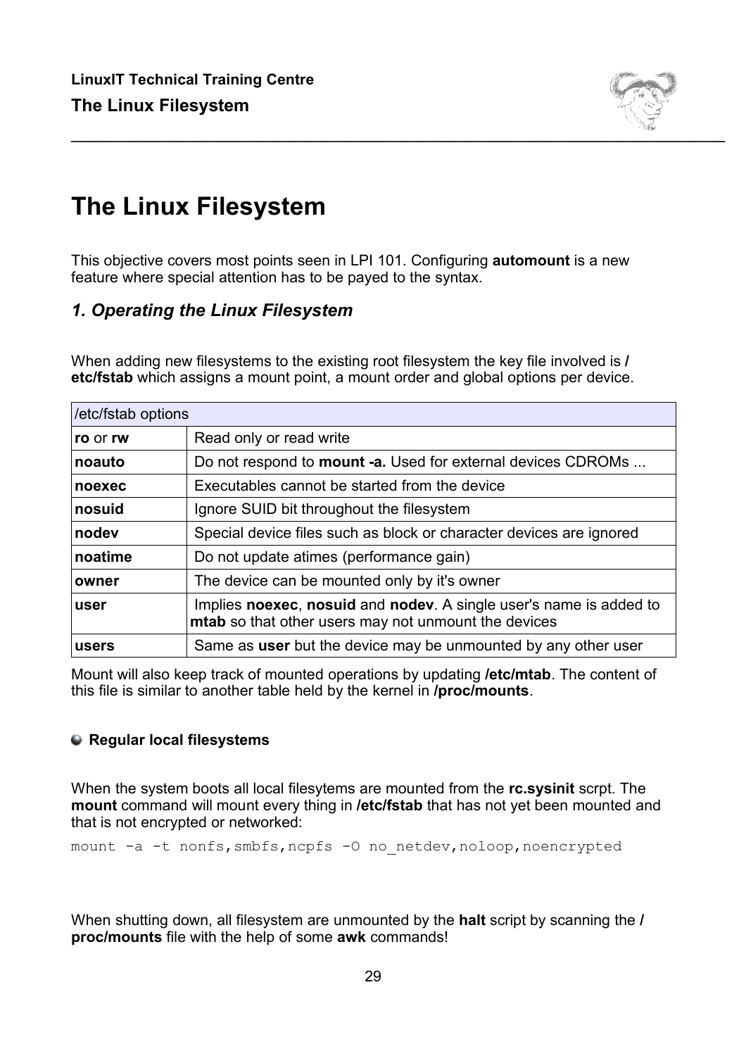# The Linux Filesystem

This objective covers most points seen in LPI 101. Configuring **automount** is a new feature where special attention has to be payed to the syntax.

## *1. Operating the Linux Filesystem*

When adding new filesystems to the existing root filesystem the key file involved is **/etc/fstab** which assigns a mount point, a mount order and global options per device.

| /etc/fstab options | |
|---|---|
| **ro** or **rw** | Read only or read write |
| **noauto** | Do not respond to **mount -a.** Used for external devices CDROMs ... |
| **noexec** | Executables cannot be started from the device |
| **nosuid** | Ignore SUID bit throughout the filesystem |
| **nodev** | Special device files such as block or character devices are ignored |
| **noatime** | Do not update atimes (performance gain) |
| **owner** | The device can be mounted only by it's owner |
| **user** | Implies **noexec**, **nosuid** and **nodev**. A single user's name is added to **mtab** so that other users may not unmount the devices |
| **users** | Same as **user** but the device may be unmounted by any other user |

Mount will also keep track of mounted operations by updating **/etc/mtab**. The content of this file is similar to another table held by the kernel in **/proc/mounts**.

### Regular local filesystems

When the system boots all local filesytems are mounted from the **rc.sysinit** scrpt. The **mount** command will mount every thing in **/etc/fstab** that has not yet been mounted and that is not encrypted or networked:

```
mount -a -t nonfs,smbfs,ncpfs -O no_netdev,noloop,noencrypted
```

When shutting down, all filesystem are unmounted by the **halt** script by scanning the **/proc/mounts** file with the help of some **awk** commands!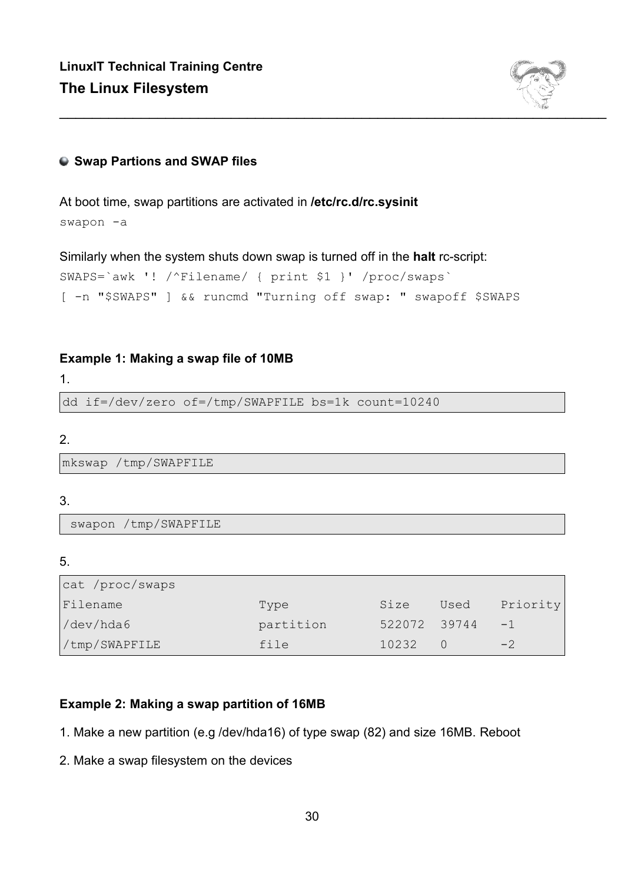## Swap Partions and SWAP files

At boot time, swap partitions are activated in **/etc/rc.d/rc.sysinit**

```
swapon -a
```

Similarly when the system shuts down swap is turned off in the **halt** rc-script:

```
SWAPS=`awk '! /^Filename/ { print $1 }' /proc/swaps`
[ -n "$SWAPS" ] && runcmd "Turning off swap: " swapoff $SWAPS
```

### Example 1: Making a swap file of 10MB

1.

```
dd if=/dev/zero of=/tmp/SWAPFILE bs=1k count=10240
```

2.

```
mkswap /tmp/SWAPFILE
```

3.

```
 swapon /tmp/SWAPFILE
```

5.

```
cat /proc/swaps
Filename                Type          Size    Used    Priority
/dev/hda6               partition     522072  39744   -1
/tmp/SWAPFILE           file          10232   0       -2
```

### Example 2: Making a swap partition of 16MB

1. Make a new partition (e.g /dev/hda16) of type swap (82) and size 16MB. Reboot

2. Make a swap filesystem on the devices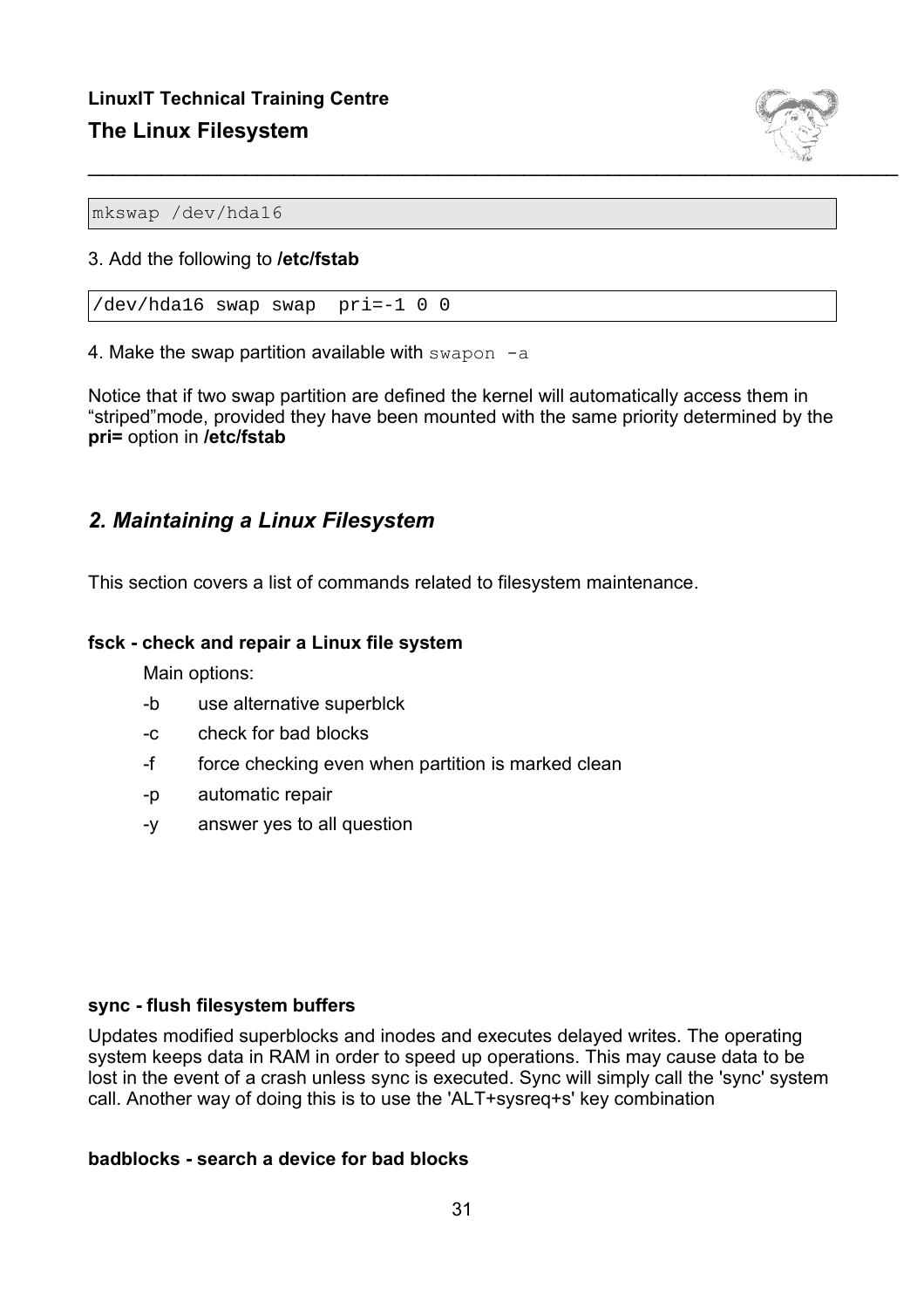```
mkswap /dev/hda16
```

3. Add the following to **/etc/fstab**

```
/dev/hda16 swap swap  pri=-1 0 0
```

4. Make the swap partition available with `swapon -a`

Notice that if two swap partition are defined the kernel will automatically access them in “striped”mode, provided they have been mounted with the same priority determined by the **pri=** option in **/etc/fstab**

## *2. Maintaining a Linux Filesystem*

This section covers a list of commands related to filesystem maintenance.

**fsck - check and repair a Linux file system**

Main options:

- -b use alternative superblck
- -c check for bad blocks
- -f force checking even when partition is marked clean
- -p automatic repair
- -y answer yes to all question

**sync - flush filesystem buffers**

Updates modified superblocks and inodes and executes delayed writes. The operating system keeps data in RAM in order to speed up operations. This may cause data to be lost in the event of a crash unless sync is executed. Sync will simply call the 'sync' system call. Another way of doing this is to use the 'ALT+sysreq+s' key combination

**badblocks - search a device for bad blocks**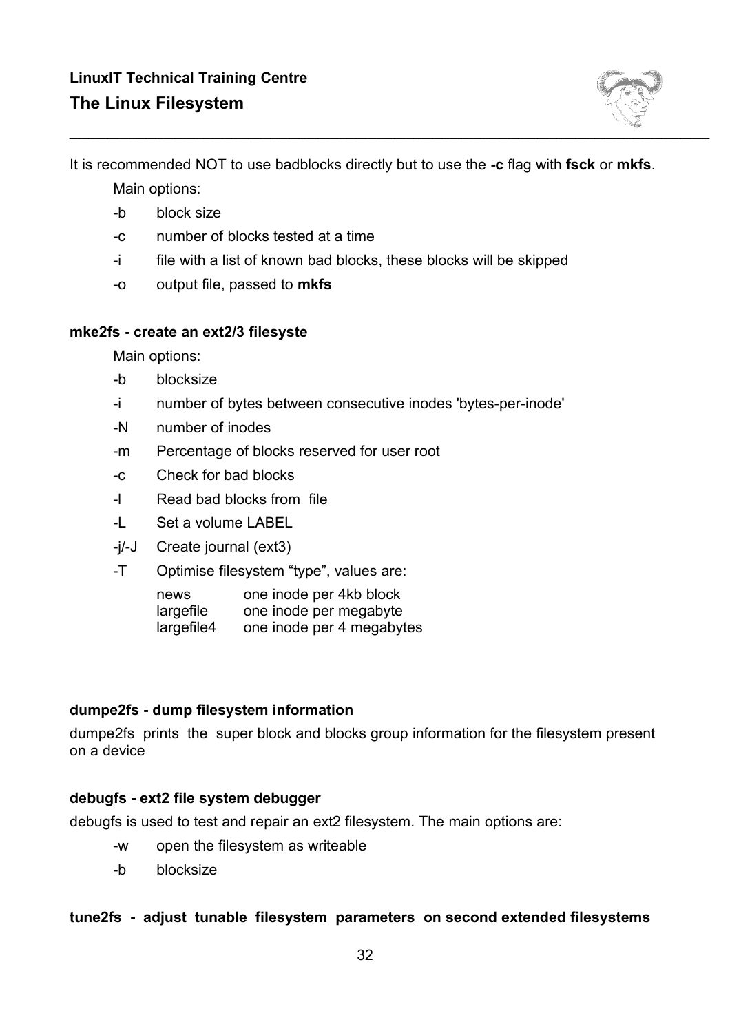It is recommended NOT to use badblocks directly but to use the **-c** flag with **fsck** or **mkfs**.

Main options:

- -b block size
- -c number of blocks tested at a time
- -i file with a list of known bad blocks, these blocks will be skipped
- -o output file, passed to **mkfs**

**mke2fs - create an ext2/3 filesyste**

Main options:

- -b blocksize
- -i number of bytes between consecutive inodes 'bytes-per-inode'
- -N number of inodes
- -m Percentage of blocks reserved for user root
- -c Check for bad blocks
- -l Read bad blocks from file
- -L Set a volume LABEL
- -j/-J Create journal (ext3)
- -T Optimise filesystem “type”, values are:

  | | |
  |---|---|
  | news | one inode per 4kb block |
  | largefile | one inode per megabyte |
  | largefile4 | one inode per 4 megabytes |

**dumpe2fs - dump filesystem information**

dumpe2fs prints the super block and blocks group information for the filesystem present on a device

**debugfs - ext2 file system debugger**

debugfs is used to test and repair an ext2 filesystem. The main options are:

- -w open the filesystem as writeable
- -b blocksize

**tune2fs - adjust tunable filesystem parameters on second extended filesystems**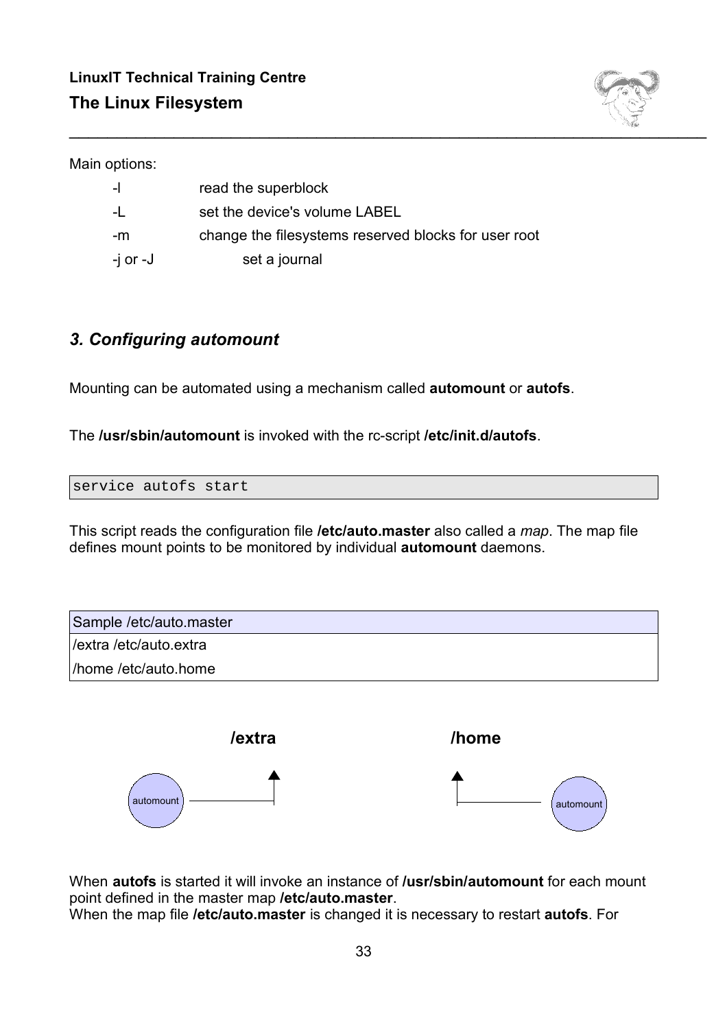Main options:

| | |
|---|---|
| -l | read the superblock |
| -L | set the device's volume LABEL |
| -m | change the filesystems reserved blocks for user root |
| -j or -J | set a journal |

### *3. Configuring automount*

Mounting can be automated using a mechanism called **automount** or **autofs**.

The **/usr/sbin/automount** is invoked with the rc-script **/etc/init.d/autofs**.

```
service autofs start
```

This script reads the configuration file **/etc/auto.master** also called a *map*. The map file defines mount points to be monitored by individual **automount** daemons.

| Sample /etc/auto.master |
|---|
| /extra /etc/auto.extra |
| /home /etc/auto.home |

**/extra** **/home**

automount automount

When **autofs** is started it will invoke an instance of **/usr/sbin/automount** for each mount point defined in the master map **/etc/auto.master**.
When the map file **/etc/auto.master** is changed it is necessary to restart **autofs**. For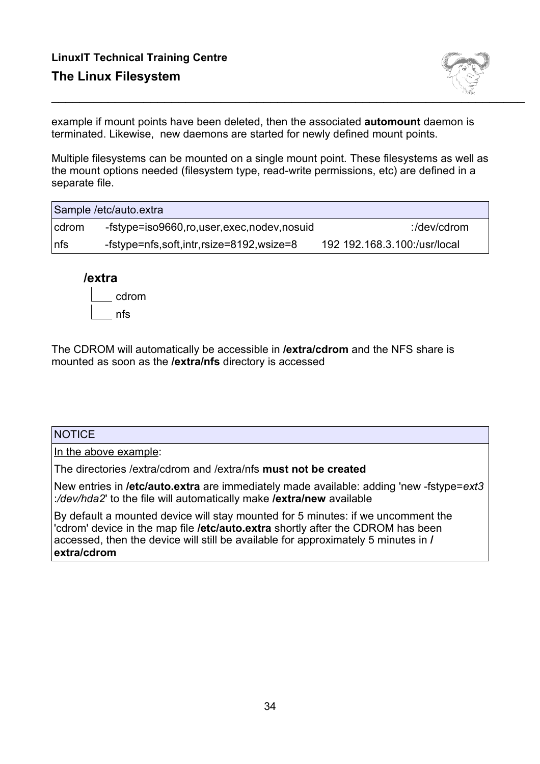example if mount points have been deleted, then the associated **automount** daemon is terminated. Likewise, new daemons are started for newly defined mount points.

Multiple filesystems can be mounted on a single mount point. These filesystems as well as the mount options needed (filesystem type, read-write permissions, etc) are defined in a separate file.

| Sample /etc/auto.extra | | |
|---|---|---|
| cdrom | -fstype=iso9660,ro,user,exec,nodev,nosuid | :/dev/cdrom |
| nfs | -fstype=nfs,soft,intr,rsize=8192,wsize=8 | 192 192.168.3.100:/usr/local |

```
/extra
  |___ cdrom
  |___ nfs
```

The CDROM will automatically be accessible in **/extra/cdrom** and the NFS share is mounted as soon as the **/extra/nfs** directory is accessed

| NOTICE |
|---|
| In the above example: |
| The directories /extra/cdrom and /extra/nfs **must not be created** |
| New entries in **/etc/auto.extra** are immediately made available: adding 'new -fstype=*ext3 :/dev/hda2*' to the file will automatically make **/extra/new** available |
| By default a mounted device will stay mounted for 5 minutes: if we uncomment the 'cdrom' device in the map file **/etc/auto.extra** shortly after the CDROM has been accessed, then the device will still be available for approximately 5 minutes in **/extra/cdrom** |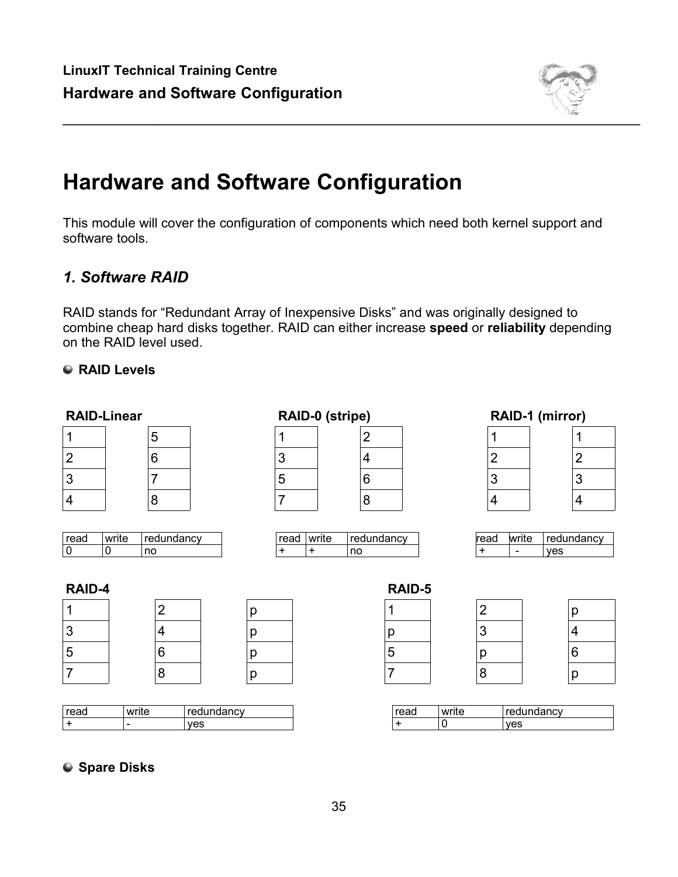# Hardware and Software Configuration

This module will cover the configuration of components which need both kernel support and software tools.

## *1. Software RAID*

RAID stands for "Redundant Array of Inexpensive Disks" and was originally designed to combine cheap hard disks together. RAID can either increase **speed** or **reliability** depending on the RAID level used.

### RAID Levels

**RAID-Linear**

| Disk 1 | Disk 2 |
|---|---|
| 1 | 5 |
| 2 | 6 |
| 3 | 7 |
| 4 | 8 |

| read | write | redundancy |
|---|---|---|
| 0 | 0 | no |

**RAID-0 (stripe)**

| Disk 1 | Disk 2 |
|---|---|
| 1 | 2 |
| 3 | 4 |
| 5 | 6 |
| 7 | 8 |

| read | write | redundancy |
|---|---|---|
| + | + | no |

**RAID-1 (mirror)**

| Disk 1 | Disk 2 |
|---|---|
| 1 | 1 |
| 2 | 2 |
| 3 | 3 |
| 4 | 4 |

| read | write | redundancy |
|---|---|---|
| + | - | yes |

**RAID-4**

| Disk 1 | Disk 2 | Disk 3 |
|---|---|---|
| 1 | 2 | p |
| 3 | 4 | p |
| 5 | 6 | p |
| 7 | 8 | p |

| read | write | redundancy |
|---|---|---|
| + | - | yes |

**RAID-5**

| Disk 1 | Disk 2 | Disk 3 |
|---|---|---|
| 1 | 2 | p |
| p | 3 | 4 |
| 5 | p | 6 |
| 7 | 8 | p |

| read | write | redundancy |
|---|---|---|
| + | 0 | yes |

### Spare Disks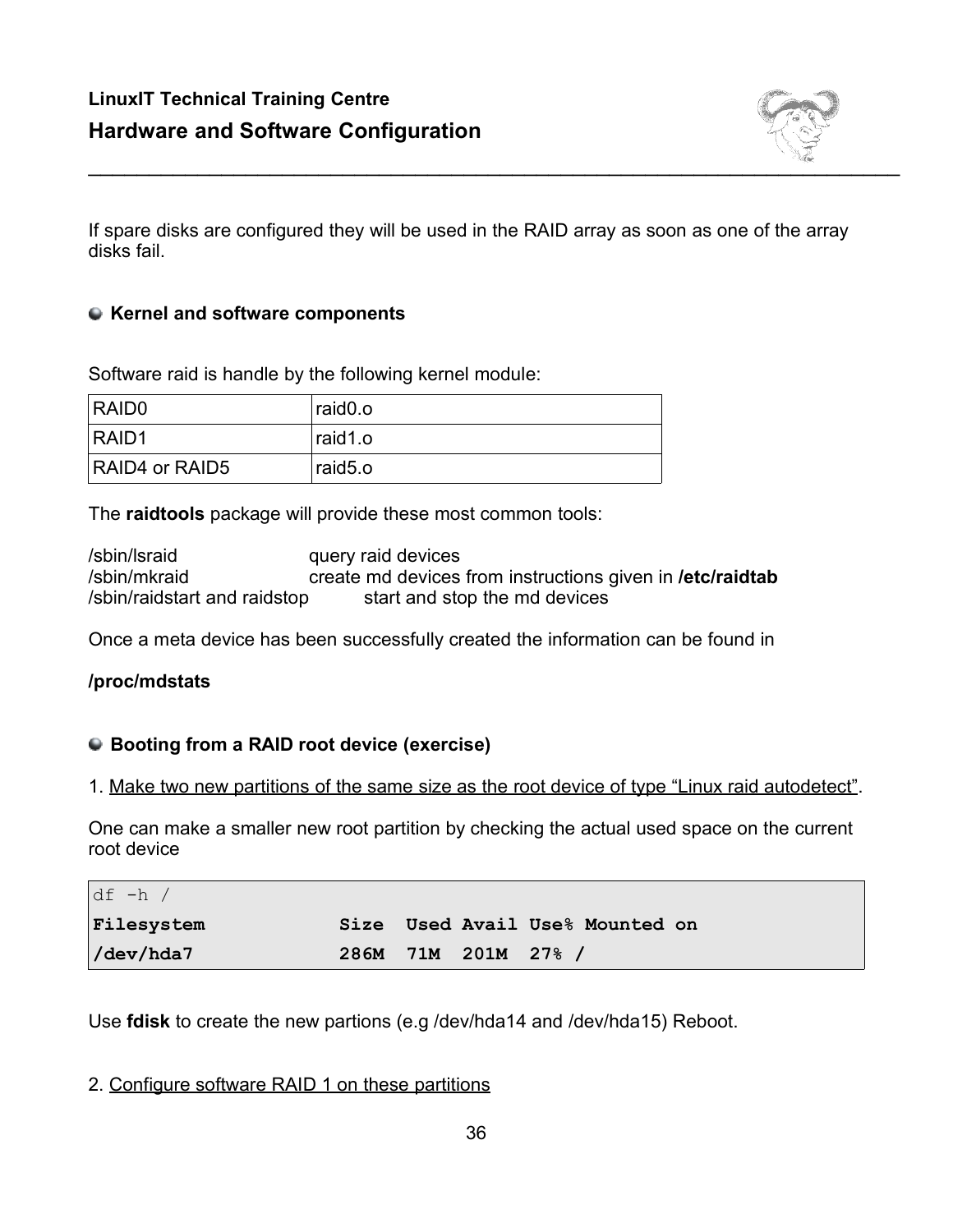If spare disks are configured they will be used in the RAID array as soon as one of the array disks fail.

### Kernel and software components

Software raid is handle by the following kernel module:

| RAID0 | raid0.o |
|---|---|
| RAID1 | raid1.o |
| RAID4 or RAID5 | raid5.o |

The **raidtools** package will provide these most common tools:

/sbin/lsraid query raid devices
/sbin/mkraid create md devices from instructions given in **/etc/raidtab**
/sbin/raidstart and raidstop start and stop the md devices

Once a meta device has been successfully created the information can be found in

**/proc/mdstats**

### Booting from a RAID root device (exercise)

1. Make two new partitions of the same size as the root device of type "Linux raid autodetect".

One can make a smaller new root partition by checking the actual used space on the current root device

```
df -h /
Filesystem           Size  Used Avail Use% Mounted on
/dev/hda7            286M  71M  201M  27% /
```

Use **fdisk** to create the new partions (e.g /dev/hda14 and /dev/hda15) Reboot.

2. Configure software RAID 1 on these partitions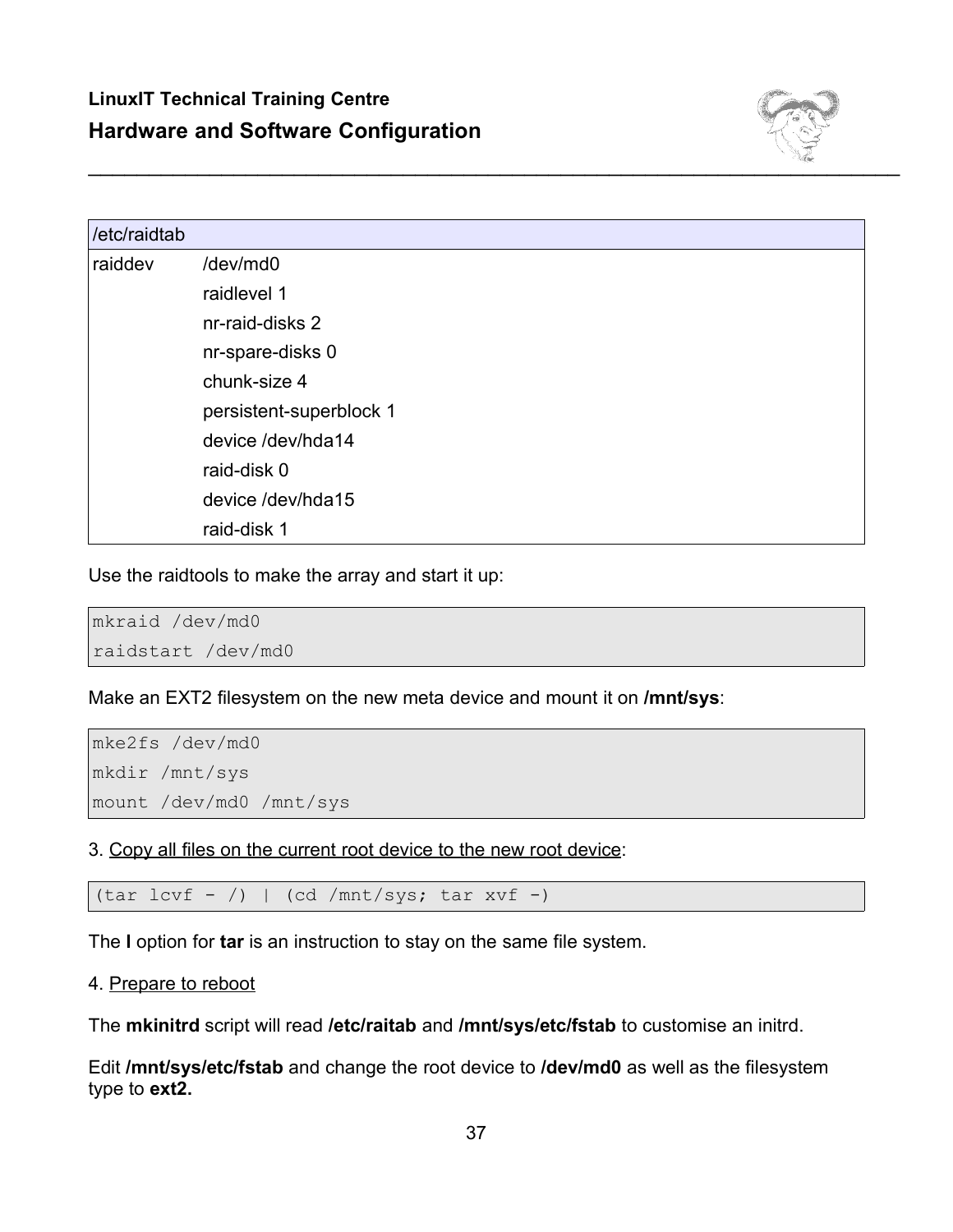| /etc/raidtab | |
|---|---|
| raiddev | /dev/md0 |
| | raidlevel 1 |
| | nr-raid-disks 2 |
| | nr-spare-disks 0 |
| | chunk-size 4 |
| | persistent-superblock 1 |
| | device /dev/hda14 |
| | raid-disk 0 |
| | device /dev/hda15 |
| | raid-disk 1 |

Use the raidtools to make the array and start it up:

```
mkraid /dev/md0
raidstart /dev/md0
```

Make an EXT2 filesystem on the new meta device and mount it on **/mnt/sys**:

```
mke2fs /dev/md0
mkdir /mnt/sys
mount /dev/md0 /mnt/sys
```

3. Copy all files on the current root device to the new root device:

```
(tar lcvf - /) | (cd /mnt/sys; tar xvf -)
```

The **l** option for **tar** is an instruction to stay on the same file system.

4. Prepare to reboot

The **mkinitrd** script will read **/etc/raitab** and **/mnt/sys/etc/fstab** to customise an initrd.

Edit **/mnt/sys/etc/fstab** and change the root device to **/dev/md0** as well as the filesystem type to **ext2.**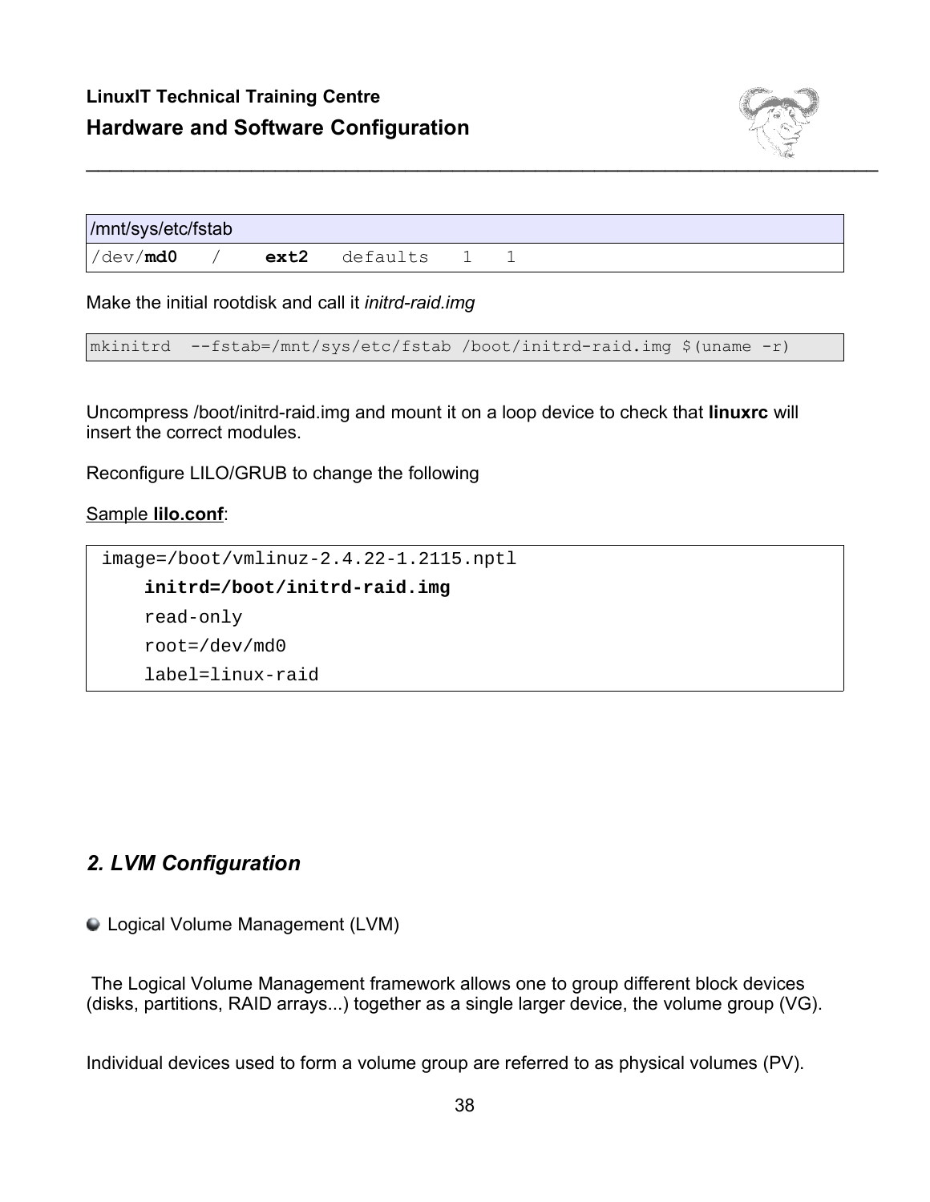| /mnt/sys/etc/fstab |
| --- |
| /dev/**md0**   /   **ext2**   defaults   1   1 |

Make the initial rootdisk and call it *initrd-raid.img*

```
mkinitrd  --fstab=/mnt/sys/etc/fstab /boot/initrd-raid.img $(uname -r)
```

Uncompress /boot/initrd-raid.img and mount it on a loop device to check that **linuxrc** will insert the correct modules.

Reconfigure LILO/GRUB to change the following

Sample **lilo.conf**:

```
image=/boot/vmlinuz-2.4.22-1.2115.nptl
    initrd=/boot/initrd-raid.img
    read-only
    root=/dev/md0
    label=linux-raid
```

## *2. LVM Configuration*

- Logical Volume Management (LVM)

The Logical Volume Management framework allows one to group different block devices (disks, partitions, RAID arrays...) together as a single larger device, the volume group (VG).

Individual devices used to form a volume group are referred to as physical volumes (PV).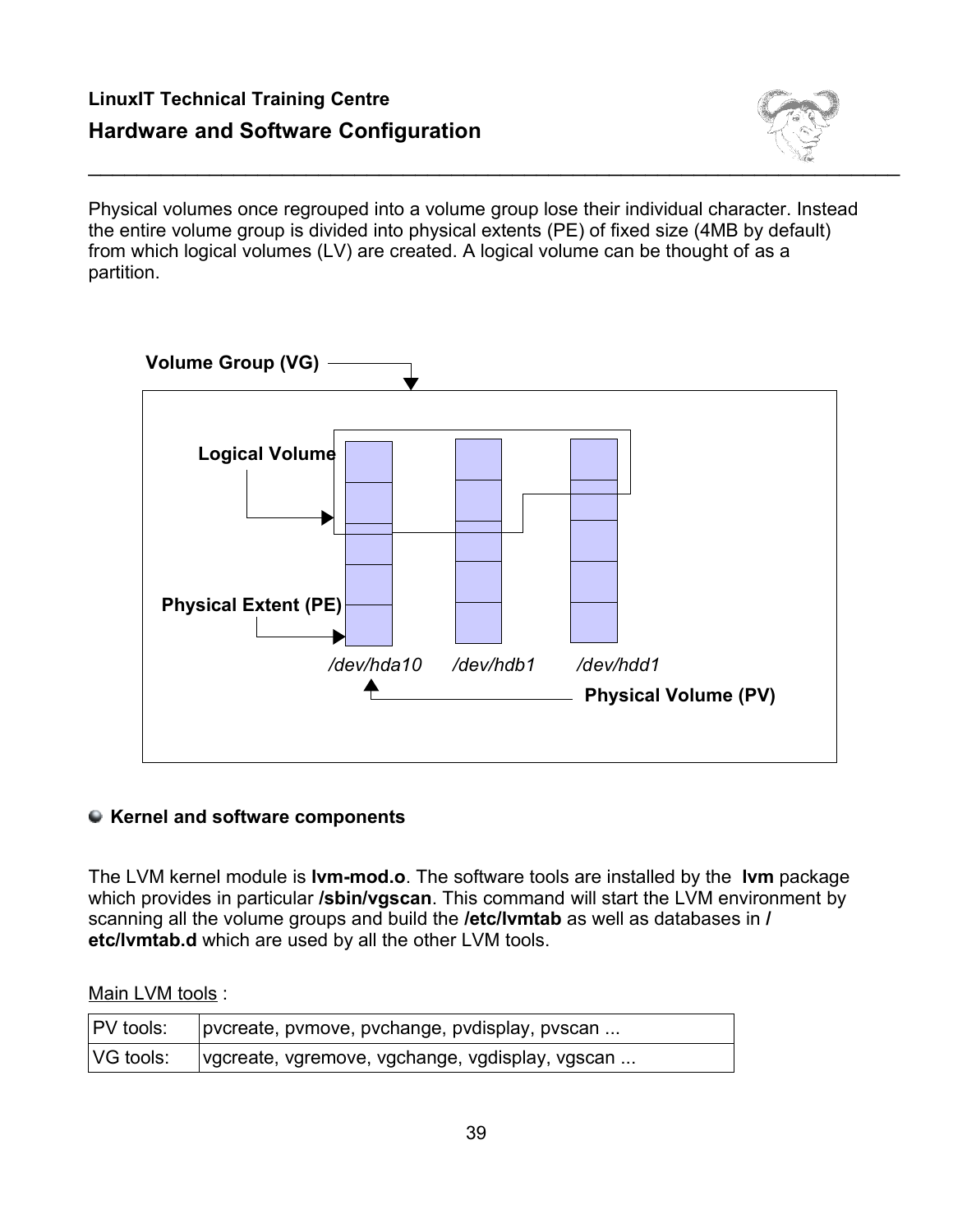Physical volumes once regrouped into a volume group lose their individual character. Instead the entire volume group is divided into physical extents (PE) of fixed size (4MB by default) from which logical volumes (LV) are created. A logical volume can be thought of as a partition.

Volume Group (VG)

Logical Volume

Physical Extent (PE)

*/dev/hda10* *//dev/hdb1* */dev/hdd1*

Physical Volume (PV)

### Kernel and software components

The LVM kernel module is **lvm-mod.o**. The software tools are installed by the **lvm** package which provides in particular **/sbin/vgscan**. This command will start the LVM environment by scanning all the volume groups and build the **/etc/lvmtab** as well as databases in **/etc/lvmtab.d** which are used by all the other LVM tools.

Main LVM tools :

| PV tools: | pvcreate, pvmove, pvchange, pvdisplay, pvscan ... |
|---|---|
| VG tools: | vgcreate, vgremove, vgchange, vgdisplay, vgscan ... |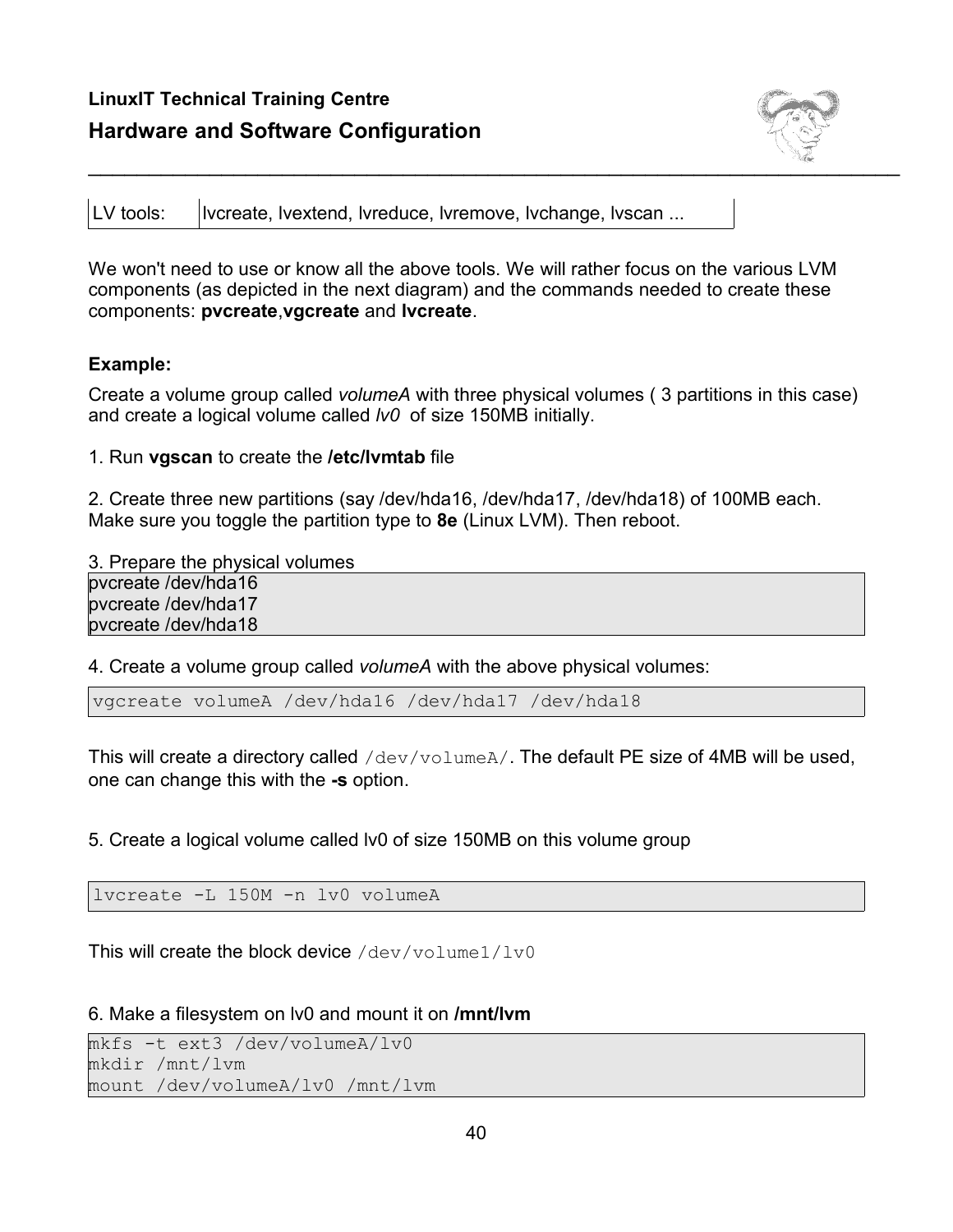| LV tools: | lvcreate, lvextend, lvreduce, lvremove, lvchange, lvscan ... |
|---|---|

We won't need to use or know all the above tools. We will rather focus on the various LVM components (as depicted in the next diagram) and the commands needed to create these components: **pvcreate**,**vgcreate** and **lvcreate**.

**Example:**

Create a volume group called *volumeA* with three physical volumes ( 3 partitions in this case) and create a logical volume called *lv0* of size 150MB initially.

1. Run **vgscan** to create the **/etc/lvmtab** file

2. Create three new partitions (say /dev/hda16, /dev/hda17, /dev/hda18) of 100MB each. Make sure you toggle the partition type to **8e** (Linux LVM). Then reboot.

3. Prepare the physical volumes

```
pvcreate /dev/hda16
pvcreate /dev/hda17
pvcreate /dev/hda18
```

4. Create a volume group called *volumeA* with the above physical volumes:

```
vgcreate volumeA /dev/hda16 /dev/hda17 /dev/hda18
```

This will create a directory called `/dev/volumeA/`. The default PE size of 4MB will be used, one can change this with the **-s** option.

5. Create a logical volume called lv0 of size 150MB on this volume group

```
lvcreate -L 150M -n lv0 volumeA
```

This will create the block device `/dev/volume1/lv0`

6. Make a filesystem on lv0 and mount it on **/mnt/lvm**

```
mkfs -t ext3 /dev/volumeA/lv0
mkdir /mnt/lvm
mount /dev/volumeA/lv0 /mnt/lvm
```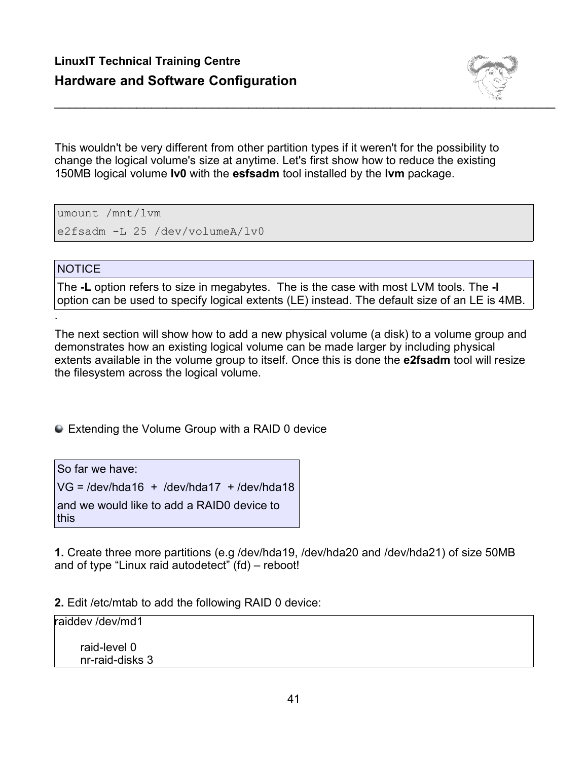This wouldn't be very different from other partition types if it weren't for the possibility to change the logical volume's size at anytime. Let's first show how to reduce the existing 150MB logical volume **lv0** with the **esfsadm** tool installed by the **lvm** package.

```
umount /mnt/lvm
e2fsadm -L 25 /dev/volumeA/lv0
```

| NOTICE |
|---|
| The **-L** option refers to size in megabytes. The is the case with most LVM tools. The **-l** option can be used to specify logical extents (LE) instead. The default size of an LE is 4MB. |

.

The next section will show how to add a new physical volume (a disk) to a volume group and demonstrates how an existing logical volume can be made larger by including physical extents available in the volume group to itself. Once this is done the **e2fsadm** tool will resize the filesystem across the logical volume.

### Extending the Volume Group with a RAID 0 device

| So far we have: |
|---|
| VG = /dev/hda16 + /dev/hda17 + /dev/hda18 |
| and we would like to add a RAID0 device to this |

**1.** Create three more partitions (e.g /dev/hda19, /dev/hda20 and /dev/hda21) of size 50MB and of type “Linux raid autodetect” (fd) – reboot!

**2.** Edit /etc/mtab to add the following RAID 0 device:

```
raiddev /dev/md1

    raid-level 0
    nr-raid-disks 3
```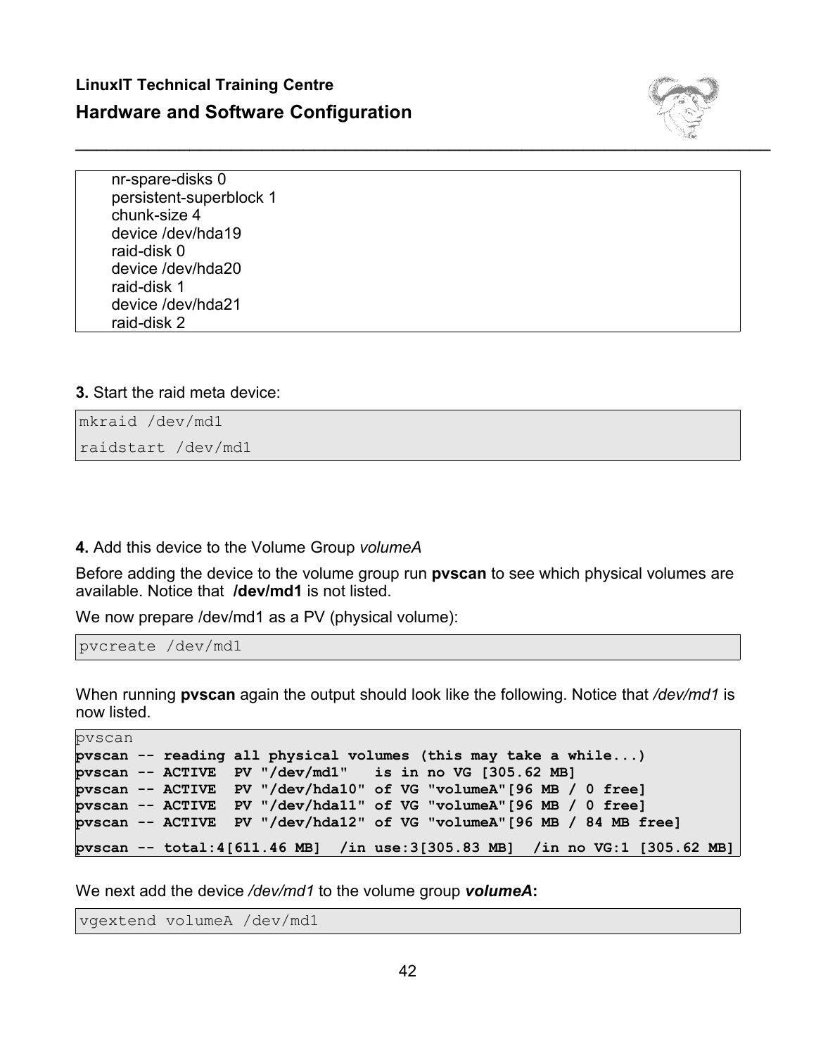```
nr-spare-disks 0
persistent-superblock 1
chunk-size 4
device /dev/hda19
raid-disk 0
device /dev/hda20
raid-disk 1
device /dev/hda21
raid-disk 2
```

**3.** Start the raid meta device:

```
mkraid /dev/md1
raidstart /dev/md1
```

**4.** Add this device to the Volume Group *volumeA*

Before adding the device to the volume group run **pvscan** to see which physical volumes are available. Notice that **/dev/md1** is not listed.

We now prepare /dev/md1 as a PV (physical volume):

```
pvcreate /dev/md1
```

When running **pvscan** again the output should look like the following. Notice that */dev/md1* is now listed.

```
pvscan
pvscan -- reading all physical volumes (this may take a while...)
pvscan -- ACTIVE  PV "/dev/md1"   is in no VG [305.62 MB]
pvscan -- ACTIVE  PV "/dev/hda10" of VG "volumeA"[96 MB / 0 free]
pvscan -- ACTIVE  PV "/dev/hda11" of VG "volumeA"[96 MB / 0 free]
pvscan -- ACTIVE  PV "/dev/hda12" of VG "volumeA"[96 MB / 84 MB free]
pvscan -- total:4[611.46 MB]  /in use:3[305.83 MB]  /in no VG:1 [305.62 MB]
```

We next add the device */dev/md1* to the volume group ***volumeA*:**

```
vgextend volumeA /dev/md1
```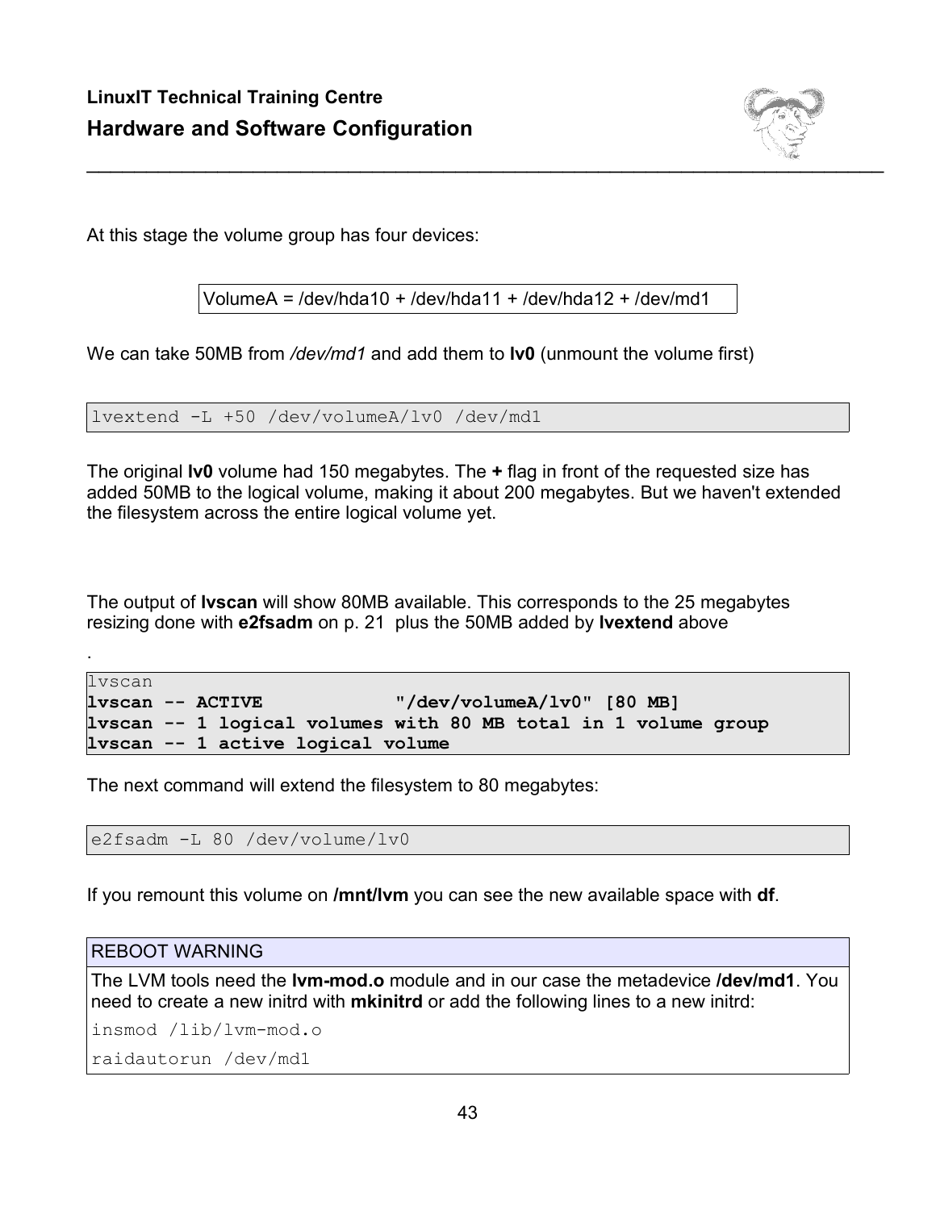At this stage the volume group has four devices:

```
VolumeA = /dev/hda10 + /dev/hda11 + /dev/hda12 + /dev/md1
```

We can take 50MB from */dev/md1* and add them to **lv0** (unmount the volume first)

```
lvextend -L +50 /dev/volumeA/lv0 /dev/md1
```

The original **lv0** volume had 150 megabytes. The **+** flag in front of the requested size has added 50MB to the logical volume, making it about 200 megabytes. But we haven't extended the filesystem across the entire logical volume yet.

The output of **lvscan** will show 80MB available. This corresponds to the 25 megabytes resizing done with **e2fsadm** on p. 21 plus the 50MB added by **lvextend** above

.

```
lvscan
lvscan -- ACTIVE            "/dev/volumeA/lv0" [80 MB]
lvscan -- 1 logical volumes with 80 MB total in 1 volume group
lvscan -- 1 active logical volume
```

The next command will extend the filesystem to 80 megabytes:

```
e2fsadm -L 80 /dev/volume/lv0
```

If you remount this volume on **/mnt/lvm** you can see the new available space with **df**.

| REBOOT WARNING |
| --- |
| The LVM tools need the **lvm-mod.o** module and in our case the metadevice **/dev/md1**. You need to create a new initrd with **mkinitrd** or add the following lines to a new initrd: |
| `insmod /lib/lvm-mod.o` |
| `raidautorun /dev/md1` |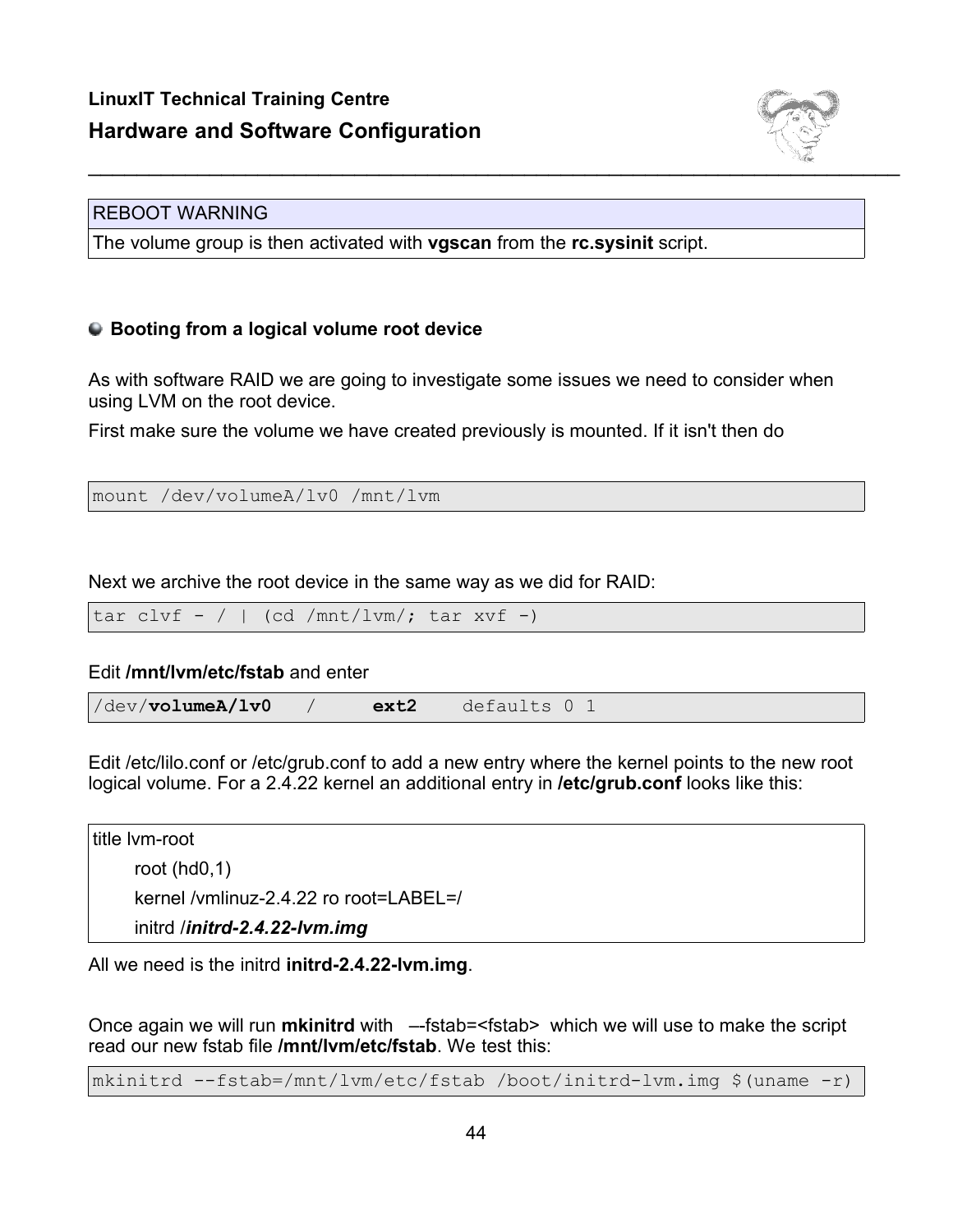| REBOOT WARNING |
| --- |
| The volume group is then activated with **vgscan** from the **rc.sysinit** script. |

### Booting from a logical volume root device

As with software RAID we are going to investigate some issues we need to consider when using LVM on the root device.

First make sure the volume we have created previously is mounted. If it isn't then do

```
mount /dev/volumeA/lv0 /mnt/lvm
```

Next we archive the root device in the same way as we did for RAID:

```
tar clvf - / | (cd /mnt/lvm/; tar xvf -)
```

Edit **/mnt/lvm/etc/fstab** and enter

```
/dev/volumeA/lv0   /     ext2    defaults 0 1
```

Edit /etc/lilo.conf or /etc/grub.conf to add a new entry where the kernel points to the new root logical volume. For a 2.4.22 kernel an additional entry in **/etc/grub.conf** looks like this:

```
title lvm-root
      root (hd0,1)
      kernel /vmlinuz-2.4.22 ro root=LABEL=/
      initrd /initrd-2.4.22-lvm.img
```

All we need is the initrd **initrd-2.4.22-lvm.img**.

Once again we will run **mkinitrd** with –-fstab=<fstab> which we will use to make the script read our new fstab file **/mnt/lvm/etc/fstab**. We test this:

```
mkinitrd --fstab=/mnt/lvm/etc/fstab /boot/initrd-lvm.img $(uname -r)
```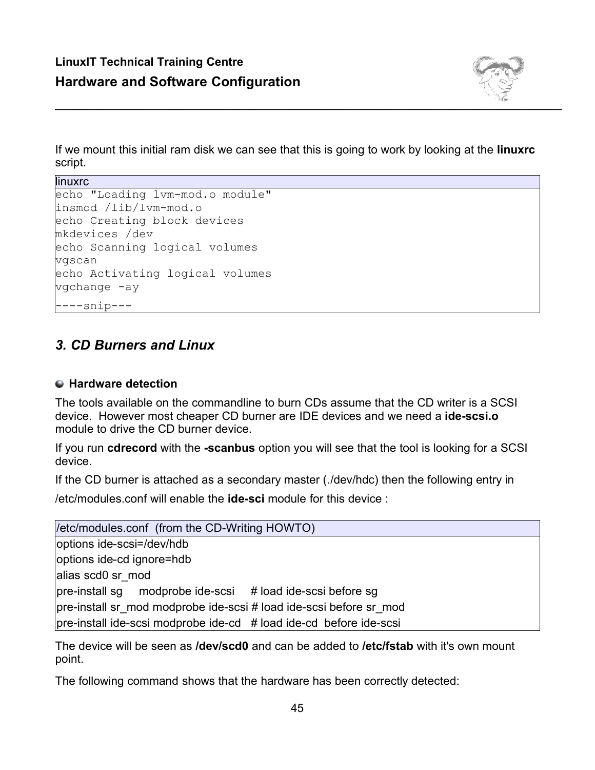If we mount this initial ram disk we can see that this is going to work by looking at the **linuxrc** script.

```
linuxrc
echo "Loading lvm-mod.o module"
insmod /lib/lvm-mod.o
echo Creating block devices
mkdevices /dev
echo Scanning logical volumes
vgscan
echo Activating logical volumes
vgchange -ay
----snip---
```

## *3. CD Burners and Linux*

### Hardware detection

The tools available on the commandline to burn CDs assume that the CD writer is a SCSI device. However most cheaper CD burner are IDE devices and we need a **ide-scsi.o** module to drive the CD burner device.

If you run **cdrecord** with the **-scanbus** option you will see that the tool is looking for a SCSI device.

If the CD burner is attached as a secondary master (./dev/hdc) then the following entry in

/etc/modules.conf will enable the **ide-sci** module for this device :

```
/etc/modules.conf  (from the CD-Writing HOWTO)
options ide-scsi=/dev/hdb
options ide-cd ignore=hdb
alias scd0 sr_mod
pre-install sg     modprobe ide-scsi     # load ide-scsi before sg
pre-install sr_mod modprobe ide-scsi # load ide-scsi before sr_mod
pre-install ide-scsi modprobe ide-cd   # load ide-cd  before ide-scsi
```

The device will be seen as **/dev/scd0** and can be added to **/etc/fstab** with it's own mount point.

The following command shows that the hardware has been correctly detected: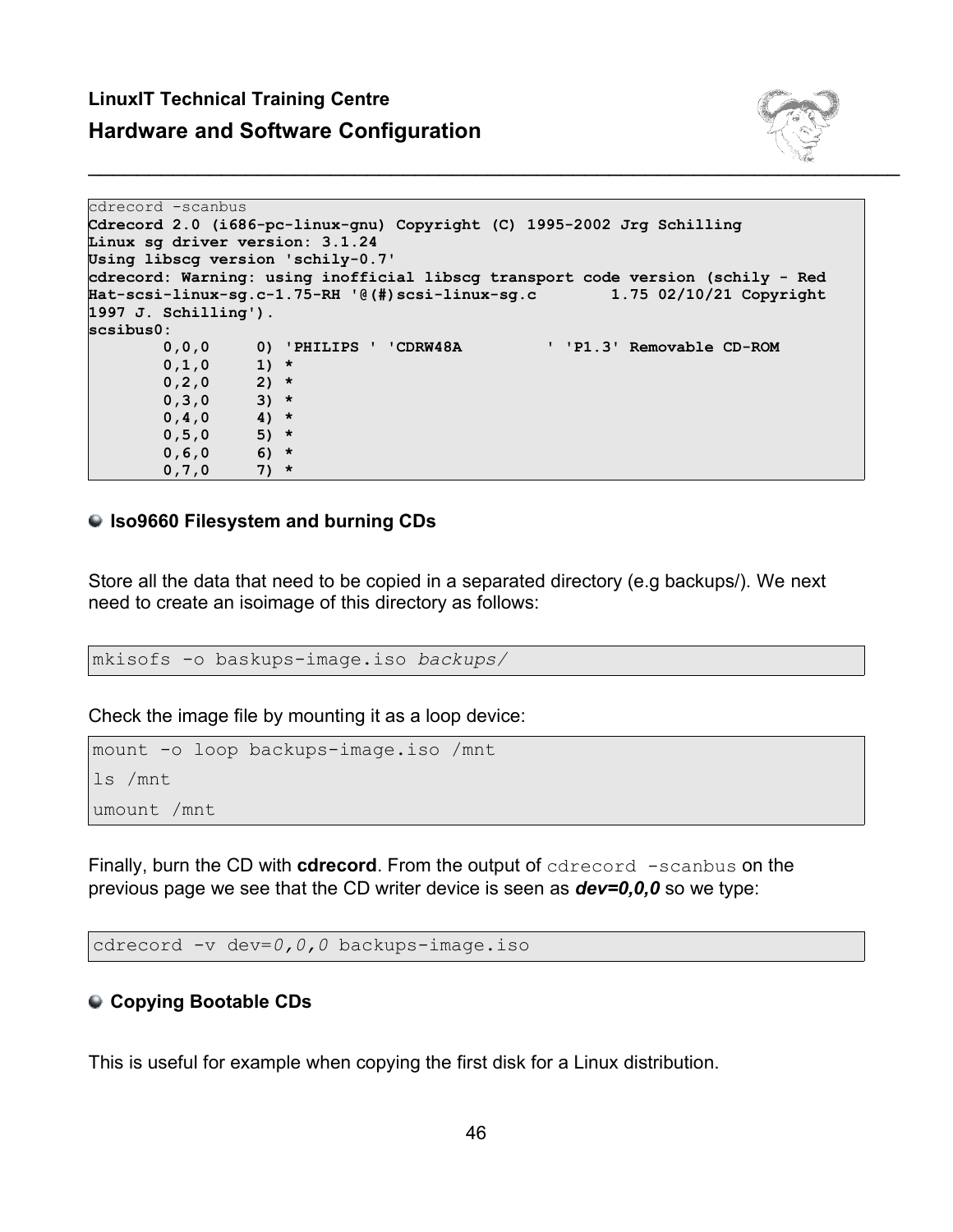```
cdrecord -scanbus
Cdrecord 2.0 (i686-pc-linux-gnu) Copyright (C) 1995-2002 Jrg Schilling
Linux sg driver version: 3.1.24
Using libscg version 'schily-0.7'
cdrecord: Warning: using inofficial libscg transport code version (schily - Red
Hat-scsi-linux-sg.c-1.75-RH '@(#)scsi-linux-sg.c        1.75 02/10/21 Copyright
1997 J. Schilling').
scsibus0:
        0,0,0     0) 'PHILIPS ' 'CDRW48A         ' 'P1.3' Removable CD-ROM
        0,1,0     1) *
        0,2,0     2) *
        0,3,0     3) *
        0,4,0     4) *
        0,5,0     5) *
        0,6,0     6) *
        0,7,0     7) *
```

## Iso9660 Filesystem and burning CDs

Store all the data that need to be copied in a separated directory (e.g backups/). We next need to create an isoimage of this directory as follows:

```
mkisofs -o baskups-image.iso backups/
```

Check the image file by mounting it as a loop device:

```
mount -o loop backups-image.iso /mnt
ls /mnt
umount /mnt
```

Finally, burn the CD with **cdrecord**. From the output of `cdrecord -scanbus` on the previous page we see that the CD writer device is seen as ***dev=0,0,0*** so we type:

```
cdrecord -v dev=0,0,0 backups-image.iso
```

## Copying Bootable CDs

This is useful for example when copying the first disk for a Linux distribution.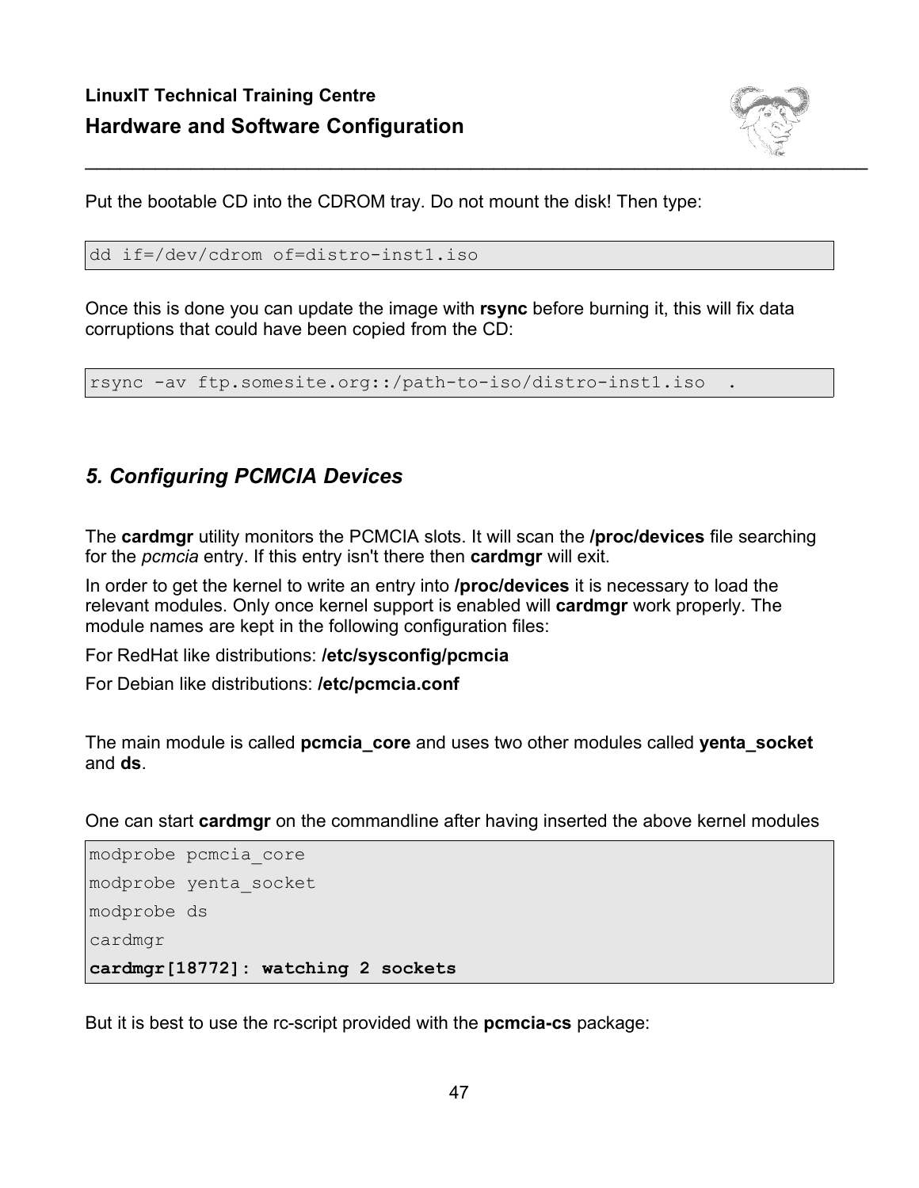Put the bootable CD into the CDROM tray. Do not mount the disk! Then type:

```
dd if=/dev/cdrom of=distro-inst1.iso
```

Once this is done you can update the image with **rsync** before burning it, this will fix data corruptions that could have been copied from the CD:

```
rsync -av ftp.somesite.org::/path-to-iso/distro-inst1.iso  .
```

## *5. Configuring PCMCIA Devices*

The **cardmgr** utility monitors the PCMCIA slots. It will scan the **/proc/devices** file searching for the *pcmcia* entry. If this entry isn't there then **cardmgr** will exit.

In order to get the kernel to write an entry into **/proc/devices** it is necessary to load the relevant modules. Only once kernel support is enabled will **cardmgr** work properly. The module names are kept in the following configuration files:

For RedHat like distributions: **/etc/sysconfig/pcmcia**

For Debian like distributions: **/etc/pcmcia.conf**

The main module is called **pcmcia_core** and uses two other modules called **yenta_socket** and **ds**.

One can start **cardmgr** on the commandline after having inserted the above kernel modules

```
modprobe pcmcia_core
modprobe yenta_socket
modprobe ds
cardmgr
cardmgr[18772]: watching 2 sockets
```

But it is best to use the rc-script provided with the **pcmcia-cs** package: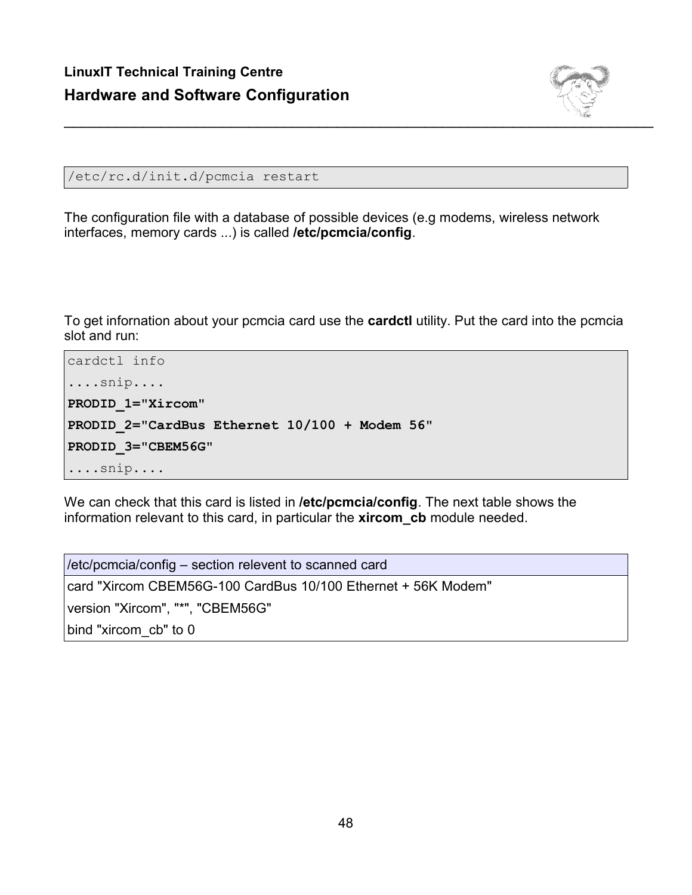```
/etc/rc.d/init.d/pcmcia restart
```

The configuration file with a database of possible devices (e.g modems, wireless network interfaces, memory cards ...) is called **/etc/pcmcia/config**.

To get infornation about your pcmcia card use the **cardctl** utility. Put the card into the pcmcia slot and run:

```
cardctl info
....snip....
PRODID_1="Xircom"
PRODID_2="CardBus Ethernet 10/100 + Modem 56"
PRODID_3="CBEM56G"
....snip....
```

We can check that this card is listed in **/etc/pcmcia/config**. The next table shows the information relevant to this card, in particular the **xircom_cb** module needed.

| /etc/pcmcia/config – section relevent to scanned card |
| --- |
| card "Xircom CBEM56G-100 CardBus 10/100 Ethernet + 56K Modem" |
| version "Xircom", "*", "CBEM56G" |
| bind "xircom_cb" to 0 |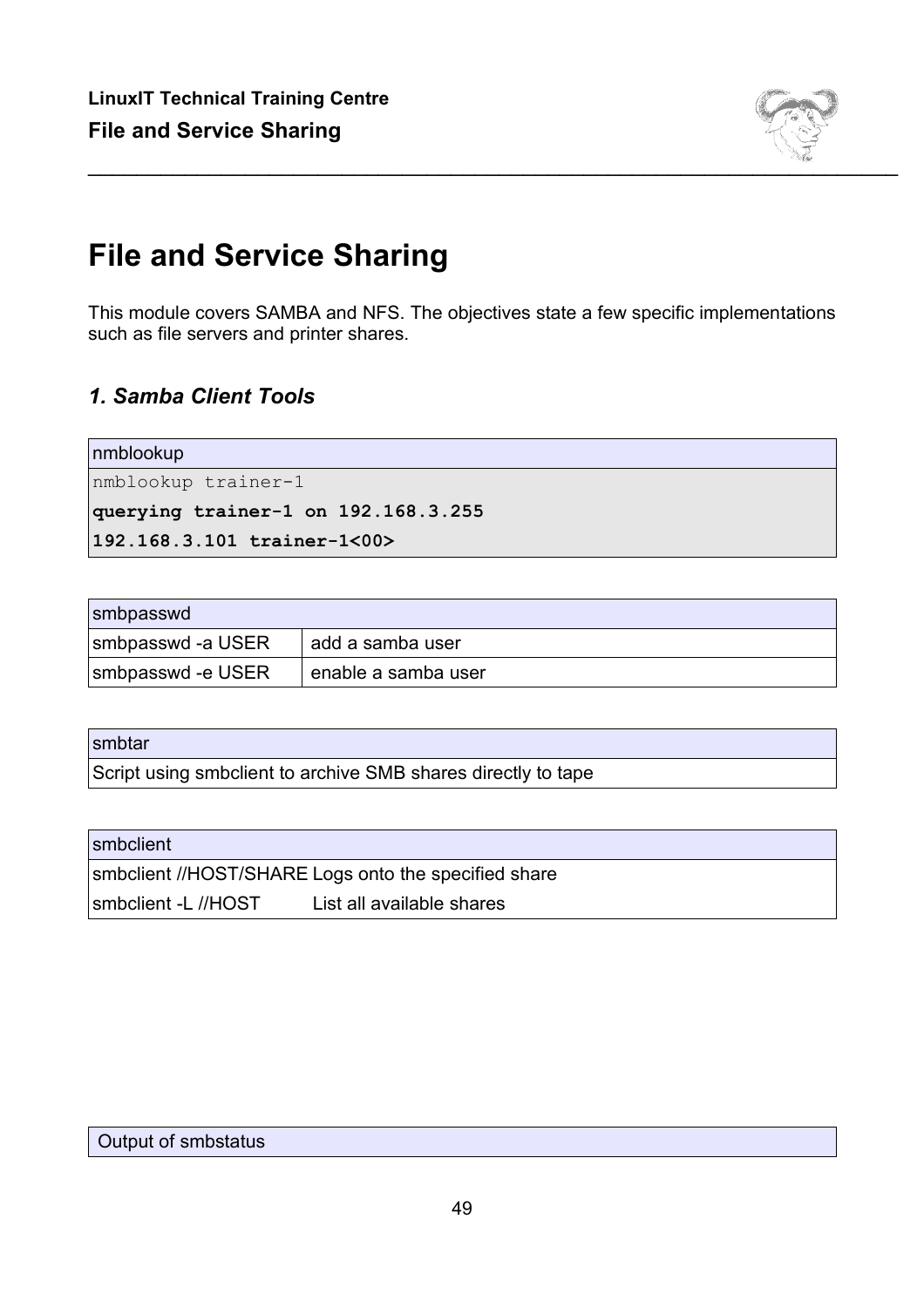# File and Service Sharing

This module covers SAMBA and NFS. The objectives state a few specific implementations such as file servers and printer shares.

## *1. Samba Client Tools*

| nmblookup |
|---|
| `nmblookup trainer-1` |
| **`querying trainer-1 on 192.168.3.255`** |
| **`192.168.3.101 trainer-1<00>`** |

| smbpasswd | |
|---|---|
| smbpasswd -a USER | add a samba user |
| smbpasswd -e USER | enable a samba user |

| smbtar |
|---|
| Script using smbclient to archive SMB shares directly to tape |

| smbclient | |
|---|---|
| smbclient //HOST/SHARE | Logs onto the specified share |
| smbclient -L //HOST | List all available shares |

| Output of smbstatus |
|---|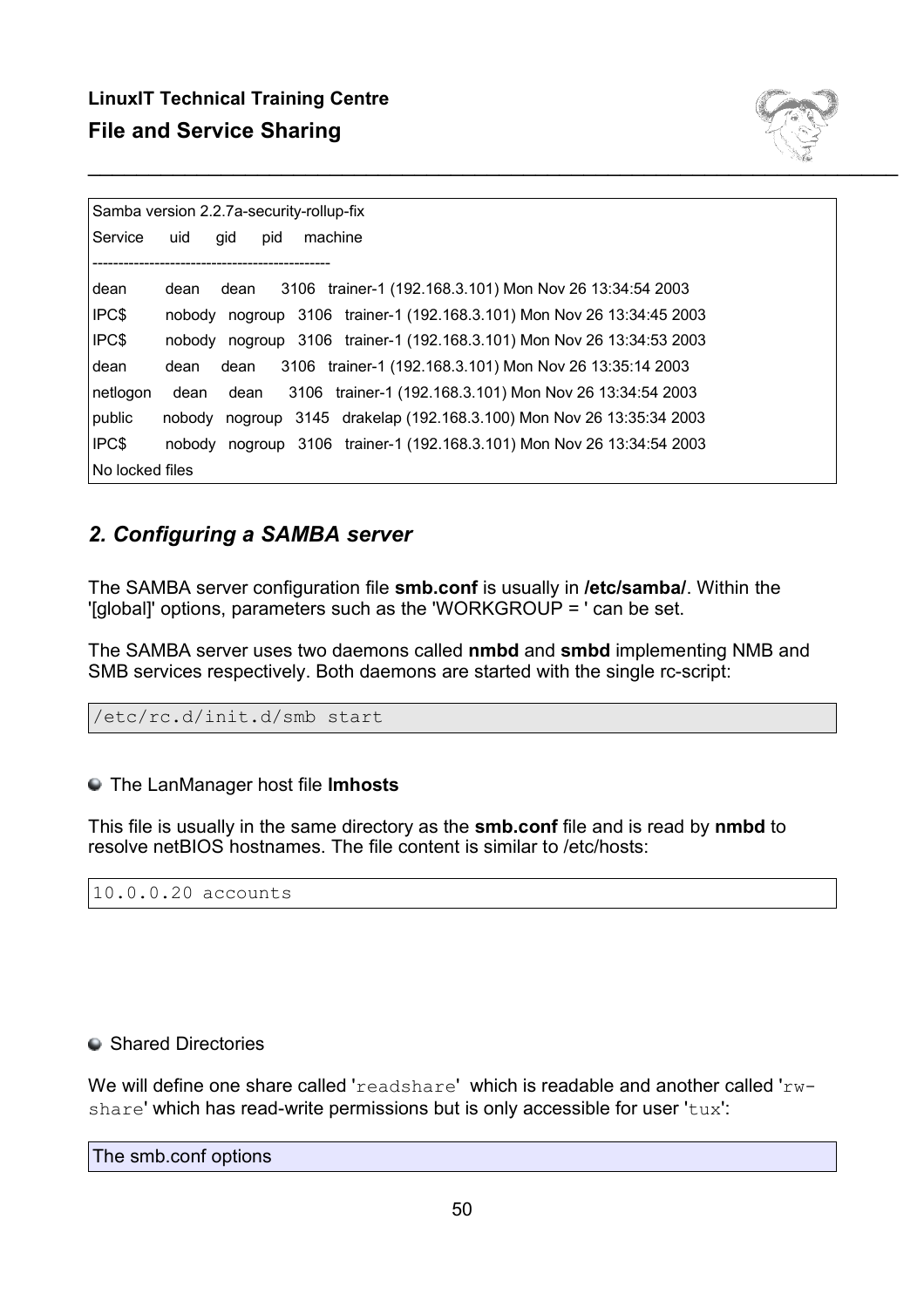```
Samba version 2.2.7a-security-rollup-fix
Service    uid    gid    pid    machine
----------------------------------------------
dean       dean     dean     3106   trainer-1 (192.168.3.101) Mon Nov 26 13:34:54 2003
IPC$       nobody   nogroup  3106   trainer-1 (192.168.3.101) Mon Nov 26 13:34:45 2003
IPC$       nobody   nogroup  3106   trainer-1 (192.168.3.101) Mon Nov 26 13:34:53 2003
dean       dean     dean     3106   trainer-1 (192.168.3.101) Mon Nov 26 13:35:14 2003
netlogon   dean     dean     3106   trainer-1 (192.168.3.101) Mon Nov 26 13:34:54 2003
public     nobody   nogroup  3145   drakelap (192.168.3.100) Mon Nov 26 13:35:34 2003
IPC$       nobody   nogroup  3106   trainer-1 (192.168.3.101) Mon Nov 26 13:34:54 2003
No locked files
```

## *2. Configuring a SAMBA server*

The SAMBA server configuration file **smb.conf** is usually in **/etc/samba/**. Within the '[global]' options, parameters such as the 'WORKGROUP = ' can be set.

The SAMBA server uses two daemons called **nmbd** and **smbd** implementing NMB and SMB services respectively. Both daemons are started with the single rc-script:

```
/etc/rc.d/init.d/smb start
```

- The LanManager host file **lmhosts**

This file is usually in the same directory as the **smb.conf** file and is read by **nmbd** to resolve netBIOS hostnames. The file content is similar to /etc/hosts:

```
10.0.0.20 accounts
```

- Shared Directories

We will define one share called '`readshare`' which is readable and another called '`rw-share`' which has read-write permissions but is only accessible for user '`tux`':

The smb.conf options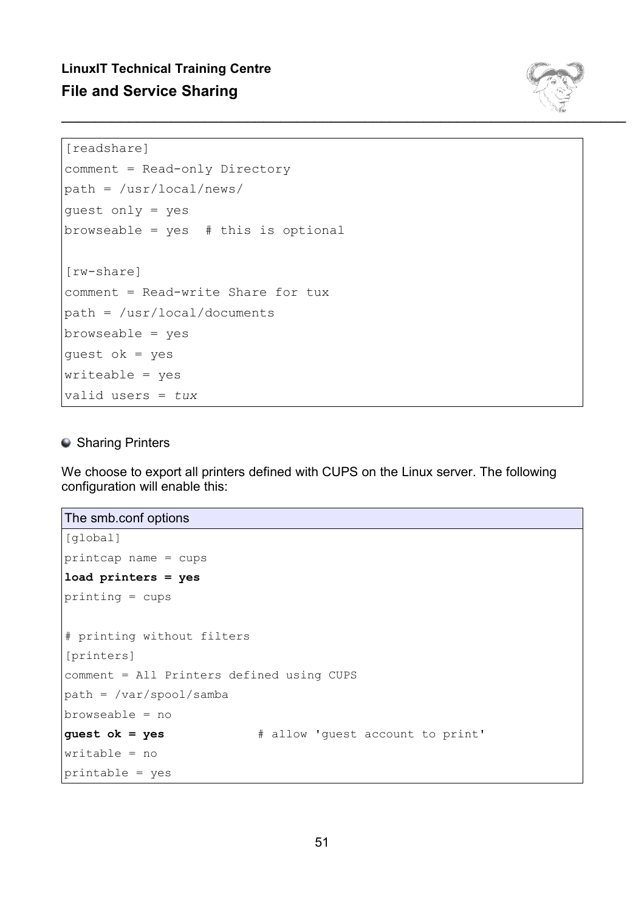```
[readshare]
comment = Read-only Directory
path = /usr/local/news/
guest only = yes
browseable = yes  # this is optional

[rw-share]
comment = Read-write Share for tux
path = /usr/local/documents
browseable = yes
guest ok = yes
writeable = yes
valid users = tux
```

- Sharing Printers

We choose to export all printers defined with CUPS on the Linux server. The following configuration will enable this:

The smb.conf options

```
[global]
printcap name = cups
load printers = yes
printing = cups

# printing without filters
[printers]
comment = All Printers defined using CUPS
path = /var/spool/samba
browseable = no
guest ok = yes              # allow 'guest account to print'
writable = no
printable = yes
```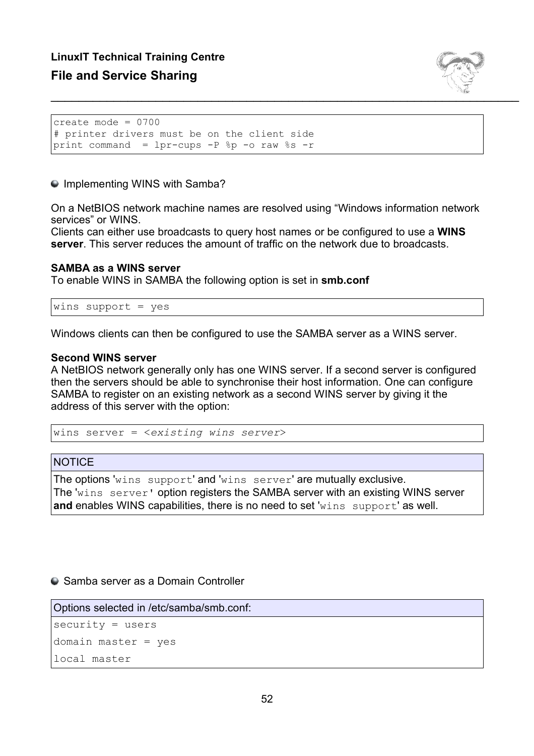```
create mode = 0700
# printer drivers must be on the client side
print command  = lpr-cups -P %p -o raw %s -r
```

## Implementing WINS with Samba?

On a NetBIOS network machine names are resolved using “Windows information network services” or WINS.
Clients can either use broadcasts to query host names or be configured to use a **WINS server**. This server reduces the amount of traffic on the network due to broadcasts.

**SAMBA as a WINS server**
To enable WINS in SAMBA the following option is set in **smb.conf**

```
wins support = yes
```

Windows clients can then be configured to use the SAMBA server as a WINS server.

**Second WINS server**
A NetBIOS network generally only has one WINS server. If a second server is configured then the servers should be able to synchronise their host information. One can configure SAMBA to register on an existing network as a second WINS server by giving it the address of this server with the option:

```
wins server = <existing wins server>
```

| NOTICE |
| --- |
| The options '`wins support`' and '`wins server`' are mutually exclusive. The '`wins server`' option registers the SAMBA server with an existing WINS server **and** enables WINS capabilities, there is no need to set '`wins support`' as well. |

## Samba server as a Domain Controller

Options selected in /etc/samba/smb.conf:

```
security = users
domain master = yes
local master
```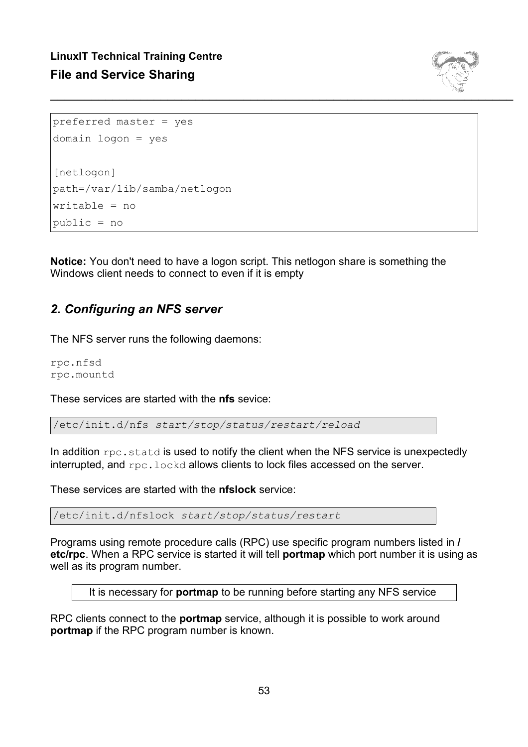```
preferred master = yes
domain logon = yes

[netlogon]
path=/var/lib/samba/netlogon
writable = no
public = no
```

**Notice:** You don't need to have a logon script. This netlogon share is something the Windows client needs to connect to even if it is empty

## *2. Configuring an NFS server*

The NFS server runs the following daemons:

```
rpc.nfsd
rpc.mountd
```

These services are started with the **nfs** sevice:

```
/etc/init.d/nfs start/stop/status/restart/reload
```

In addition `rpc.statd` is used to notify the client when the NFS service is unexpectedly interrupted, and `rpc.lockd` allows clients to lock files accessed on the server.

These services are started with the **nfslock** service:

```
/etc/init.d/nfslock start/stop/status/restart
```

Programs using remote procedure calls (RPC) use specific program numbers listed in **/etc/rpc**. When a RPC service is started it will tell **portmap** which port number it is using as well as its program number.

It is necessary for **portmap** to be running before starting any NFS service

RPC clients connect to the **portmap** service, although it is possible to work around **portmap** if the RPC program number is known.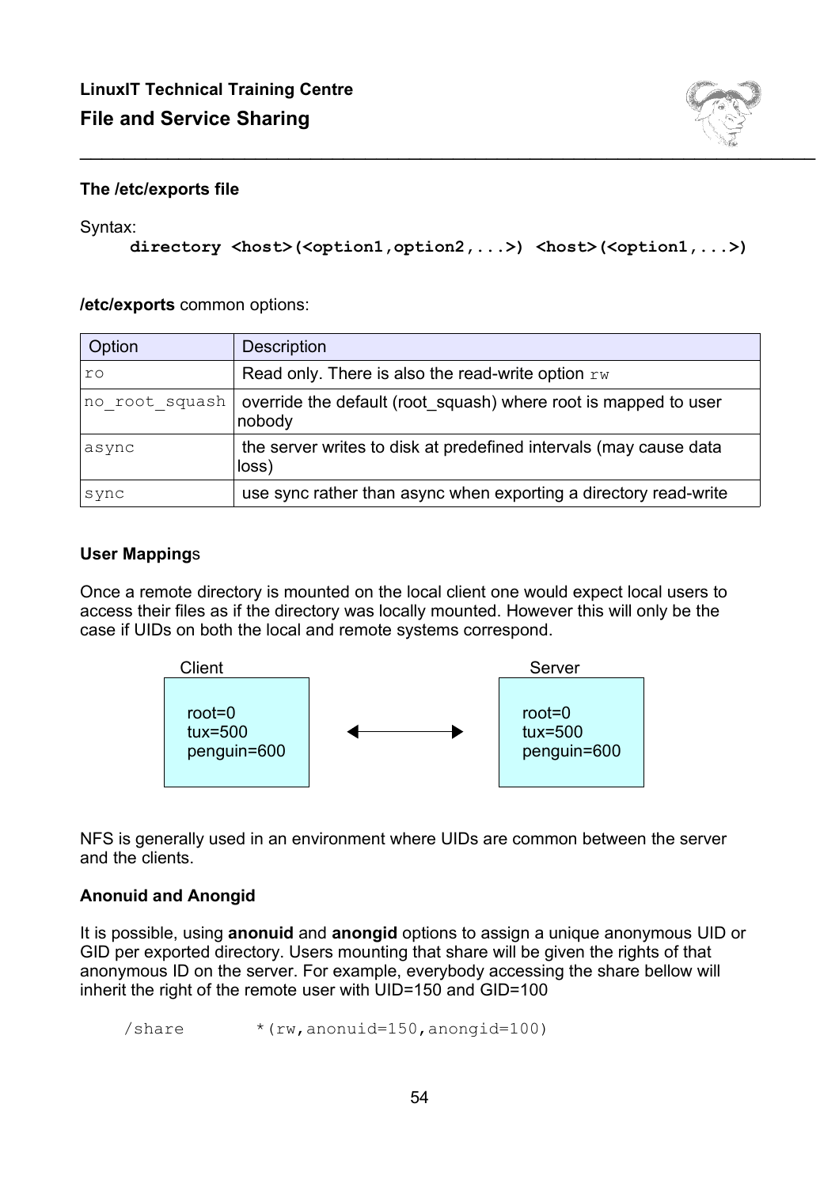## The /etc/exports file

Syntax:

```
directory <host>(<option1,option2,...>) <host>(<option1,...>)
```

**/etc/exports** common options:

| Option | Description |
|---|---|
| `ro` | Read only. There is also the read-write option `rw` |
| `no_root_squash` | override the default (root_squash) where root is mapped to user nobody |
| `async` | the server writes to disk at predefined intervals (may cause data loss) |
| `sync` | use sync rather than async when exporting a directory read-write |

### User Mappings

Once a remote directory is mounted on the local client one would expect local users to access their files as if the directory was locally mounted. However this will only be the case if UIDs on both the local and remote systems correspond.

| Client | | Server |
|---|---|---|
| root=0<br>tux=500<br>penguin=600 | ⟷ | root=0<br>tux=500<br>penguin=600 |

NFS is generally used in an environment where UIDs are common between the server and the clients.

### Anonuid and Anongid

It is possible, using **anonuid** and **anongid** options to assign a unique anonymous UID or GID per exported directory. Users mounting that share will be given the rights of that anonymous ID on the server. For example, everybody accessing the share bellow will inherit the right of the remote user with UID=150 and GID=100

```
/share        *(rw,anonuid=150,anongid=100)
```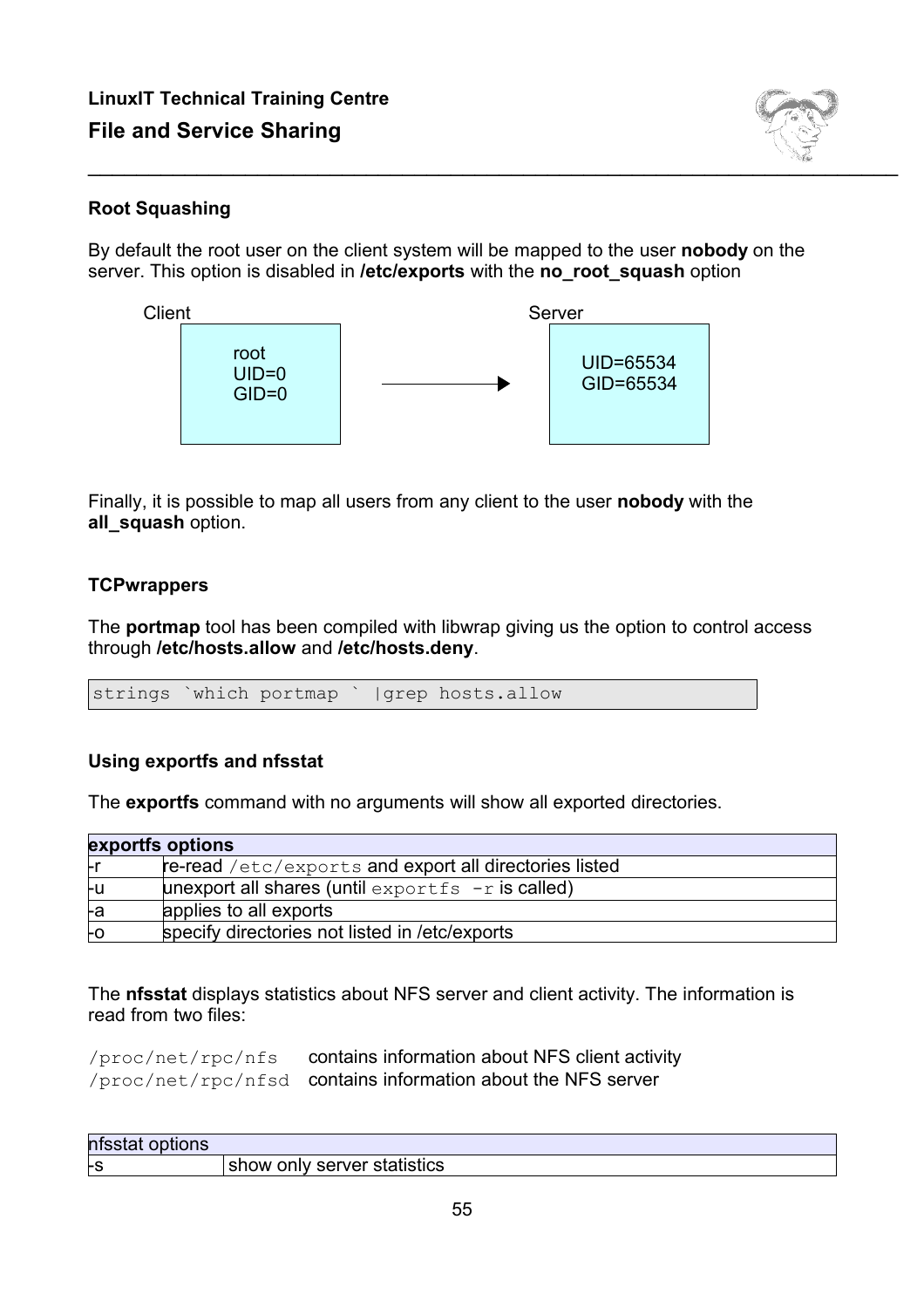## Root Squashing

By default the root user on the client system will be mapped to the user **nobody** on the server. This option is disabled in **/etc/exports** with the **no_root_squash** option

| Client | | Server |
|---|---|---|
| root<br>UID=0<br>GID=0 | → | UID=65534<br>GID=65534 |

Finally, it is possible to map all users from any client to the user **nobody** with the **all_squash** option.

## TCPwrappers

The **portmap** tool has been compiled with libwrap giving us the option to control access through **/etc/hosts.allow** and **/etc/hosts.deny**.

```
strings `which portmap ` |grep hosts.allow
```

## Using exportfs and nfsstat

The **exportfs** command with no arguments will show all exported directories.

| **exportfs options** | |
|---|---|
| -r | re-read `/etc/exports` and export all directories listed |
| -u | unexport all shares (until `exportfs -r` is called) |
| -a | applies to all exports |
| -o | specify directories not listed in /etc/exports |

The **nfsstat** displays statistics about NFS server and client activity. The information is read from two files:

`/proc/net/rpc/nfs` contains information about NFS client activity
`/proc/net/rpc/nfsd` contains information about the NFS server

| nfsstat options | |
|---|---|
| -s | show only server statistics |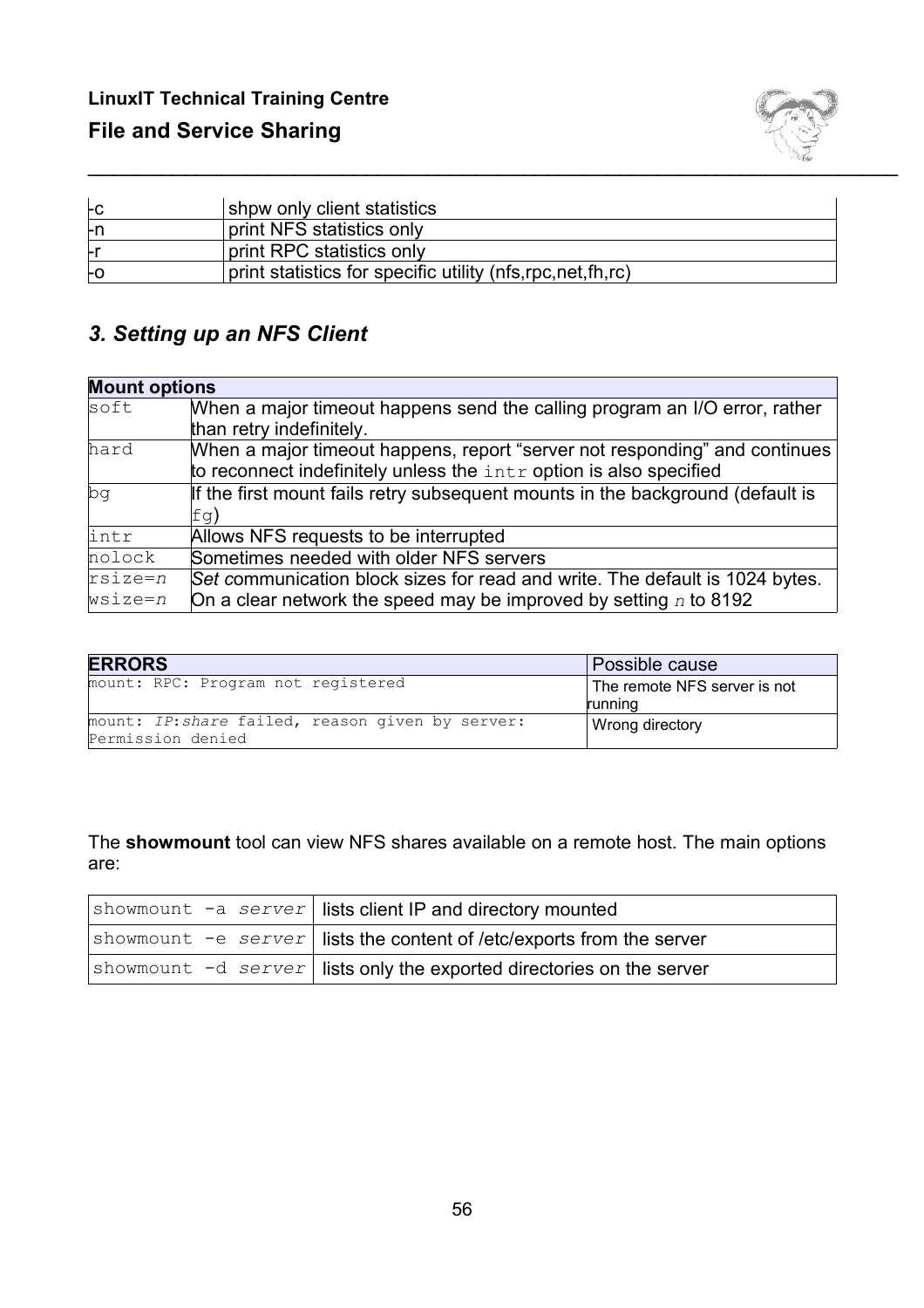| | |
|---|---|
| -c | shpw only client statistics |
| -n | print NFS statistics only |
| -r | print RPC statistics only |
| -o | print statistics for specific utility (nfs,rpc,net,fh,rc) |

### *3. Setting up an NFS Client*

| **Mount options** | |
|---|---|
| `soft` | When a major timeout happens send the calling program an I/O error, rather than retry indefinitely. |
| `hard` | When a major timeout happens, report "server not responding" and continues to reconnect indefinitely unless the `intr` option is also specified |
| `bg` | If the first mount fails retry subsequent mounts in the background (default is `fg`) |
| `intr` | Allows NFS requests to be interrupted |
| `nolock` | Sometimes needed with older NFS servers |
| `rsize=`*n* `wsize=`*n* | *Set* communication block sizes for read and write. The default is 1024 bytes. On a clear network the speed may be improved by setting *n* to 8192 |

| **ERRORS** | Possible cause |
|---|---|
| `mount: RPC: Program not registered` | The remote NFS server is not running |
| `mount: `*IP*`:`*share*` failed, reason given by server: Permission denied` | Wrong directory |

The **showmount** tool can view NFS shares available on a remote host. The main options are:

| | |
|---|---|
| `showmount -a `*server* | lists client IP and directory mounted |
| `showmount -e `*server* | lists the content of /etc/exports from the server |
| `showmount -d `*server* | lists only the exported directories on the server |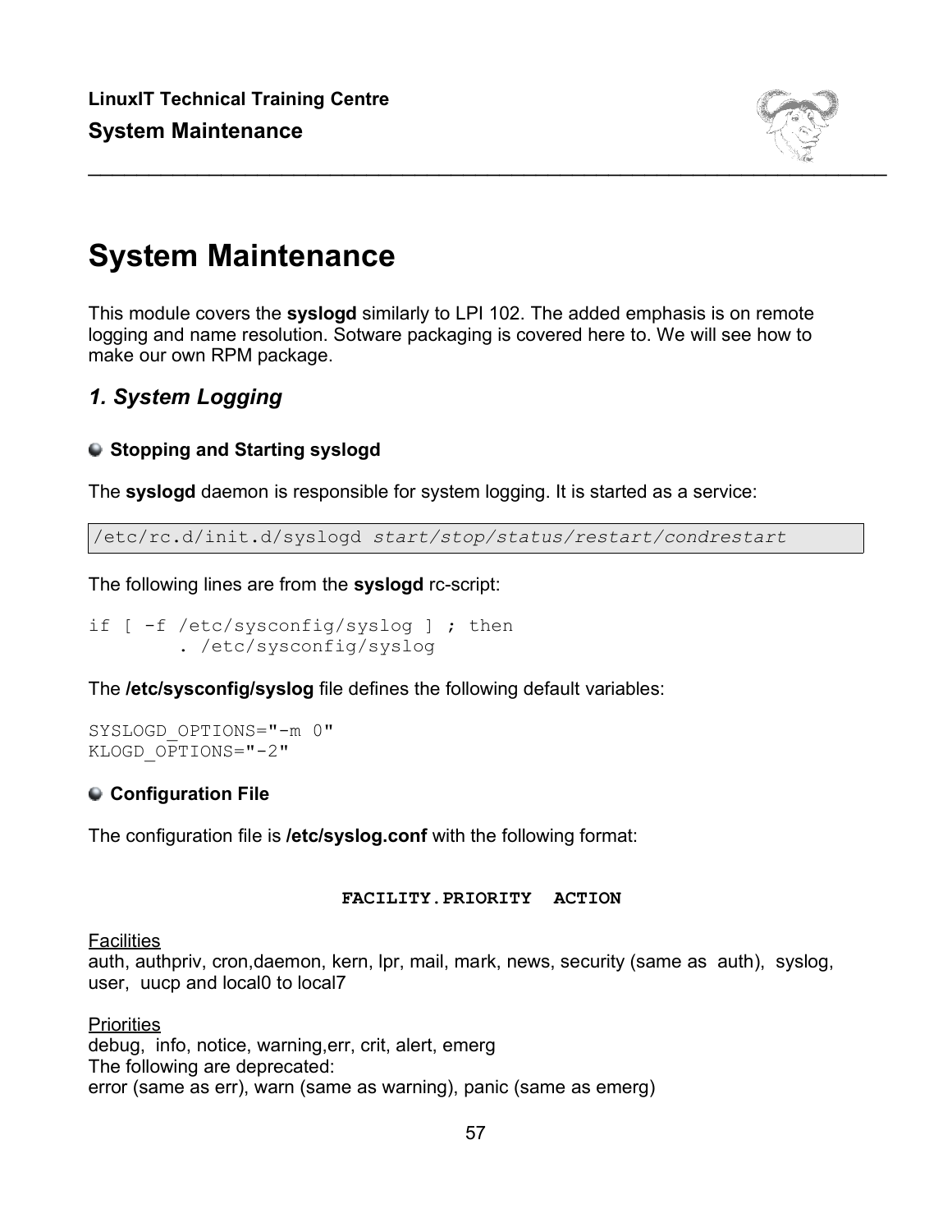# System Maintenance

This module covers the **syslogd** similarly to LPI 102. The added emphasis is on remote logging and name resolution. Sotware packaging is covered here to. We will see how to make our own RPM package.

## *1. System Logging*

### Stopping and Starting syslogd

The **syslogd** daemon is responsible for system logging. It is started as a service:

```
/etc/rc.d/init.d/syslogd start/stop/status/restart/condrestart
```

The following lines are from the **syslogd** rc-script:

```
if [ -f /etc/sysconfig/syslog ] ; then
        . /etc/sysconfig/syslog
```

The **/etc/sysconfig/syslog** file defines the following default variables:

```
SYSLOGD_OPTIONS="-m 0"
KLOGD_OPTIONS="-2"
```

### Configuration File

The configuration file is **/etc/syslog.conf** with the following format:

**FACILITY.PRIORITY  ACTION**

Facilities
auth, authpriv, cron,daemon, kern, lpr, mail, mark, news, security (same as auth), syslog, user, uucp and local0 to local7

Priorities
debug, info, notice, warning,err, crit, alert, emerg
The following are deprecated:
error (same as err), warn (same as warning), panic (same as emerg)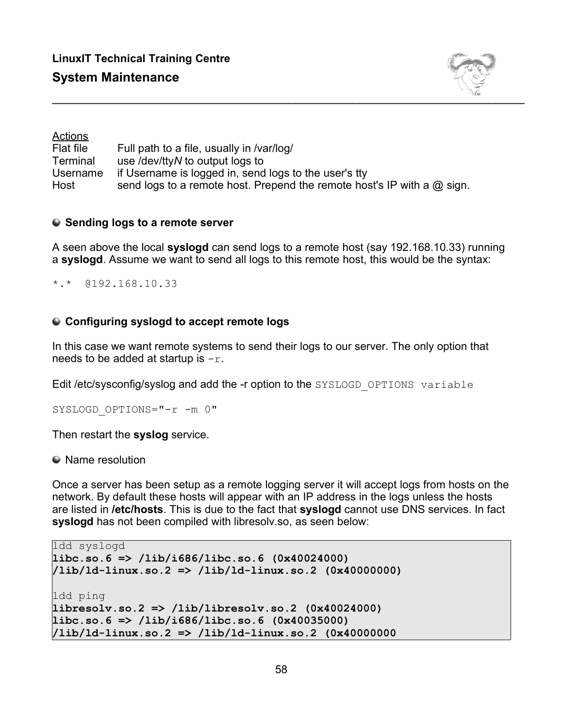Actions

| | |
|---|---|
| Flat file | Full path to a file, usually in /var/log/ |
| Terminal | use /dev/tty*N* to output logs to |
| Username | if Username is logged in, send logs to the user's tty |
| Host | send logs to a remote host. Prepend the remote host's IP with a @ sign. |

### Sending logs to a remote server

A seen above the local **syslogd** can send logs to a remote host (say 192.168.10.33) running a **syslogd**. Assume we want to send all logs to this remote host, this would be the syntax:

```
*.*  @192.168.10.33
```

### Configuring syslogd to accept remote logs

In this case we want remote systems to send their logs to our server. The only option that needs to be added at startup is `-r`.

Edit /etc/sysconfig/syslog and add the -r option to the `SYSLOGD_OPTIONS variable`

```
SYSLOGD_OPTIONS="-r -m 0"
```

Then restart the **syslog** service.

### Name resolution

Once a server has been setup as a remote logging server it will accept logs from hosts on the network. By default these hosts will appear with an IP address in the logs unless the hosts are listed in **/etc/hosts**. This is due to the fact that **syslogd** cannot use DNS services. In fact **syslogd** has not been compiled with libresolv.so, as seen below:

```
ldd syslogd
libc.so.6 => /lib/i686/libc.so.6 (0x40024000)
/lib/ld-linux.so.2 => /lib/ld-linux.so.2 (0x40000000)

ldd ping
libresolv.so.2 => /lib/libresolv.so.2 (0x40024000)
libc.so.6 => /lib/i686/libc.so.6 (0x40035000)
/lib/ld-linux.so.2 => /lib/ld-linux.so.2 (0x40000000
```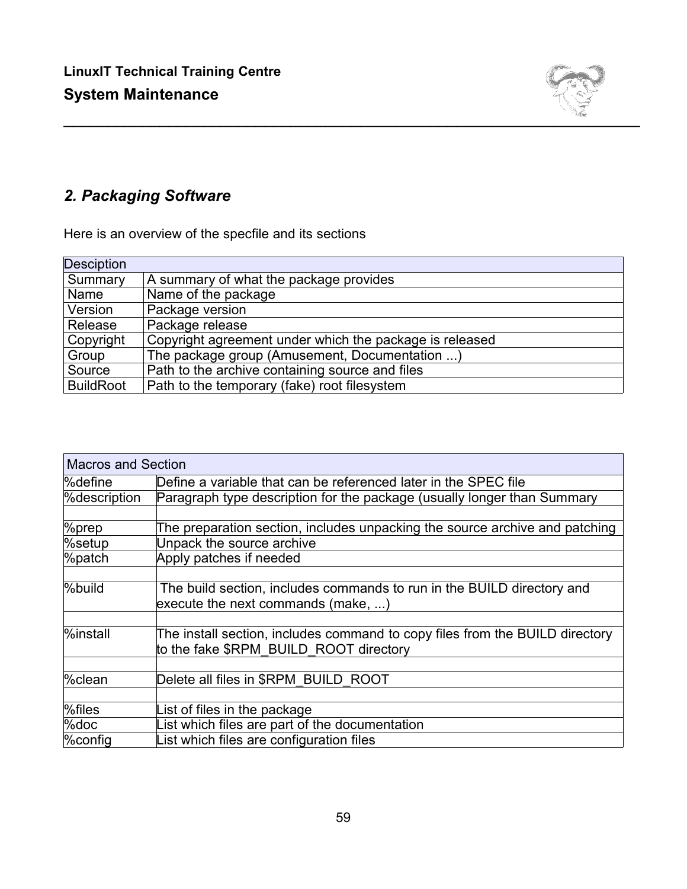## 2. Packaging Software

Here is an overview of the specfile and its sections

| Desciption | |
|---|---|
| Summary | A summary of what the package provides |
| Name | Name of the package |
| Version | Package version |
| Release | Package release |
| Copyright | Copyright agreement under which the package is released |
| Group | The package group (Amusement, Documentation ...) |
| Source | Path to the archive containing source and files |
| BuildRoot | Path to the temporary (fake) root filesystem |

| Macros and Section | |
|---|---|
| %define | Define a variable that can be referenced later in the SPEC file |
| %description | Paragraph type description for the package (usually longer than Summary |
| | |
| %prep | The preparation section, includes unpacking the source archive and patching |
| %setup | Unpack the source archive |
| %patch | Apply patches if needed |
| | |
| %build | The build section, includes commands to run in the BUILD directory and execute the next commands (make, ...) |
| | |
| %install | The install section, includes command to copy files from the BUILD directory to the fake $RPM_BUILD_ROOT directory |
| | |
| %clean | Delete all files in $RPM_BUILD_ROOT |
| | |
| %files | List of files in the package |
| %doc | List which files are part of the documentation |
| %config | List which files are configuration files |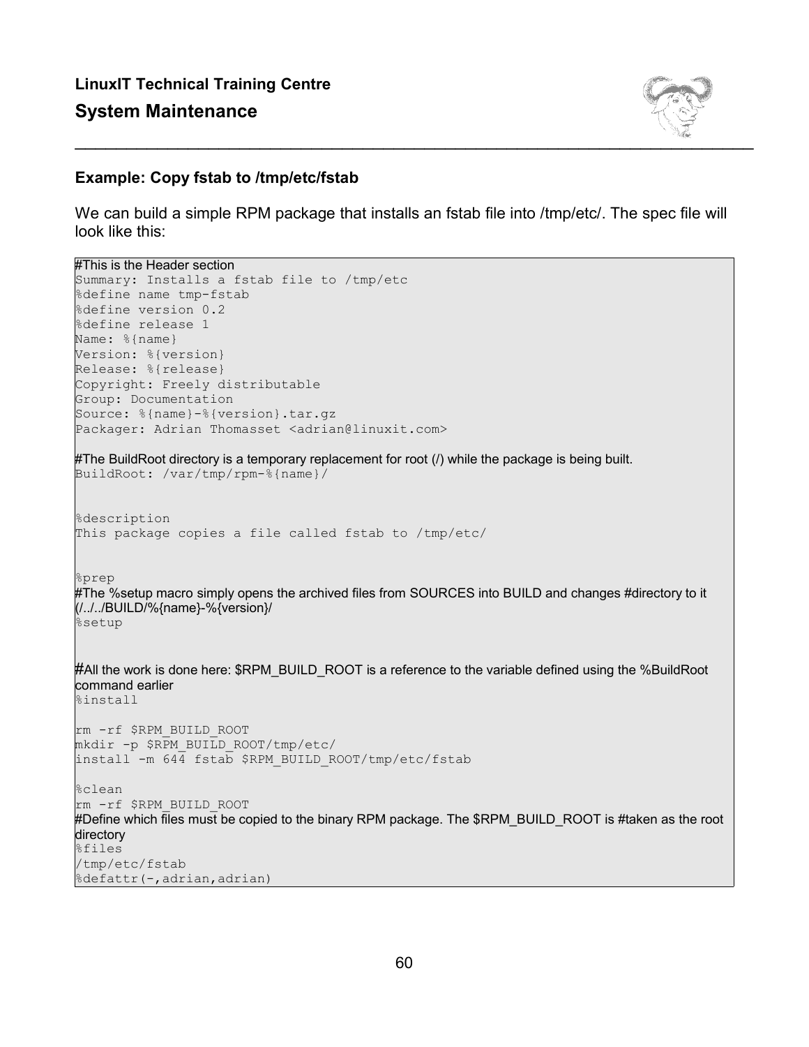### Example: Copy fstab to /tmp/etc/fstab

We can build a simple RPM package that installs an fstab file into /tmp/etc/. The spec file will look like this:

```
#This is the Header section
Summary: Installs a fstab file to /tmp/etc
%define name tmp-fstab
%define version 0.2
%define release 1
Name: %{name}
Version: %{version}
Release: %{release}
Copyright: Freely distributable
Group: Documentation
Source: %{name}-%{version}.tar.gz
Packager: Adrian Thomasset <adrian@linuxit.com>

#The BuildRoot directory is a temporary replacement for root (/) while the package is being built.
BuildRoot: /var/tmp/rpm-%{name}/


%description
This package copies a file called fstab to /tmp/etc/


%prep
#The %setup macro simply opens the archived files from SOURCES into BUILD and changes #directory to it (/../../BUILD/%{name}-%{version}/
%setup


#All the work is done here: $RPM_BUILD_ROOT is a reference to the variable defined using the %BuildRoot command earlier
%install

rm -rf $RPM_BUILD_ROOT
mkdir -p $RPM_BUILD_ROOT/tmp/etc/
install -m 644 fstab $RPM_BUILD_ROOT/tmp/etc/fstab

%clean
rm -rf $RPM_BUILD_ROOT
#Define which files must be copied to the binary RPM package. The $RPM_BUILD_ROOT is #taken as the root directory
%files
/tmp/etc/fstab
%defattr(-,adrian,adrian)
```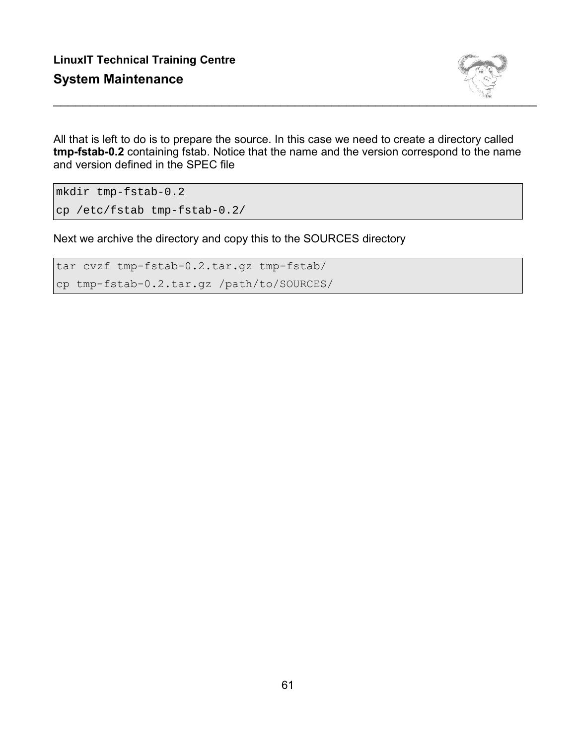All that is left to do is to prepare the source. In this case we need to create a directory called **tmp-fstab-0.2** containing fstab. Notice that the name and the version correspond to the name and version defined in the SPEC file

```
mkdir tmp-fstab-0.2
cp /etc/fstab tmp-fstab-0.2/
```

Next we archive the directory and copy this to the SOURCES directory

```
tar cvzf tmp-fstab-0.2.tar.gz tmp-fstab/
cp tmp-fstab-0.2.tar.gz /path/to/SOURCES/
```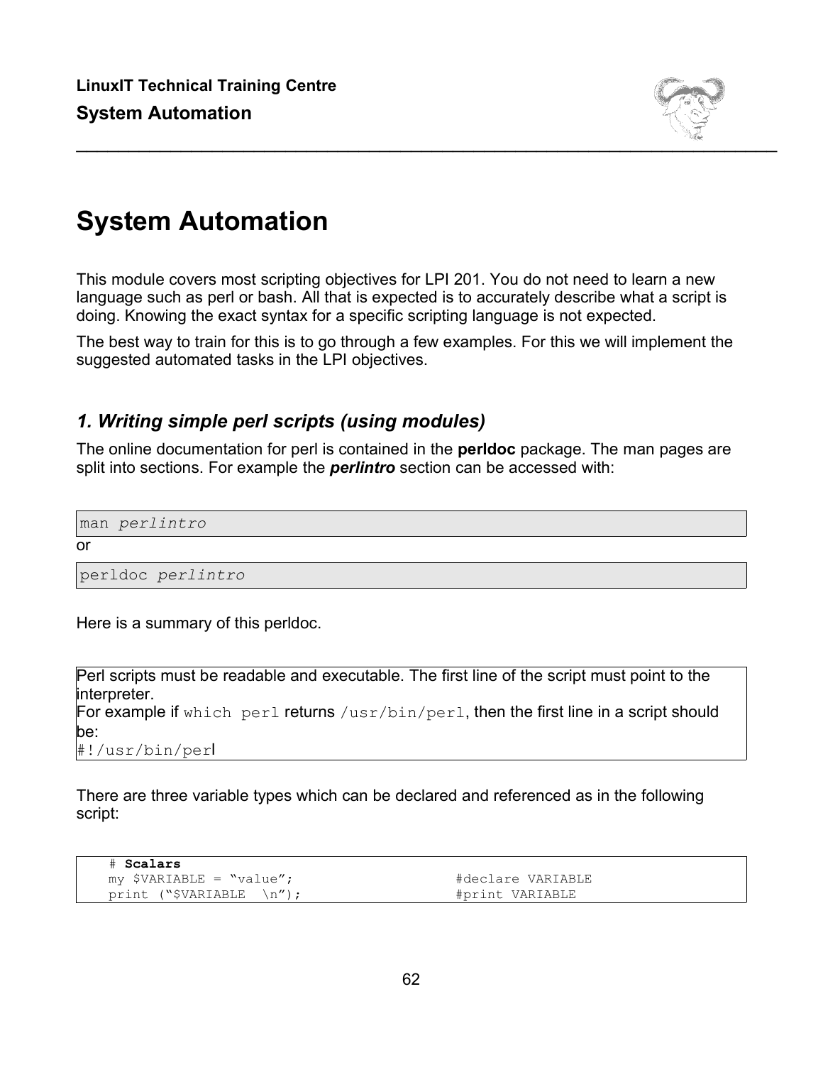# System Automation

This module covers most scripting objectives for LPI 201. You do not need to learn a new language such as perl or bash. All that is expected is to accurately describe what a script is doing. Knowing the exact syntax for a specific scripting language is not expected.

The best way to train for this is to go through a few examples. For this we will implement the suggested automated tasks in the LPI objectives.

## *1. Writing simple perl scripts (using modules)*

The online documentation for perl is contained in the **perldoc** package. The man pages are split into sections. For example the ***perlintro*** section can be accessed with:

```
man perlintro
```

or

```
perldoc perlintro
```

Here is a summary of this perldoc.

> Perl scripts must be readable and executable. The first line of the script must point to the interpreter.
> For example if `which perl` returns `/usr/bin/perl`, then the first line in a script should be:
> `#!/usr/bin/perl`

There are three variable types which can be declared and referenced as in the following script:

```
# Scalars
my $VARIABLE = "value";                    #declare VARIABLE
print ("$VARIABLE  \n");                   #print VARIABLE
```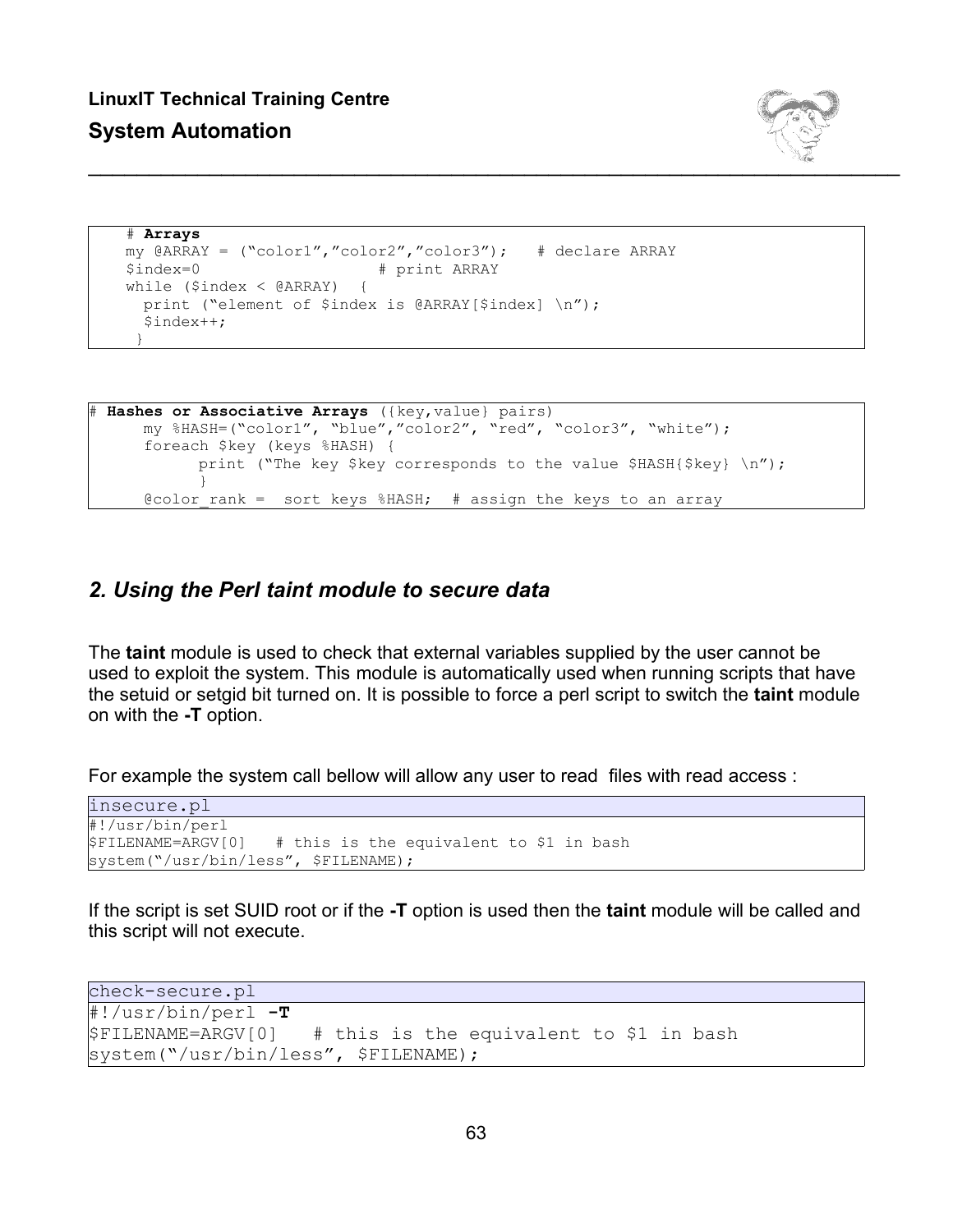```
# Arrays
my @ARRAY = ("color1","color2","color3");   # declare ARRAY
$index=0                    # print ARRAY
while ($index < @ARRAY)  {
  print ("element of $index is @ARRAY[$index] \n");
  $index++;
 }
```

```
# Hashes or Associative Arrays ({key,value} pairs)
      my %HASH=("color1", "blue","color2", "red", "color3", "white");
      foreach $key (keys %HASH) {
            print ("The key $key corresponds to the value $HASH{$key} \n");
            }
      @color_rank =  sort keys %HASH;  # assign the keys to an array
```

## *2. Using the Perl taint module to secure data*

The **taint** module is used to check that external variables supplied by the user cannot be used to exploit the system. This module is automatically used when running scripts that have the setuid or setgid bit turned on. It is possible to force a perl script to switch the **taint** module on with the **-T** option.

For example the system call bellow will allow any user to read files with read access :

```
insecure.pl
#!/usr/bin/perl
$FILENAME=ARGV[0]   # this is the equivalent to $1 in bash
system("/usr/bin/less", $FILENAME);
```

If the script is set SUID root or if the **-T** option is used then the **taint** module will be called and this script will not execute.

```
check-secure.pl
#!/usr/bin/perl -T
$FILENAME=ARGV[0]   # this is the equivalent to $1 in bash
system("/usr/bin/less", $FILENAME);
```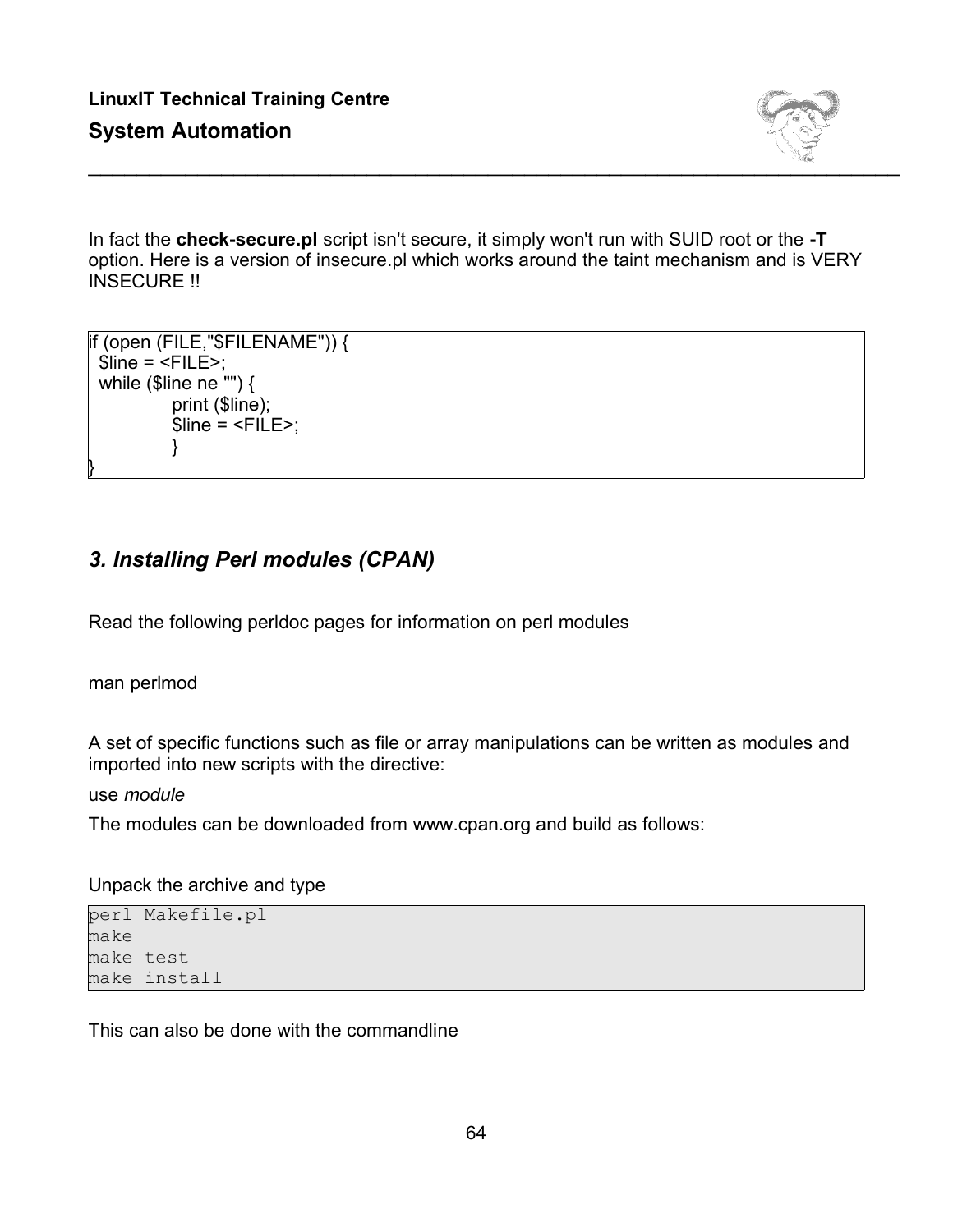In fact the **check-secure.pl** script isn't secure, it simply won't run with SUID root or the **-T** option. Here is a version of insecure.pl which works around the taint mechanism and is VERY INSECURE !!

```
if (open (FILE,"$FILENAME")) {
  $line = <FILE>;
  while ($line ne "") {
              print ($line);
              $line = <FILE>;
              }
}
```

## *3. Installing Perl modules (CPAN)*

Read the following perldoc pages for information on perl modules

man perlmod

A set of specific functions such as file or array manipulations can be written as modules and imported into new scripts with the directive:

use *module*

The modules can be downloaded from www.cpan.org and build as follows:

Unpack the archive and type

```
perl Makefile.pl
make
make test
make install
```

This can also be done with the commandline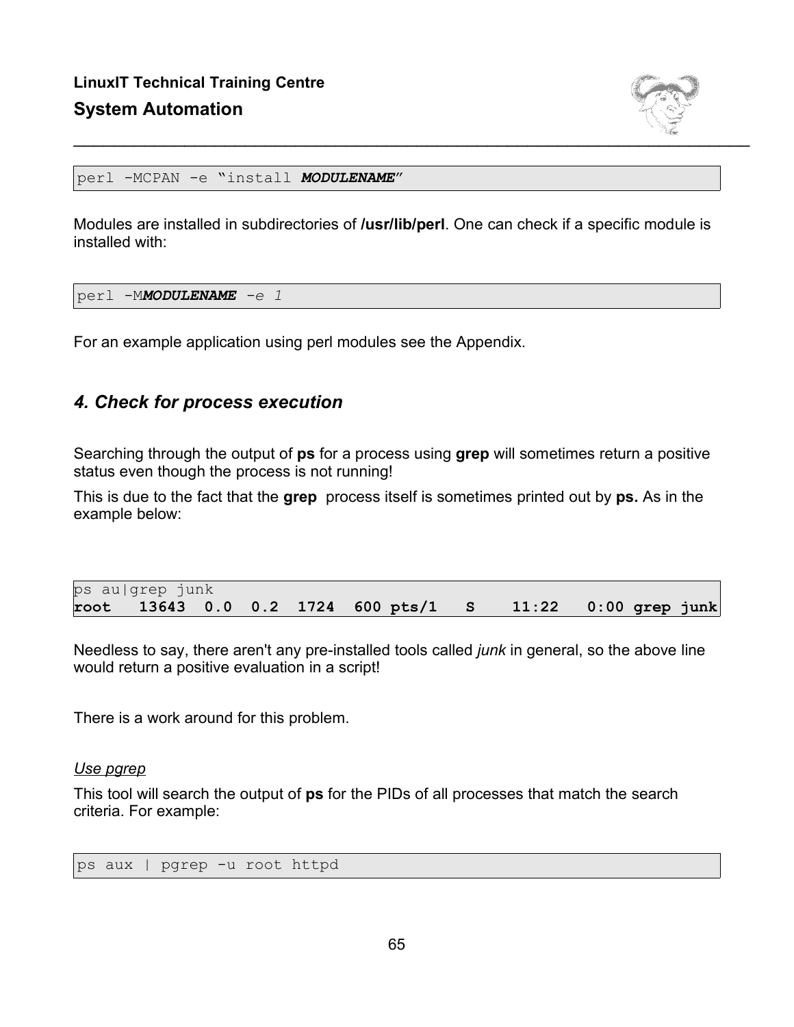```
perl -MCPAN -e "install MODULENAME"
```

Modules are installed in subdirectories of **/usr/lib/perl**. One can check if a specific module is installed with:

```
perl -MMODULENAME -e 1
```

For an example application using perl modules see the Appendix.

## *4. Check for process execution*

Searching through the output of **ps** for a process using **grep** will sometimes return a positive status even though the process is not running!

This is due to the fact that the **grep** process itself is sometimes printed out by **ps.** As in the example below:

```
ps au|grep junk
root   13643  0.0  0.2  1724  600 pts/1   S    11:22   0:00 grep junk
```

Needless to say, there aren't any pre-installed tools called *junk* in general, so the above line would return a positive evaluation in a script!

There is a work around for this problem.

*Use pgrep*

This tool will search the output of **ps** for the PIDs of all processes that match the search criteria. For example:

```
ps aux | pgrep -u root httpd
```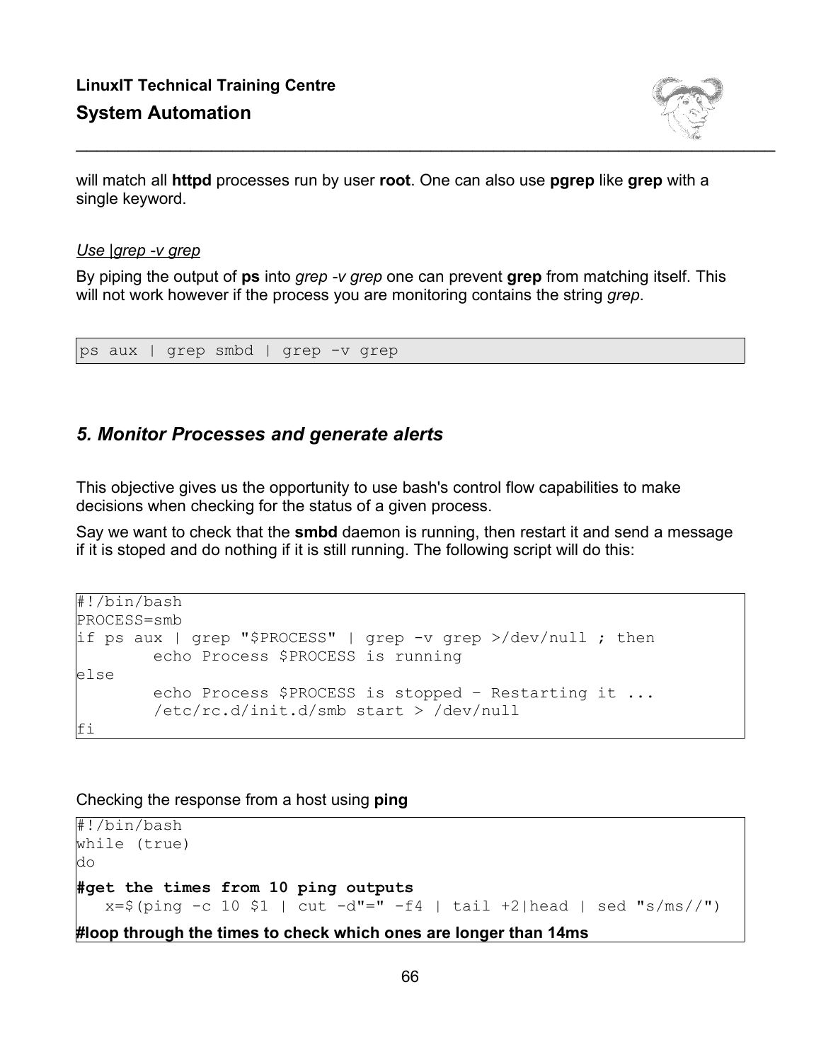will match all **httpd** processes run by user **root**. One can also use **pgrep** like **grep** with a single keyword.

*Use |grep -v grep*

By piping the output of **ps** into *grep -v grep* one can prevent **grep** from matching itself. This will not work however if the process you are monitoring contains the string *grep*.

```
ps aux | grep smbd | grep -v grep
```

## *5. Monitor Processes and generate alerts*

This objective gives us the opportunity to use bash's control flow capabilities to make decisions when checking for the status of a given process.

Say we want to check that the **smbd** daemon is running, then restart it and send a message if it is stoped and do nothing if it is still running. The following script will do this:

```
#!/bin/bash
PROCESS=smb
if ps aux | grep "$PROCESS" | grep -v grep >/dev/null ; then
        echo Process $PROCESS is running
else
        echo Process $PROCESS is stopped – Restarting it ...
        /etc/rc.d/init.d/smb start > /dev/null
fi
```

Checking the response from a host using **ping**

```
#!/bin/bash
while (true)
do
#get the times from 10 ping outputs
   x=$(ping -c 10 $1 | cut -d"=" -f4 | tail +2|head | sed "s/ms//")
#loop through the times to check which ones are longer than 14ms
```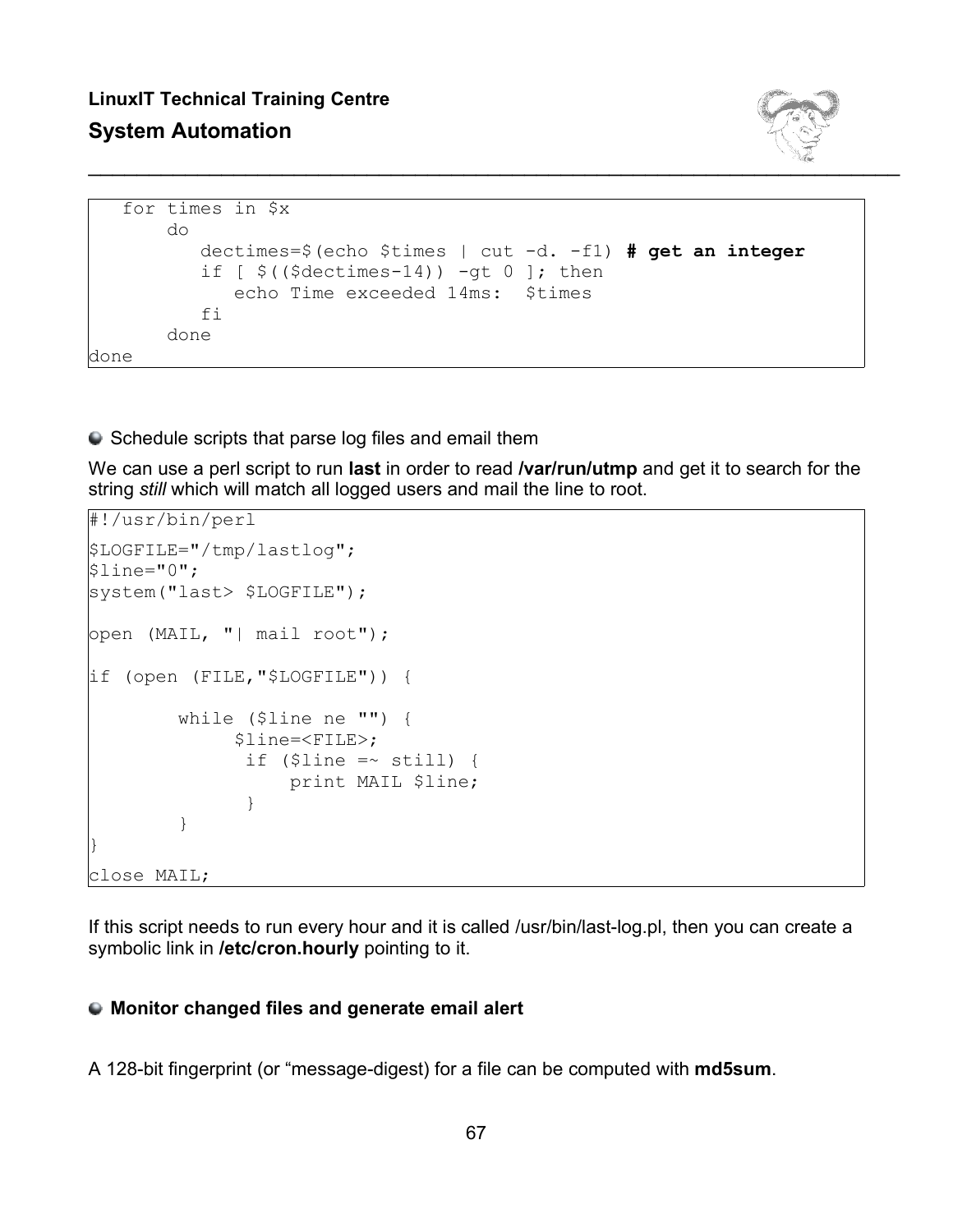```
   for times in $x
       do
          dectimes=$(echo $times | cut -d. -f1) # get an integer
          if [ $(($dectimes-14)) -gt 0 ]; then
             echo Time exceeded 14ms:  $times
          fi
       done
done
```

- Schedule scripts that parse log files and email them

We can use a perl script to run **last** in order to read **/var/run/utmp** and get it to search for the string *still* which will match all logged users and mail the line to root.

```
#!/usr/bin/perl
$LOGFILE="/tmp/lastlog";
$line="0";
system("last> $LOGFILE");

open (MAIL, "| mail root");

if (open (FILE,"$LOGFILE")) {

        while ($line ne "") {
             $line=<FILE>;
              if ($line =~ still) {
                  print MAIL $line;
              }
        }
}
close MAIL;
```

If this script needs to run every hour and it is called /usr/bin/last-log.pl, then you can create a symbolic link in **/etc/cron.hourly** pointing to it.

- **Monitor changed files and generate email alert**

A 128-bit fingerprint (or "message-digest) for a file can be computed with **md5sum**.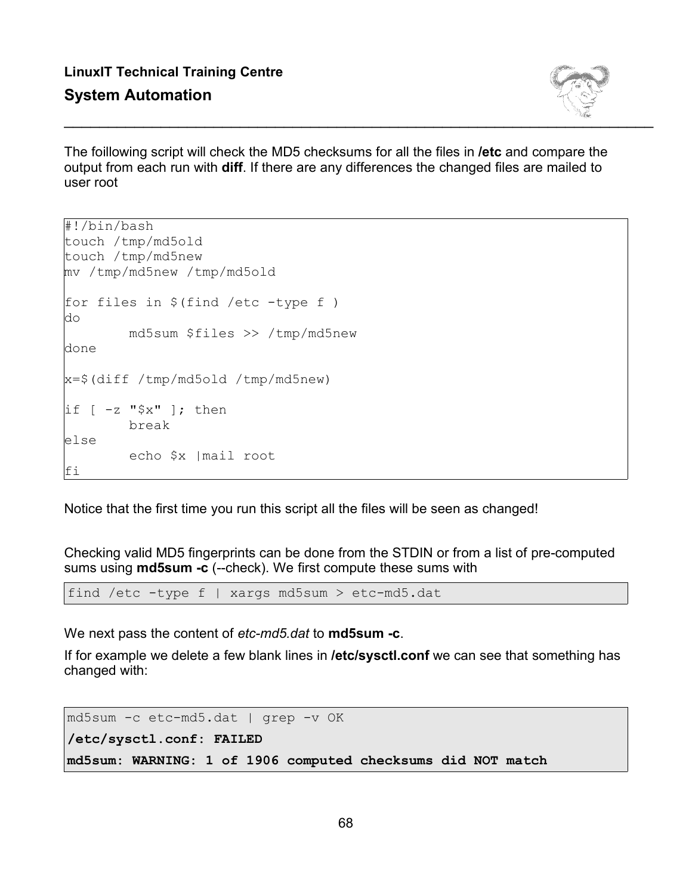The foillowing script will check the MD5 checksums for all the files in **/etc** and compare the output from each run with **diff**. If there are any differences the changed files are mailed to user root

```
#!/bin/bash
touch /tmp/md5old
touch /tmp/md5new
mv /tmp/md5new /tmp/md5old

for files in $(find /etc -type f )
do
        md5sum $files >> /tmp/md5new
done

x=$(diff /tmp/md5old /tmp/md5new)

if [ -z "$x" ]; then
        break
else
        echo $x |mail root
fi
```

Notice that the first time you run this script all the files will be seen as changed!

Checking valid MD5 fingerprints can be done from the STDIN or from a list of pre-computed sums using **md5sum -c** (--check). We first compute these sums with

```
find /etc -type f | xargs md5sum > etc-md5.dat
```

We next pass the content of *etc-md5.dat* to **md5sum -c**.

If for example we delete a few blank lines in **/etc/sysctl.conf** we can see that something has changed with:

```
md5sum -c etc-md5.dat | grep -v OK
/etc/sysctl.conf: FAILED
md5sum: WARNING: 1 of 1906 computed checksums did NOT match
```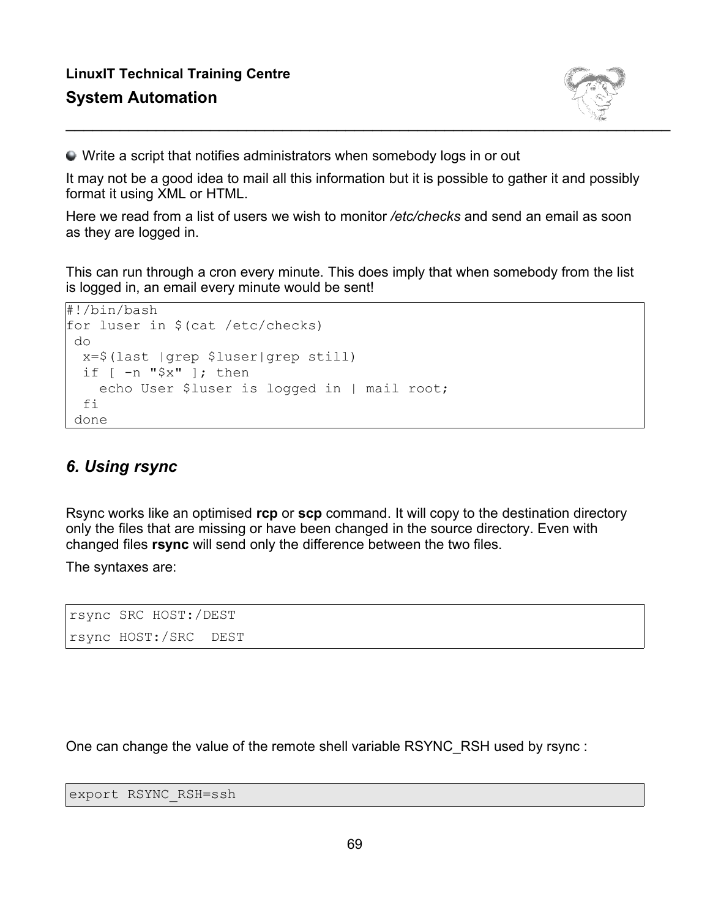- Write a script that notifies administrators when somebody logs in or out

It may not be a good idea to mail all this information but it is possible to gather it and possibly format it using XML or HTML.

Here we read from a list of users we wish to monitor */etc/checks* and send an email as soon as they are logged in.

This can run through a cron every minute. This does imply that when somebody from the list is logged in, an email every minute would be sent!

```
#!/bin/bash
for luser in $(cat /etc/checks)
 do
  x=$(last |grep $luser|grep still)
  if [ -n "$x" ]; then
    echo User $luser is logged in | mail root;
  fi
 done
```

### *6. Using rsync*

Rsync works like an optimised **rcp** or **scp** command. It will copy to the destination directory only the files that are missing or have been changed in the source directory. Even with changed files **rsync** will send only the difference between the two files.

The syntaxes are:

```
rsync SRC HOST:/DEST
rsync HOST:/SRC  DEST
```

One can change the value of the remote shell variable RSYNC_RSH used by rsync :

```
export RSYNC_RSH=ssh
```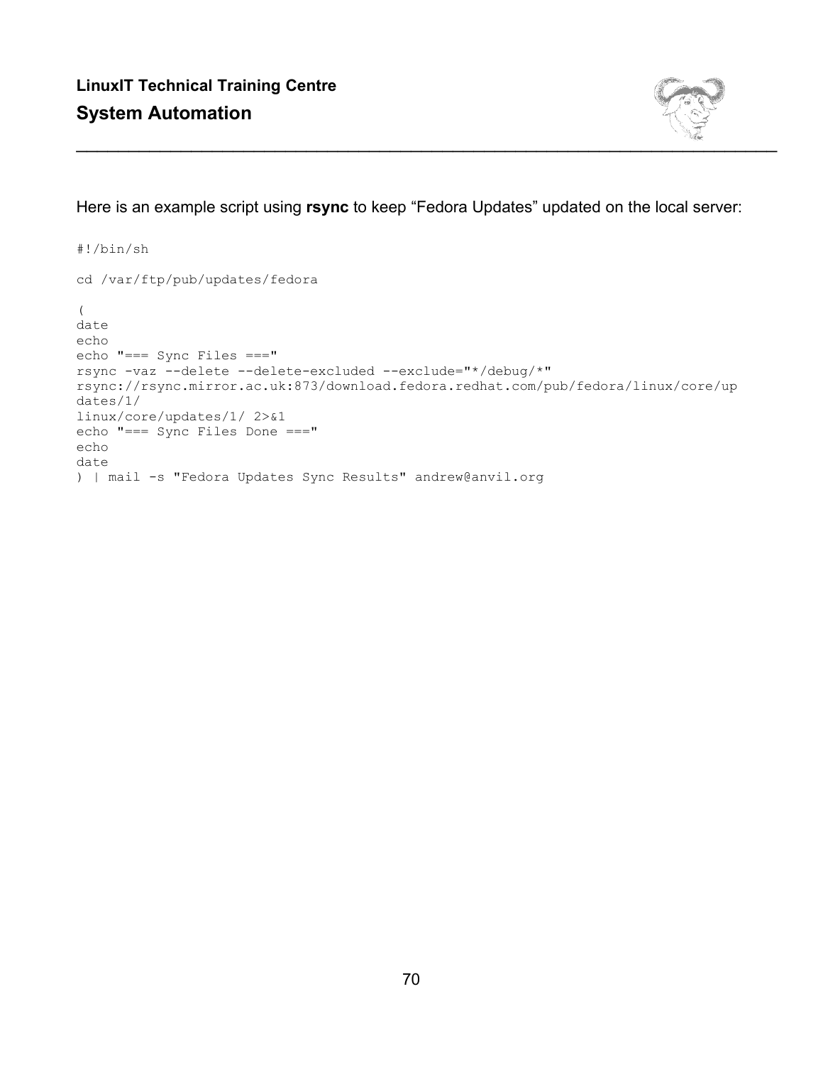Here is an example script using **rsync** to keep “Fedora Updates” updated on the local server:

```
#!/bin/sh

cd /var/ftp/pub/updates/fedora

(
date
echo
echo "=== Sync Files ==="
rsync -vaz --delete --delete-excluded --exclude="*/debug/*"
rsync://rsync.mirror.ac.uk:873/download.fedora.redhat.com/pub/fedora/linux/core/up
dates/1/
linux/core/updates/1/ 2>&1
echo "=== Sync Files Done ==="
echo
date
) | mail -s "Fedora Updates Sync Results" andrew@anvil.org
```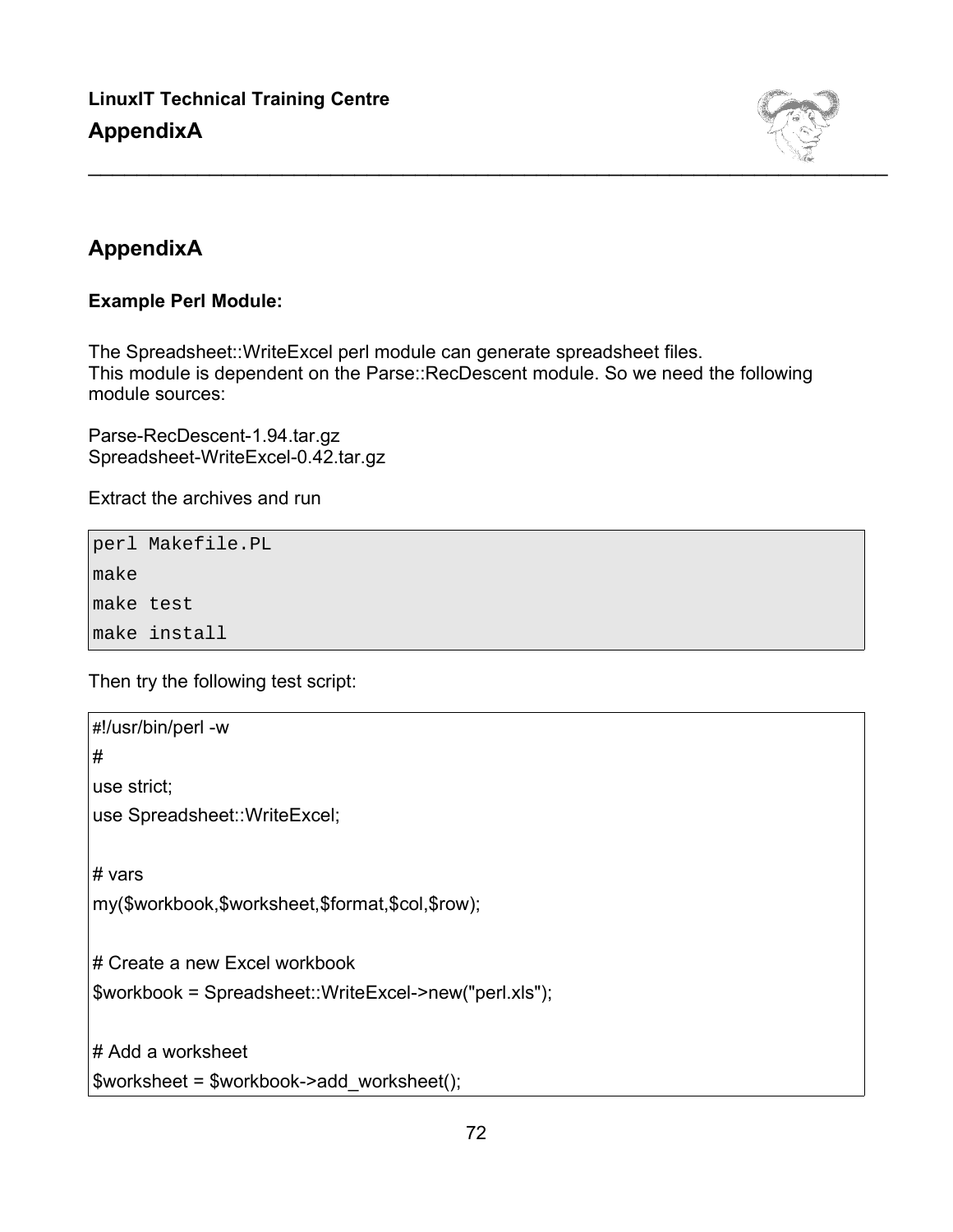## AppendixA

**Example Perl Module:**

The Spreadsheet::WriteExcel perl module can generate spreadsheet files.
This module is dependent on the Parse::RecDescent module. So we need the following module sources:

Parse-RecDescent-1.94.tar.gz
Spreadsheet-WriteExcel-0.42.tar.gz

Extract the archives and run

```
perl Makefile.PL
make
make test
make install
```

Then try the following test script:

```
#!/usr/bin/perl -w
#
use strict;
use Spreadsheet::WriteExcel;

# vars
my($workbook,$worksheet,$format,$col,$row);

# Create a new Excel workbook
$workbook = Spreadsheet::WriteExcel->new("perl.xls");

# Add a worksheet
$worksheet = $workbook->add_worksheet();
```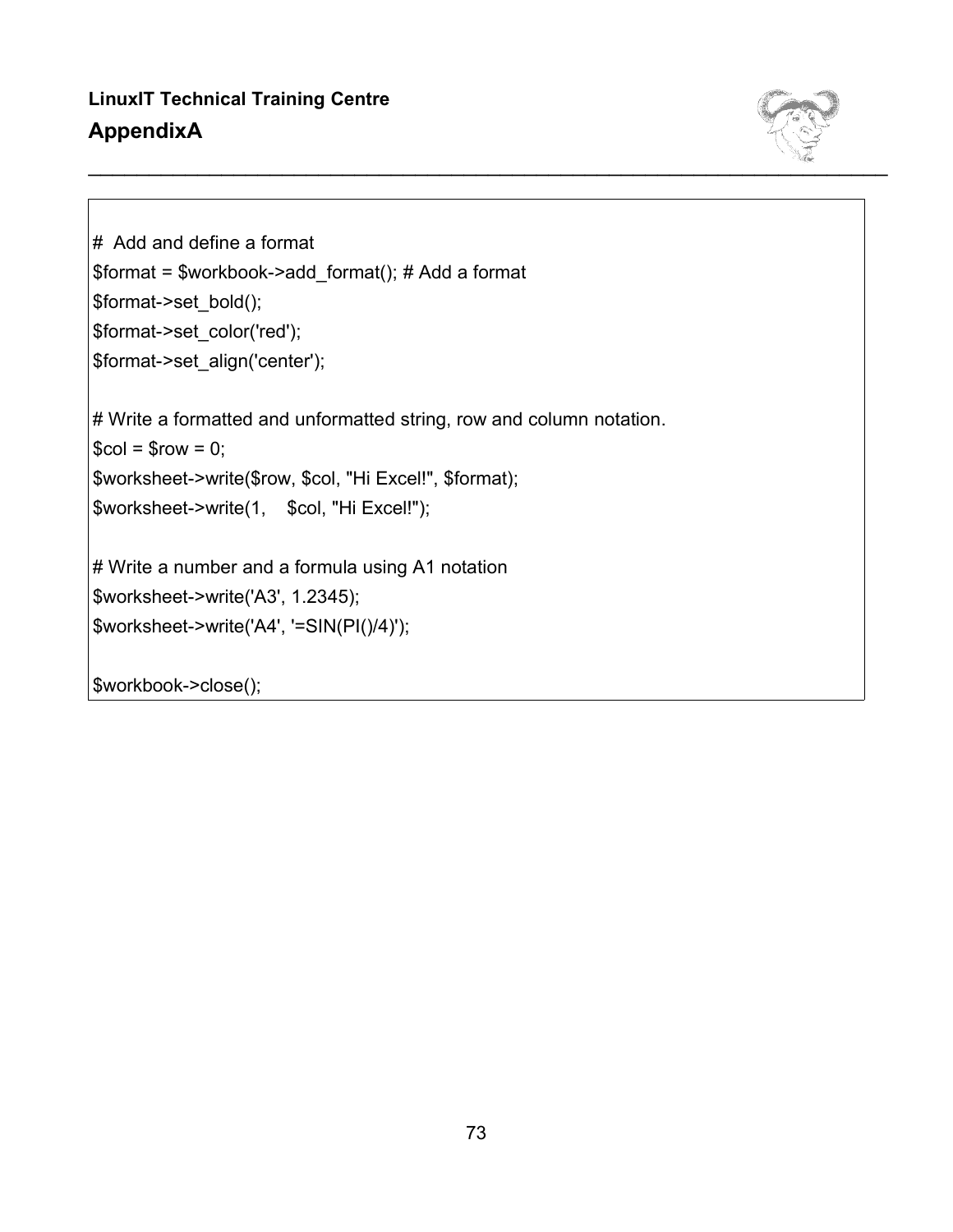```
#  Add and define a format
$format = $workbook->add_format(); # Add a format
$format->set_bold();
$format->set_color('red');
$format->set_align('center');

# Write a formatted and unformatted string, row and column notation.
$col = $row = 0;
$worksheet->write($row, $col, "Hi Excel!", $format);
$worksheet->write(1,    $col, "Hi Excel!");

# Write a number and a formula using A1 notation
$worksheet->write('A3', 1.2345);
$worksheet->write('A4', '=SIN(PI()/4)');

$workbook->close();
```